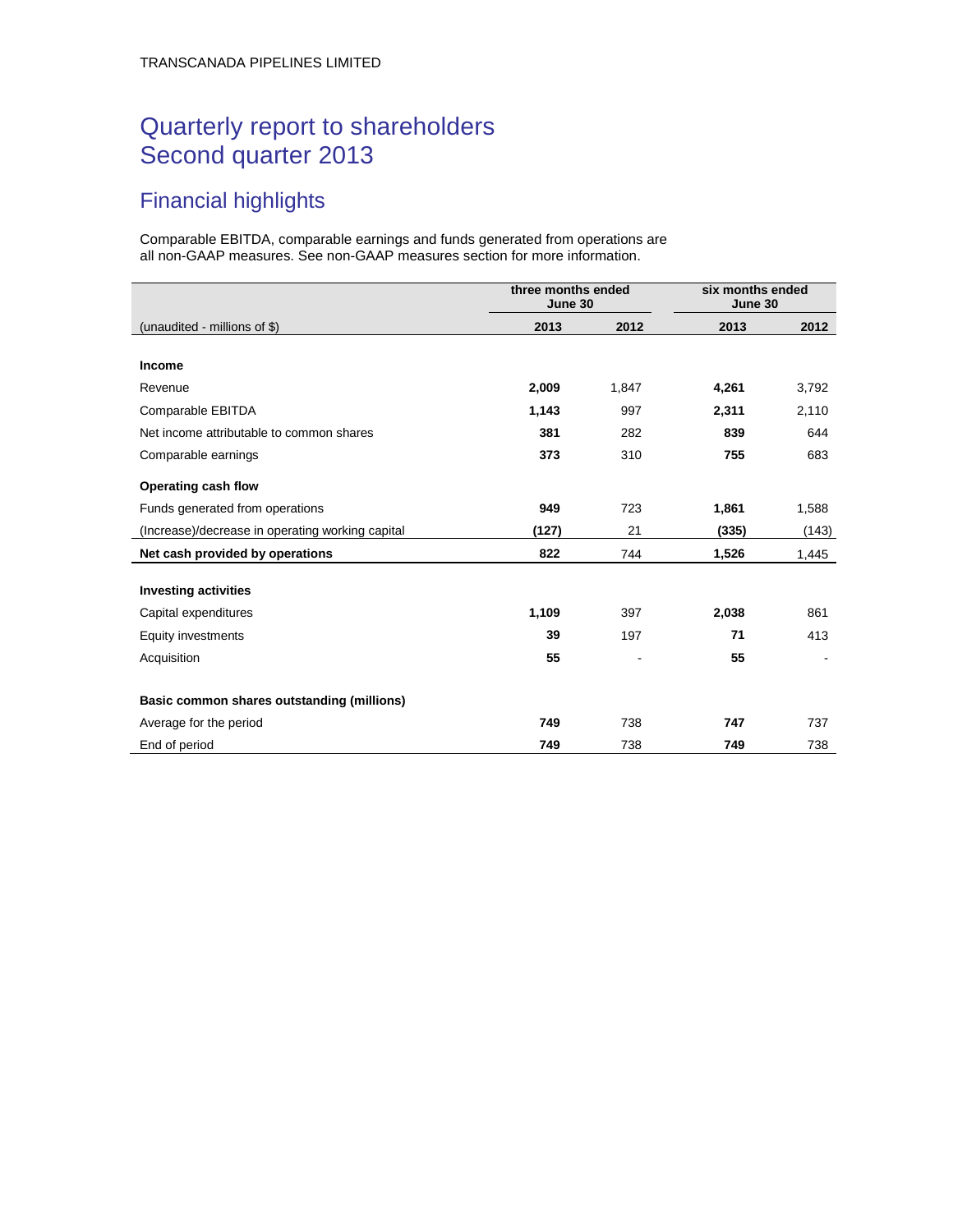TRANSCANADA PIPELINES LIMITED

# Quarterly report to shareholders
# Second quarter 2013

## Financial highlights

Comparable EBITDA, comparable earnings and funds generated from operations are all non-GAAP measures. See non-GAAP measures section for more information.

| | three months ended June 30 | | six months ended June 30 | |
|---|---|---|---|---|
| (unaudited - millions of $) | **2013** | **2012** | **2013** | **2012** |
| **Income** | | | | |
| Revenue | **2,009** | 1,847 | **4,261** | 3,792 |
| Comparable EBITDA | **1,143** | 997 | **2,311** | 2,110 |
| Net income attributable to common shares | **381** | 282 | **839** | 644 |
| Comparable earnings | **373** | 310 | **755** | 683 |
| **Operating cash flow** | | | | |
| Funds generated from operations | **949** | 723 | **1,861** | 1,588 |
| (Increase)/decrease in operating working capital | **(127)** | 21 | **(335)** | (143) |
| **Net cash provided by operations** | **822** | 744 | **1,526** | 1,445 |
| **Investing activities** | | | | |
| Capital expenditures | **1,109** | 397 | **2,038** | 861 |
| Equity investments | **39** | 197 | **71** | 413 |
| Acquisition | **55** | - | **55** | - |
| **Basic common shares outstanding (millions)** | | | | |
| Average for the period | **749** | 738 | **747** | 737 |
| End of period | **749** | 738 | **749** | 738 |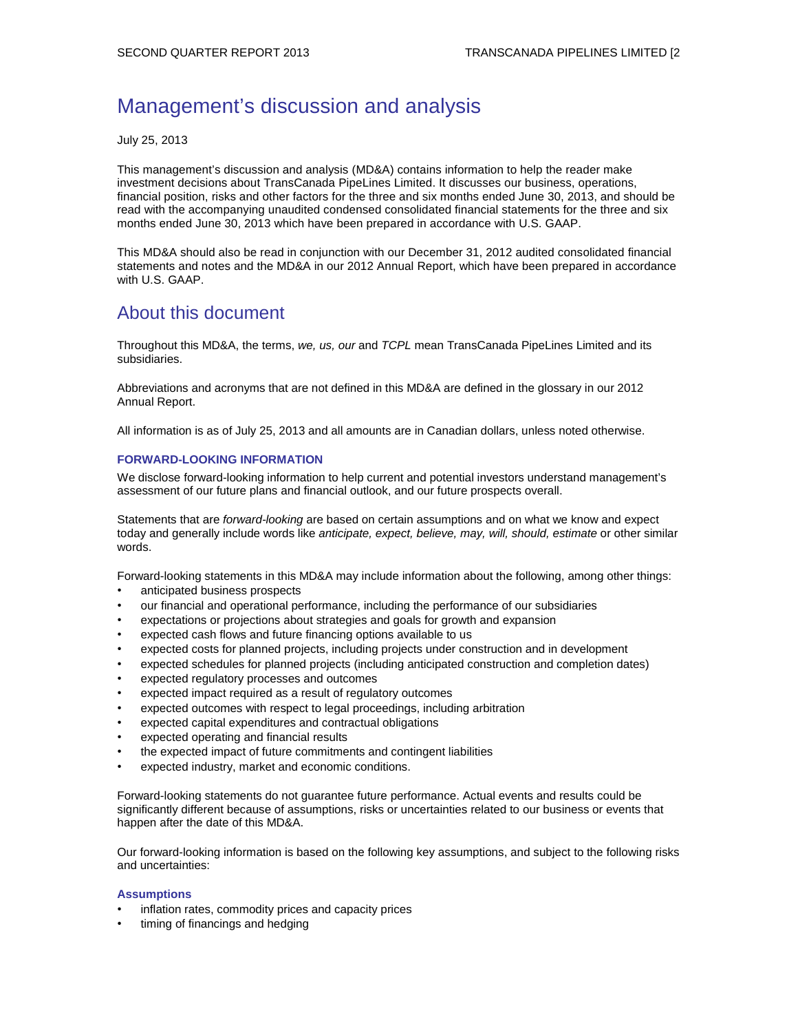# Management's discussion and analysis

July 25, 2013

This management's discussion and analysis (MD&A) contains information to help the reader make investment decisions about TransCanada PipeLines Limited. It discusses our business, operations, financial position, risks and other factors for the three and six months ended June 30, 2013, and should be read with the accompanying unaudited condensed consolidated financial statements for the three and six months ended June 30, 2013 which have been prepared in accordance with U.S. GAAP.

This MD&A should also be read in conjunction with our December 31, 2012 audited consolidated financial statements and notes and the MD&A in our 2012 Annual Report, which have been prepared in accordance with U.S. GAAP.

# About this document

Throughout this MD&A, the terms, *we, us, our* and *TCPL* mean TransCanada PipeLines Limited and its subsidiaries.

Abbreviations and acronyms that are not defined in this MD&A are defined in the glossary in our 2012 Annual Report.

All information is as of July 25, 2013 and all amounts are in Canadian dollars, unless noted otherwise.

### FORWARD-LOOKING INFORMATION

We disclose forward-looking information to help current and potential investors understand management's assessment of our future plans and financial outlook, and our future prospects overall.

Statements that are *forward-looking* are based on certain assumptions and on what we know and expect today and generally include words like *anticipate, expect, believe, may, will, should, estimate* or other similar words.

Forward-looking statements in this MD&A may include information about the following, among other things:

- anticipated business prospects
- our financial and operational performance, including the performance of our subsidiaries
- expectations or projections about strategies and goals for growth and expansion
- expected cash flows and future financing options available to us
- expected costs for planned projects, including projects under construction and in development
- expected schedules for planned projects (including anticipated construction and completion dates)
- expected regulatory processes and outcomes
- expected impact required as a result of regulatory outcomes
- expected outcomes with respect to legal proceedings, including arbitration
- expected capital expenditures and contractual obligations
- expected operating and financial results
- the expected impact of future commitments and contingent liabilities
- expected industry, market and economic conditions.

Forward-looking statements do not guarantee future performance. Actual events and results could be significantly different because of assumptions, risks or uncertainties related to our business or events that happen after the date of this MD&A.

Our forward-looking information is based on the following key assumptions, and subject to the following risks and uncertainties:

#### Assumptions

- inflation rates, commodity prices and capacity prices
- timing of financings and hedging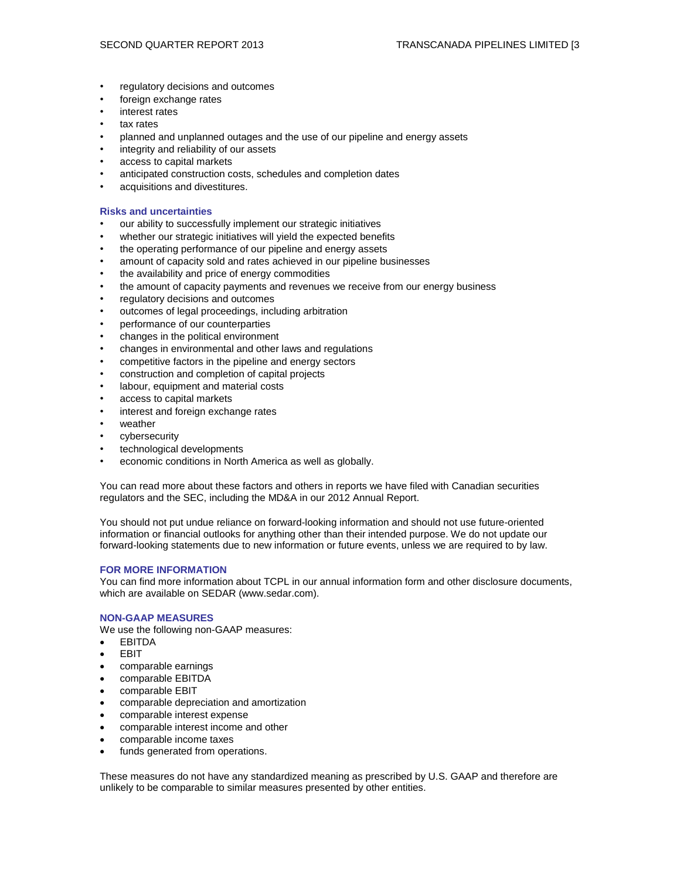- regulatory decisions and outcomes
- foreign exchange rates
- interest rates
- tax rates
- planned and unplanned outages and the use of our pipeline and energy assets
- integrity and reliability of our assets
- access to capital markets
- anticipated construction costs, schedules and completion dates
- acquisitions and divestitures.

### Risks and uncertainties

- our ability to successfully implement our strategic initiatives
- whether our strategic initiatives will yield the expected benefits
- the operating performance of our pipeline and energy assets
- amount of capacity sold and rates achieved in our pipeline businesses
- the availability and price of energy commodities
- the amount of capacity payments and revenues we receive from our energy business
- regulatory decisions and outcomes
- outcomes of legal proceedings, including arbitration
- performance of our counterparties
- changes in the political environment
- changes in environmental and other laws and regulations
- competitive factors in the pipeline and energy sectors
- construction and completion of capital projects
- labour, equipment and material costs
- access to capital markets
- interest and foreign exchange rates
- weather
- cybersecurity
- technological developments
- economic conditions in North America as well as globally.

You can read more about these factors and others in reports we have filed with Canadian securities regulators and the SEC, including the MD&A in our 2012 Annual Report.

You should not put undue reliance on forward-looking information and should not use future-oriented information or financial outlooks for anything other than their intended purpose. We do not update our forward-looking statements due to new information or future events, unless we are required to by law.

## FOR MORE INFORMATION

You can find more information about TCPL in our annual information form and other disclosure documents, which are available on SEDAR (www.sedar.com).

## NON-GAAP MEASURES

We use the following non-GAAP measures:

- EBITDA
- EBIT
- comparable earnings
- comparable EBITDA
- comparable EBIT
- comparable depreciation and amortization
- comparable interest expense
- comparable interest income and other
- comparable income taxes
- funds generated from operations.

These measures do not have any standardized meaning as prescribed by U.S. GAAP and therefore are unlikely to be comparable to similar measures presented by other entities.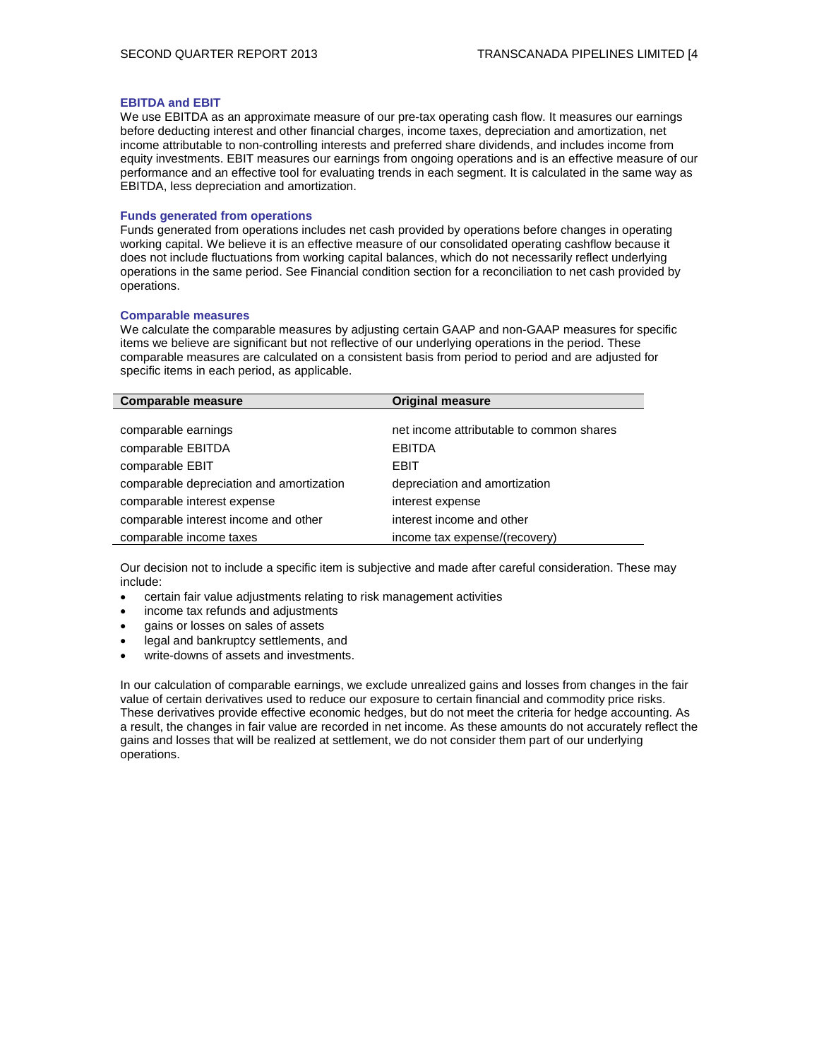### EBITDA and EBIT

We use EBITDA as an approximate measure of our pre-tax operating cash flow. It measures our earnings before deducting interest and other financial charges, income taxes, depreciation and amortization, net income attributable to non-controlling interests and preferred share dividends, and includes income from equity investments. EBIT measures our earnings from ongoing operations and is an effective measure of our performance and an effective tool for evaluating trends in each segment. It is calculated in the same way as EBITDA, less depreciation and amortization.

### Funds generated from operations

Funds generated from operations includes net cash provided by operations before changes in operating working capital. We believe it is an effective measure of our consolidated operating cashflow because it does not include fluctuations from working capital balances, which do not necessarily reflect underlying operations in the same period. See Financial condition section for a reconciliation to net cash provided by operations.

### Comparable measures

We calculate the comparable measures by adjusting certain GAAP and non-GAAP measures for specific items we believe are significant but not reflective of our underlying operations in the period. These comparable measures are calculated on a consistent basis from period to period and are adjusted for specific items in each period, as applicable.

| Comparable measure | Original measure |
|---|---|
| comparable earnings | net income attributable to common shares |
| comparable EBITDA | EBITDA |
| comparable EBIT | EBIT |
| comparable depreciation and amortization | depreciation and amortization |
| comparable interest expense | interest expense |
| comparable interest income and other | interest income and other |
| comparable income taxes | income tax expense/(recovery) |

Our decision not to include a specific item is subjective and made after careful consideration. These may include:

- certain fair value adjustments relating to risk management activities
- income tax refunds and adjustments
- gains or losses on sales of assets
- legal and bankruptcy settlements, and
- write-downs of assets and investments.

In our calculation of comparable earnings, we exclude unrealized gains and losses from changes in the fair value of certain derivatives used to reduce our exposure to certain financial and commodity price risks. These derivatives provide effective economic hedges, but do not meet the criteria for hedge accounting. As a result, the changes in fair value are recorded in net income. As these amounts do not accurately reflect the gains and losses that will be realized at settlement, we do not consider them part of our underlying operations.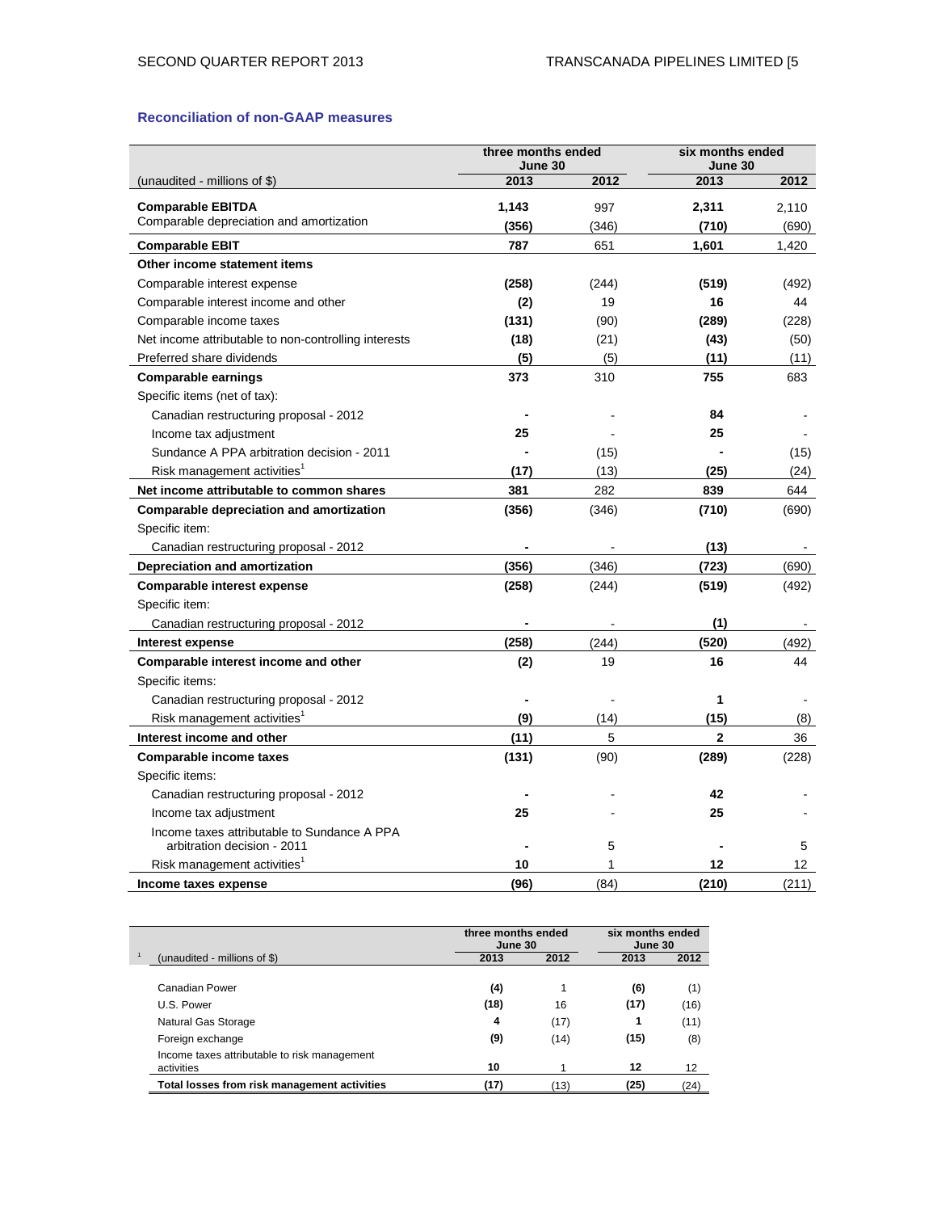### Reconciliation of non-GAAP measures

| (unaudited - millions of $) | three months ended June 30 2013 | three months ended June 30 2012 | six months ended June 30 2013 | six months ended June 30 2012 |
|---|---|---|---|---|
| **Comparable EBITDA** | **1,143** | 997 | **2,311** | 2,110 |
| Comparable depreciation and amortization | **(356)** | (346) | **(710)** | (690) |
| **Comparable EBIT** | **787** | 651 | **1,601** | 1,420 |
| **Other income statement items** | | | | |
| Comparable interest expense | **(258)** | (244) | **(519)** | (492) |
| Comparable interest income and other | **(2)** | 19 | **16** | 44 |
| Comparable income taxes | **(131)** | (90) | **(289)** | (228) |
| Net income attributable to non-controlling interests | **(18)** | (21) | **(43)** | (50) |
| Preferred share dividends | **(5)** | (5) | **(11)** | (11) |
| **Comparable earnings** | **373** | 310 | **755** | 683 |
| Specific items (net of tax): | | | | |
| Canadian restructuring proposal - 2012 | **-** | - | **84** | - |
| Income tax adjustment | **25** | - | **25** | - |
| Sundance A PPA arbitration decision - 2011 | **-** | (15) | **-** | (15) |
| Risk management activities[1] | **(17)** | (13) | **(25)** | (24) |
| **Net income attributable to common shares** | **381** | 282 | **839** | 644 |
| **Comparable depreciation and amortization** | **(356)** | (346) | **(710)** | (690) |
| Specific item: | | | | |
| Canadian restructuring proposal - 2012 | **-** | - | **(13)** | - |
| **Depreciation and amortization** | **(356)** | (346) | **(723)** | (690) |
| **Comparable interest expense** | **(258)** | (244) | **(519)** | (492) |
| Specific item: | | | | |
| Canadian restructuring proposal - 2012 | **-** | - | **(1)** | - |
| **Interest expense** | **(258)** | (244) | **(520)** | (492) |
| **Comparable interest income and other** | **(2)** | 19 | **16** | 44 |
| Specific items: | | | | |
| Canadian restructuring proposal - 2012 | **-** | - | **1** | - |
| Risk management activities[1] | **(9)** | (14) | **(15)** | (8) |
| **Interest income and other** | **(11)** | 5 | **2** | 36 |
| **Comparable income taxes** | **(131)** | (90) | **(289)** | (228) |
| Specific items: | | | | |
| Canadian restructuring proposal - 2012 | **-** | - | **42** | - |
| Income tax adjustment | **25** | - | **25** | - |
| Income taxes attributable to Sundance A PPA arbitration decision - 2011 | **-** | 5 | **-** | 5 |
| Risk management activities[1] | **10** | 1 | **12** | 12 |
| **Income taxes expense** | **(96)** | (84) | **(210)** | (211) |

| [1] (unaudited - millions of $) | three months ended June 30 2013 | three months ended June 30 2012 | six months ended June 30 2013 | six months ended June 30 2012 |
|---|---|---|---|---|
| Canadian Power | **(4)** | 1 | **(6)** | (1) |
| U.S. Power | **(18)** | 16 | **(17)** | (16) |
| Natural Gas Storage | **4** | (17) | **1** | (11) |
| Foreign exchange | **(9)** | (14) | **(15)** | (8) |
| Income taxes attributable to risk management activities | **10** | 1 | **12** | 12 |
| **Total losses from risk management activities** | **(17)** | (13) | **(25)** | (24) |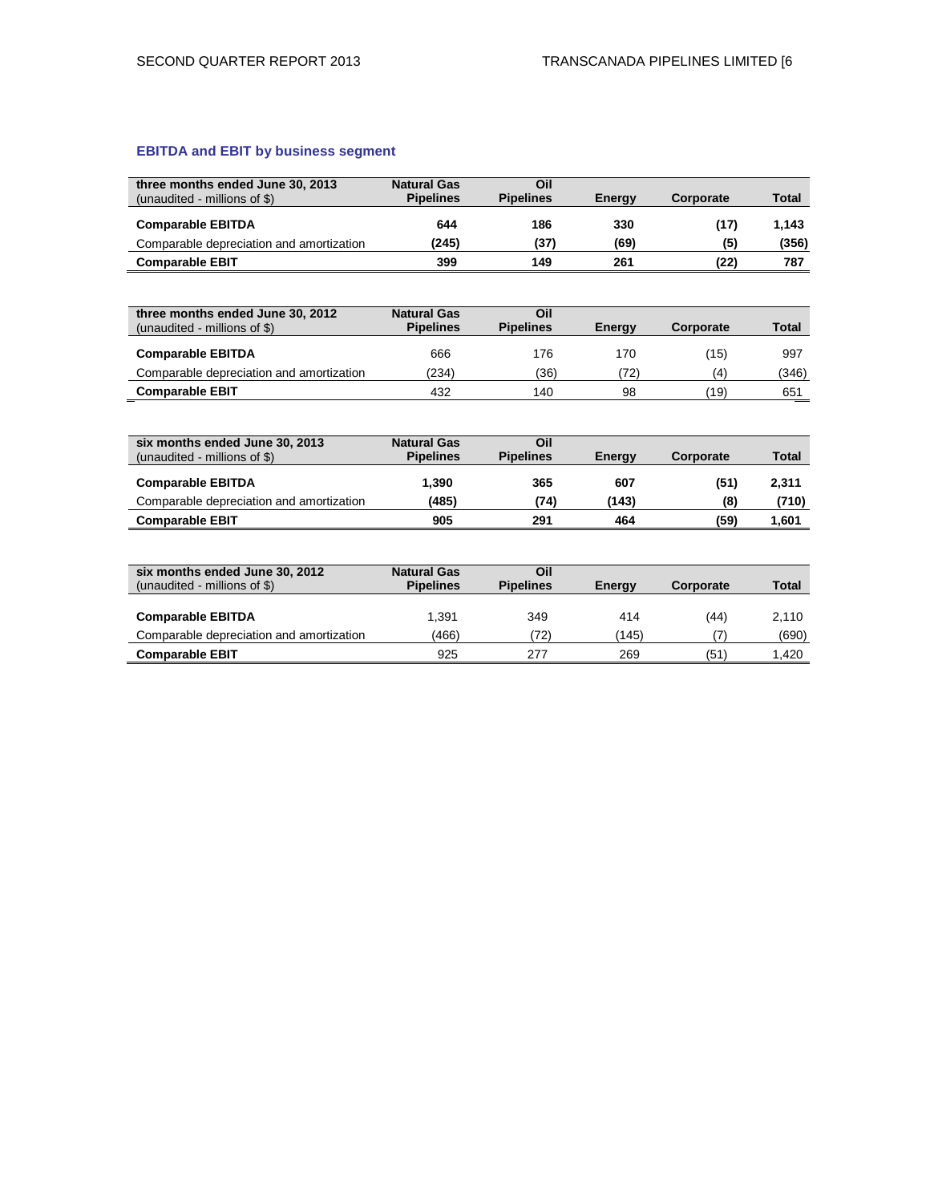### EBITDA and EBIT by business segment

| three months ended June 30, 2013<br>(unaudited - millions of $) | Natural Gas Pipelines | Oil Pipelines | Energy | Corporate | Total |
|---|---|---|---|---|---|
| **Comparable EBITDA** | **644** | **186** | **330** | **(17)** | **1,143** |
| Comparable depreciation and amortization | **(245)** | **(37)** | **(69)** | **(5)** | **(356)** |
| **Comparable EBIT** | **399** | **149** | **261** | **(22)** | **787** |

| three months ended June 30, 2012<br>(unaudited - millions of $) | Natural Gas Pipelines | Oil Pipelines | Energy | Corporate | Total |
|---|---|---|---|---|---|
| **Comparable EBITDA** | 666 | 176 | 170 | (15) | 997 |
| Comparable depreciation and amortization | (234) | (36) | (72) | (4) | (346) |
| **Comparable EBIT** | 432 | 140 | 98 | (19) | 651 |

| six months ended June 30, 2013<br>(unaudited - millions of $) | Natural Gas Pipelines | Oil Pipelines | Energy | Corporate | Total |
|---|---|---|---|---|---|
| **Comparable EBITDA** | **1,390** | **365** | **607** | **(51)** | **2,311** |
| Comparable depreciation and amortization | **(485)** | **(74)** | **(143)** | **(8)** | **(710)** |
| **Comparable EBIT** | **905** | **291** | **464** | **(59)** | **1,601** |

| six months ended June 30, 2012<br>(unaudited - millions of $) | Natural Gas Pipelines | Oil Pipelines | Energy | Corporate | Total |
|---|---|---|---|---|---|
| **Comparable EBITDA** | 1,391 | 349 | 414 | (44) | 2,110 |
| Comparable depreciation and amortization | (466) | (72) | (145) | (7) | (690) |
| **Comparable EBIT** | 925 | 277 | 269 | (51) | 1,420 |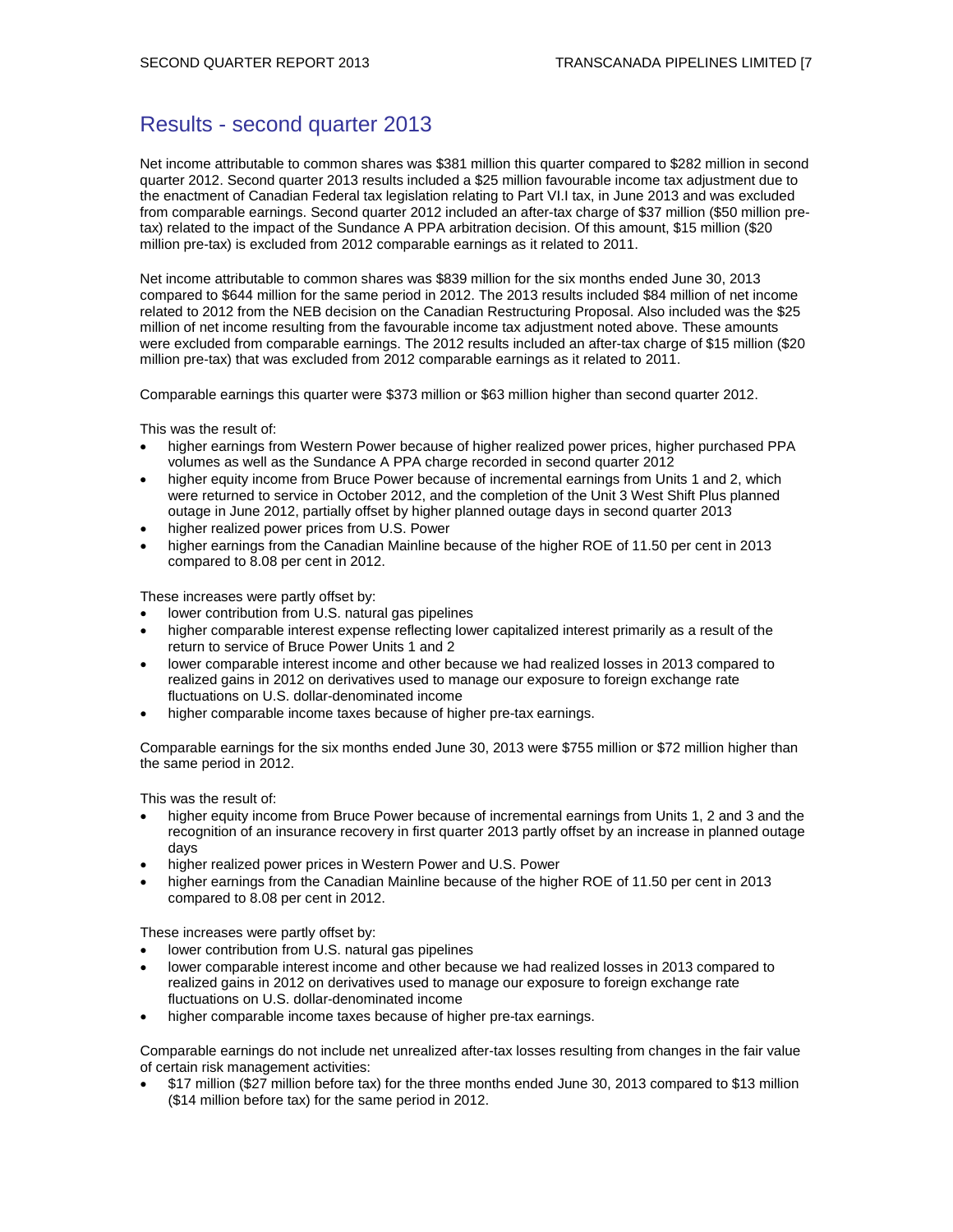## Results - second quarter 2013

Net income attributable to common shares was $381 million this quarter compared to $282 million in second quarter 2012. Second quarter 2013 results included a $25 million favourable income tax adjustment due to the enactment of Canadian Federal tax legislation relating to Part VI.I tax, in June 2013 and was excluded from comparable earnings. Second quarter 2012 included an after-tax charge of $37 million ($50 million pre-tax) related to the impact of the Sundance A PPA arbitration decision. Of this amount, $15 million ($20 million pre-tax) is excluded from 2012 comparable earnings as it related to 2011.

Net income attributable to common shares was $839 million for the six months ended June 30, 2013 compared to $644 million for the same period in 2012. The 2013 results included $84 million of net income related to 2012 from the NEB decision on the Canadian Restructuring Proposal. Also included was the $25 million of net income resulting from the favourable income tax adjustment noted above. These amounts were excluded from comparable earnings. The 2012 results included an after-tax charge of $15 million ($20 million pre-tax) that was excluded from 2012 comparable earnings as it related to 2011.

Comparable earnings this quarter were $373 million or $63 million higher than second quarter 2012.

This was the result of:

- higher earnings from Western Power because of higher realized power prices, higher purchased PPA volumes as well as the Sundance A PPA charge recorded in second quarter 2012
- higher equity income from Bruce Power because of incremental earnings from Units 1 and 2, which were returned to service in October 2012, and the completion of the Unit 3 West Shift Plus planned outage in June 2012, partially offset by higher planned outage days in second quarter 2013
- higher realized power prices from U.S. Power
- higher earnings from the Canadian Mainline because of the higher ROE of 11.50 per cent in 2013 compared to 8.08 per cent in 2012.

These increases were partly offset by:

- lower contribution from U.S. natural gas pipelines
- higher comparable interest expense reflecting lower capitalized interest primarily as a result of the return to service of Bruce Power Units 1 and 2
- lower comparable interest income and other because we had realized losses in 2013 compared to realized gains in 2012 on derivatives used to manage our exposure to foreign exchange rate fluctuations on U.S. dollar-denominated income
- higher comparable income taxes because of higher pre-tax earnings.

Comparable earnings for the six months ended June 30, 2013 were $755 million or $72 million higher than the same period in 2012.

This was the result of:

- higher equity income from Bruce Power because of incremental earnings from Units 1, 2 and 3 and the recognition of an insurance recovery in first quarter 2013 partly offset by an increase in planned outage days
- higher realized power prices in Western Power and U.S. Power
- higher earnings from the Canadian Mainline because of the higher ROE of 11.50 per cent in 2013 compared to 8.08 per cent in 2012.

These increases were partly offset by:

- lower contribution from U.S. natural gas pipelines
- lower comparable interest income and other because we had realized losses in 2013 compared to realized gains in 2012 on derivatives used to manage our exposure to foreign exchange rate fluctuations on U.S. dollar-denominated income
- higher comparable income taxes because of higher pre-tax earnings.

Comparable earnings do not include net unrealized after-tax losses resulting from changes in the fair value of certain risk management activities:

- $17 million ($27 million before tax) for the three months ended June 30, 2013 compared to $13 million ($14 million before tax) for the same period in 2012.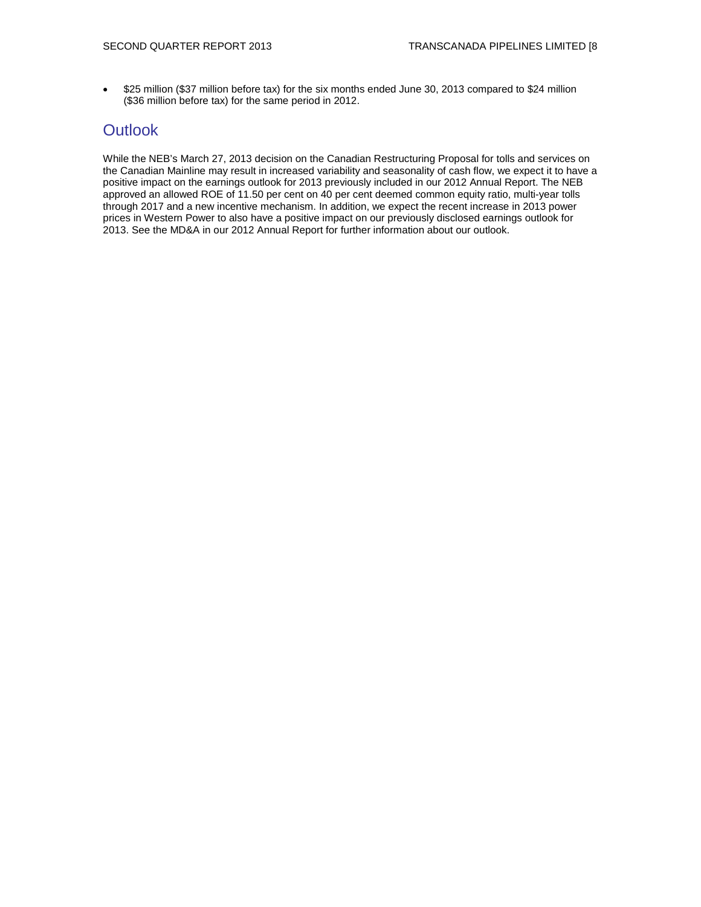- $25 million ($37 million before tax) for the six months ended June 30, 2013 compared to $24 million ($36 million before tax) for the same period in 2012.

## Outlook

While the NEB's March 27, 2013 decision on the Canadian Restructuring Proposal for tolls and services on the Canadian Mainline may result in increased variability and seasonality of cash flow, we expect it to have a positive impact on the earnings outlook for 2013 previously included in our 2012 Annual Report. The NEB approved an allowed ROE of 11.50 per cent on 40 per cent deemed common equity ratio, multi-year tolls through 2017 and a new incentive mechanism. In addition, we expect the recent increase in 2013 power prices in Western Power to also have a positive impact on our previously disclosed earnings outlook for 2013. See the MD&A in our 2012 Annual Report for further information about our outlook.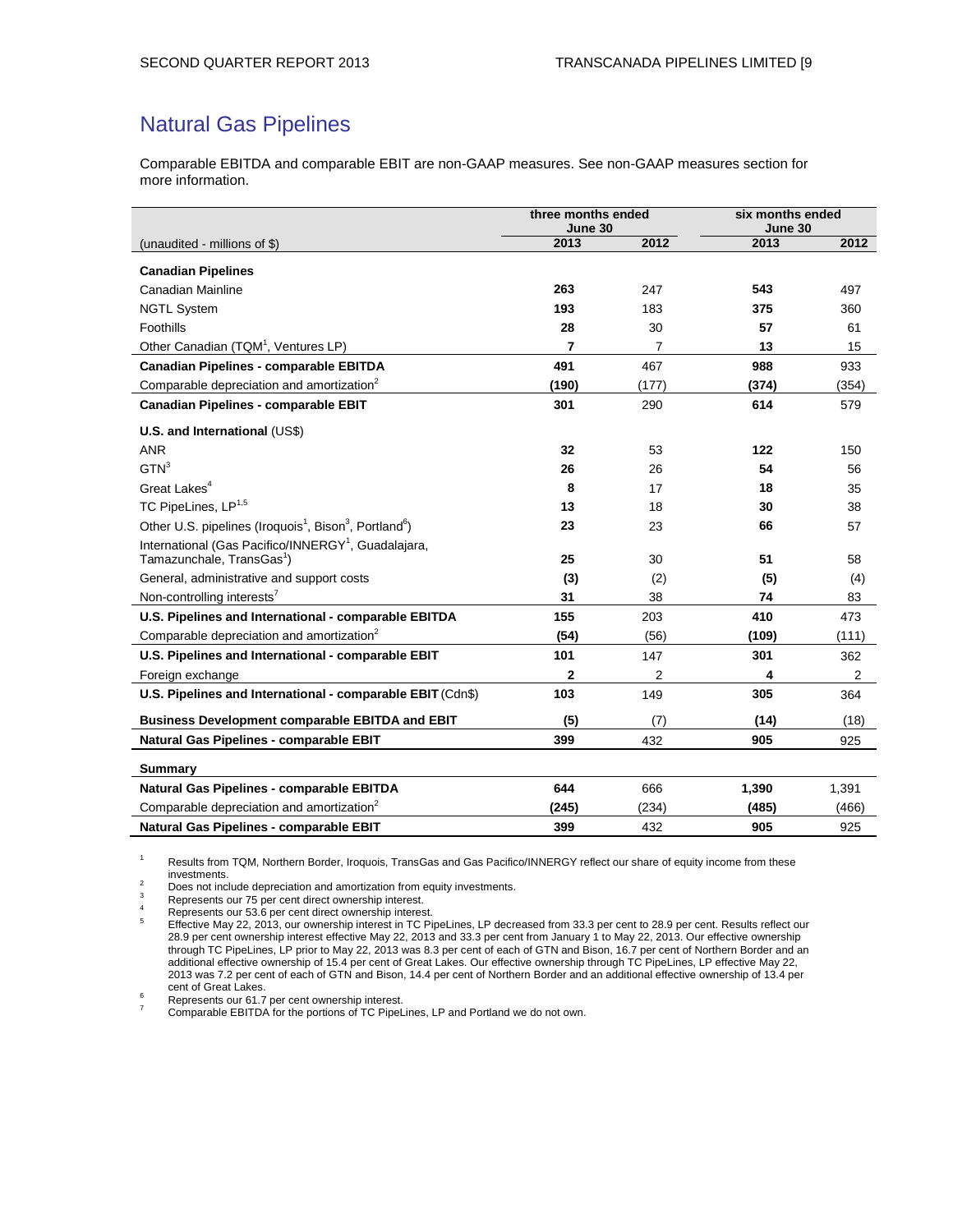# Natural Gas Pipelines

Comparable EBITDA and comparable EBIT are non-GAAP measures. See non-GAAP measures section for more information.

| | three months ended June 30 | | six months ended June 30 | |
|---|---|---|---|---|
| (unaudited - millions of $) | 2013 | 2012 | 2013 | 2012 |
| **Canadian Pipelines** | | | | |
| Canadian Mainline | **263** | 247 | **543** | 497 |
| NGTL System | **193** | 183 | **375** | 360 |
| Foothills | **28** | 30 | **57** | 61 |
| Other Canadian (TQM[1], Ventures LP) | **7** | 7 | **13** | 15 |
| **Canadian Pipelines - comparable EBITDA** | **491** | 467 | **988** | 933 |
| Comparable depreciation and amortization[2] | **(190)** | (177) | **(374)** | (354) |
| **Canadian Pipelines - comparable EBIT** | **301** | 290 | **614** | 579 |
| **U.S. and International** (US$) | | | | |
| ANR | **32** | 53 | **122** | 150 |
| GTN[3] | **26** | 26 | **54** | 56 |
| Great Lakes[4] | **8** | 17 | **18** | 35 |
| TC PipeLines, LP[1,5] | **13** | 18 | **30** | 38 |
| Other U.S. pipelines (Iroquois[1], Bison[3], Portland[6]) | **23** | 23 | **66** | 57 |
| International (Gas Pacifico/INNERGY[1], Guadalajara, Tamazunchale, TransGas[1]) | **25** | 30 | **51** | 58 |
| General, administrative and support costs | **(3)** | (2) | **(5)** | (4) |
| Non-controlling interests[7] | **31** | 38 | **74** | 83 |
| **U.S. Pipelines and International - comparable EBITDA** | **155** | 203 | **410** | 473 |
| Comparable depreciation and amortization[2] | **(54)** | (56) | **(109)** | (111) |
| **U.S. Pipelines and International - comparable EBIT** | **101** | 147 | **301** | 362 |
| Foreign exchange | **2** | 2 | **4** | 2 |
| **U.S. Pipelines and International - comparable EBIT** (Cdn$) | **103** | 149 | **305** | 364 |
| **Business Development comparable EBITDA and EBIT** | **(5)** | (7) | **(14)** | (18) |
| **Natural Gas Pipelines - comparable EBIT** | **399** | 432 | **905** | 925 |
| **Summary** | | | | |
| **Natural Gas Pipelines - comparable EBITDA** | **644** | 666 | **1,390** | 1,391 |
| Comparable depreciation and amortization[2] | **(245)** | (234) | **(485)** | (466) |
| **Natural Gas Pipelines - comparable EBIT** | **399** | 432 | **905** | 925 |

1. Results from TQM, Northern Border, Iroquois, TransGas and Gas Pacifico/INNERGY reflect our share of equity income from these investments.
2. Does not include depreciation and amortization from equity investments.
3. Represents our 75 per cent direct ownership interest.
4. Represents our 53.6 per cent direct ownership interest.
5. Effective May 22, 2013, our ownership interest in TC PipeLines, LP decreased from 33.3 per cent to 28.9 per cent. Results reflect our 28.9 per cent ownership interest effective May 22, 2013 and 33.3 per cent from January 1 to May 22, 2013. Our effective ownership through TC PipeLines, LP prior to May 22, 2013 was 8.3 per cent of each of GTN and Bison, 16.7 per cent of Northern Border and an additional effective ownership of 15.4 per cent of Great Lakes. Our effective ownership through TC PipeLines, LP effective May 22, 2013 was 7.2 per cent of each of GTN and Bison, 14.4 per cent of Northern Border and an additional effective ownership of 13.4 per cent of Great Lakes.
6. Represents our 61.7 per cent ownership interest.
7. Comparable EBITDA for the portions of TC PipeLines, LP and Portland we do not own.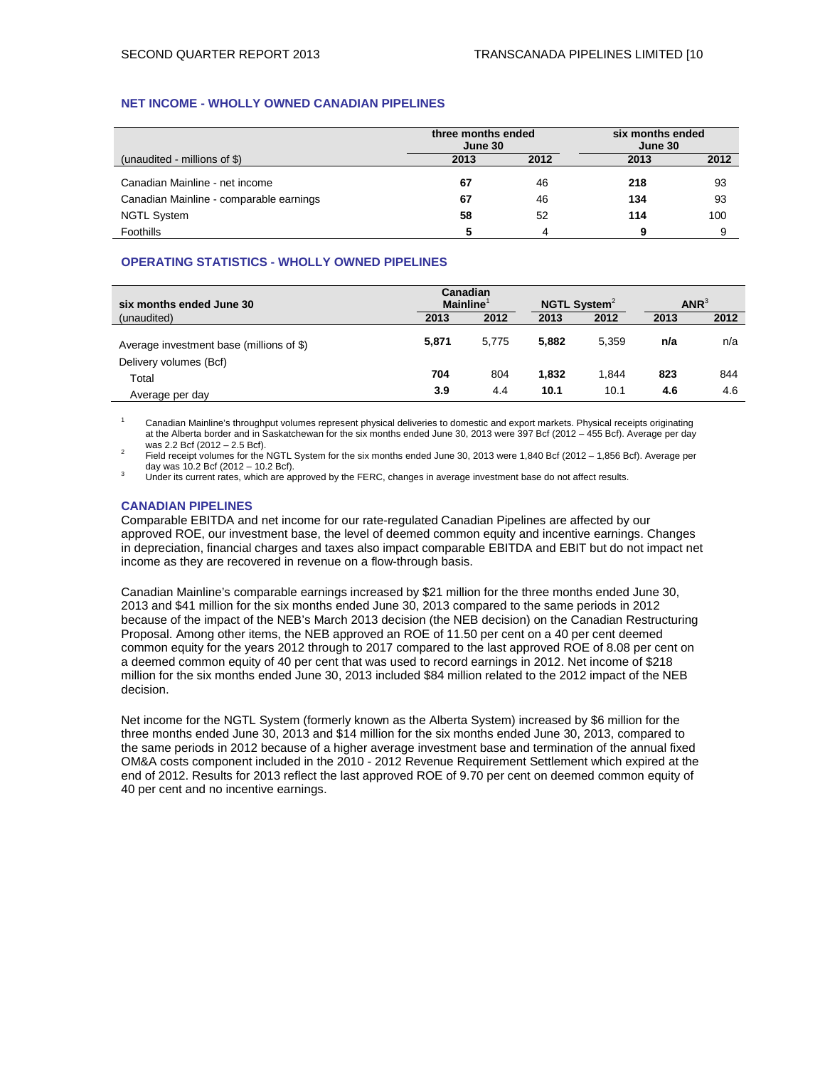## NET INCOME - WHOLLY OWNED CANADIAN PIPELINES

| (unaudited - millions of $) | three months ended June 30 | | six months ended June 30 | |
|---|---|---|---|---|
| | 2013 | 2012 | 2013 | 2012 |
| Canadian Mainline - net income | **67** | 46 | **218** | 93 |
| Canadian Mainline - comparable earnings | **67** | 46 | **134** | 93 |
| NGTL System | **58** | 52 | **114** | 100 |
| Foothills | **5** | 4 | **9** | 9 |

## OPERATING STATISTICS - WHOLLY OWNED PIPELINES

| six months ended June 30 (unaudited) | Canadian Mainline[1] | | NGTL System[2] | | ANR[3] | |
|---|---|---|---|---|---|---|
| | 2013 | 2012 | 2013 | 2012 | 2013 | 2012 |
| Average investment base (millions of $) | **5,871** | 5,775 | **5,882** | 5,359 | **n/a** | n/a |
| Delivery volumes (Bcf) | | | | | | |
| Total | **704** | 804 | **1,832** | 1,844 | **823** | 844 |
| Average per day | **3.9** | 4.4 | **10.1** | 10.1 | **4.6** | 4.6 |

1. Canadian Mainline's throughput volumes represent physical deliveries to domestic and export markets. Physical receipts originating at the Alberta border and in Saskatchewan for the six months ended June 30, 2013 were 397 Bcf (2012 – 455 Bcf). Average per day was 2.2 Bcf (2012 – 2.5 Bcf).
2. Field receipt volumes for the NGTL System for the six months ended June 30, 2013 were 1,840 Bcf (2012 – 1,856 Bcf). Average per day was 10.2 Bcf (2012 – 10.2 Bcf).
3. Under its current rates, which are approved by the FERC, changes in average investment base do not affect results.

## CANADIAN PIPELINES

Comparable EBITDA and net income for our rate-regulated Canadian Pipelines are affected by our approved ROE, our investment base, the level of deemed common equity and incentive earnings. Changes in depreciation, financial charges and taxes also impact comparable EBITDA and EBIT but do not impact net income as they are recovered in revenue on a flow-through basis.

Canadian Mainline's comparable earnings increased by $21 million for the three months ended June 30, 2013 and $41 million for the six months ended June 30, 2013 compared to the same periods in 2012 because of the impact of the NEB's March 2013 decision (the NEB decision) on the Canadian Restructuring Proposal. Among other items, the NEB approved an ROE of 11.50 per cent on a 40 per cent deemed common equity for the years 2012 through to 2017 compared to the last approved ROE of 8.08 per cent on a deemed common equity of 40 per cent that was used to record earnings in 2012. Net income of $218 million for the six months ended June 30, 2013 included $84 million related to the 2012 impact of the NEB decision.

Net income for the NGTL System (formerly known as the Alberta System) increased by $6 million for the three months ended June 30, 2013 and $14 million for the six months ended June 30, 2013, compared to the same periods in 2012 because of a higher average investment base and termination of the annual fixed OM&A costs component included in the 2010 - 2012 Revenue Requirement Settlement which expired at the end of 2012. Results for 2013 reflect the last approved ROE of 9.70 per cent on deemed common equity of 40 per cent and no incentive earnings.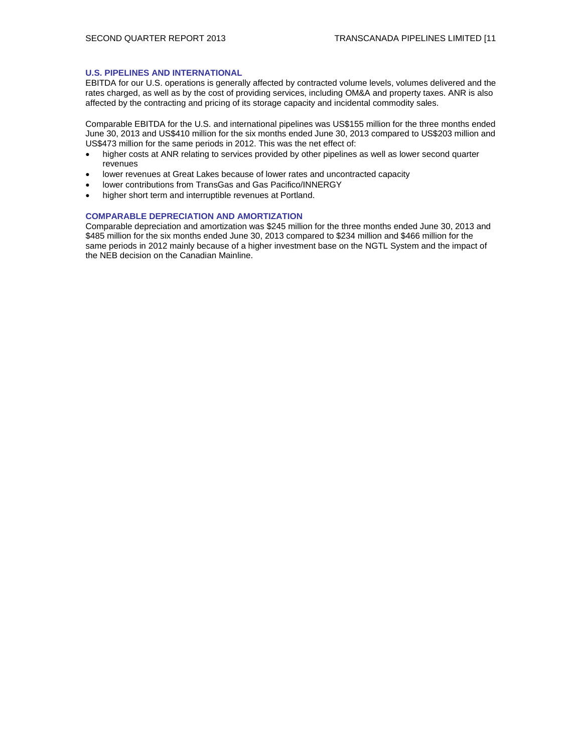### U.S. PIPELINES AND INTERNATIONAL

EBITDA for our U.S. operations is generally affected by contracted volume levels, volumes delivered and the rates charged, as well as by the cost of providing services, including OM&A and property taxes. ANR is also affected by the contracting and pricing of its storage capacity and incidental commodity sales.

Comparable EBITDA for the U.S. and international pipelines was US$155 million for the three months ended June 30, 2013 and US$410 million for the six months ended June 30, 2013 compared to US$203 million and US$473 million for the same periods in 2012. This was the net effect of:

- higher costs at ANR relating to services provided by other pipelines as well as lower second quarter revenues
- lower revenues at Great Lakes because of lower rates and uncontracted capacity
- lower contributions from TransGas and Gas Pacifico/INNERGY
- higher short term and interruptible revenues at Portland.

### COMPARABLE DEPRECIATION AND AMORTIZATION

Comparable depreciation and amortization was $245 million for the three months ended June 30, 2013 and $485 million for the six months ended June 30, 2013 compared to $234 million and $466 million for the same periods in 2012 mainly because of a higher investment base on the NGTL System and the impact of the NEB decision on the Canadian Mainline.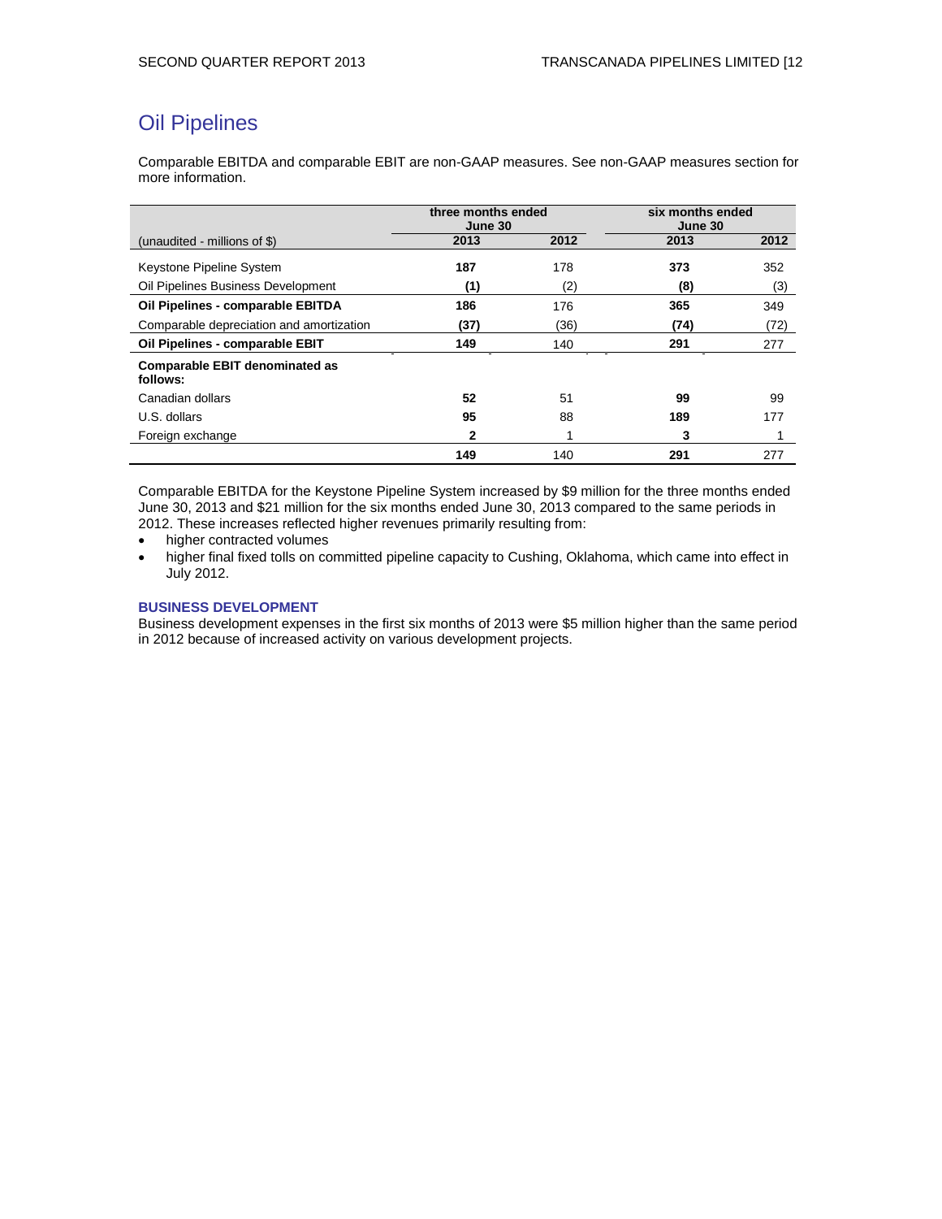# Oil Pipelines

Comparable EBITDA and comparable EBIT are non-GAAP measures. See non-GAAP measures section for more information.

| | three months ended June 30 | | six months ended June 30 | |
|---|---|---|---|---|
| (unaudited - millions of $) | **2013** | **2012** | **2013** | **2012** |
| Keystone Pipeline System | **187** | 178 | **373** | 352 |
| Oil Pipelines Business Development | **(1)** | (2) | **(8)** | (3) |
| **Oil Pipelines - comparable EBITDA** | **186** | 176 | **365** | 349 |
| Comparable depreciation and amortization | **(37)** | (36) | **(74)** | (72) |
| **Oil Pipelines - comparable EBIT** | **149** | 140 | **291** | 277 |
| **Comparable EBIT denominated as follows:** | | | | |
| Canadian dollars | **52** | 51 | **99** | 99 |
| U.S. dollars | **95** | 88 | **189** | 177 |
| Foreign exchange | **2** | 1 | **3** | 1 |
| | **149** | 140 | **291** | 277 |

Comparable EBITDA for the Keystone Pipeline System increased by $9 million for the three months ended June 30, 2013 and $21 million for the six months ended June 30, 2013 compared to the same periods in 2012. These increases reflected higher revenues primarily resulting from:

- higher contracted volumes
- higher final fixed tolls on committed pipeline capacity to Cushing, Oklahoma, which came into effect in July 2012.

### BUSINESS DEVELOPMENT

Business development expenses in the first six months of 2013 were $5 million higher than the same period in 2012 because of increased activity on various development projects.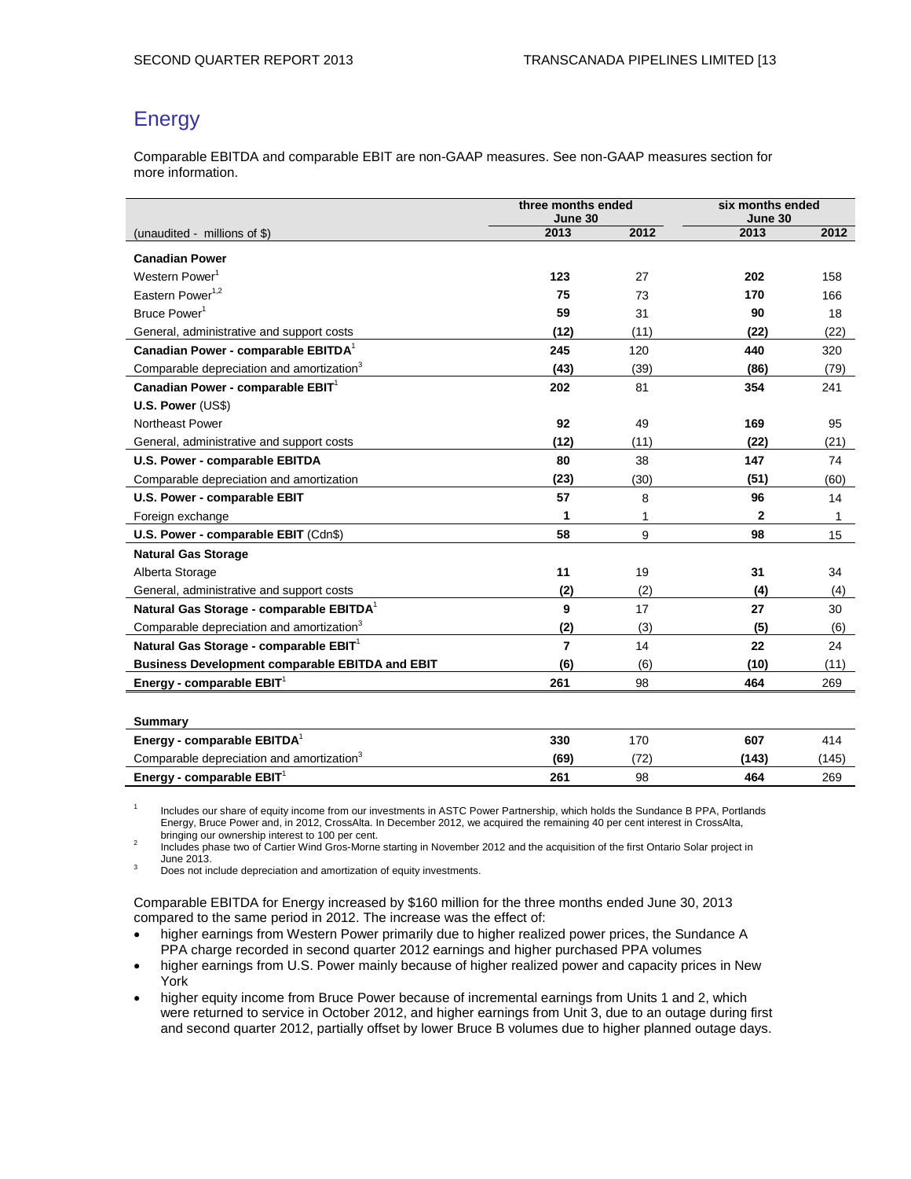# Energy

Comparable EBITDA and comparable EBIT are non-GAAP measures. See non-GAAP measures section for more information.

| | three months ended June 30 | | six months ended June 30 | |
|---|---|---|---|---|
| (unaudited - millions of $) | **2013** | 2012 | **2013** | 2012 |
| **Canadian Power** | | | | |
| Western Power[1] | **123** | 27 | **202** | 158 |
| Eastern Power[1,2] | **75** | 73 | **170** | 166 |
| Bruce Power[1] | **59** | 31 | **90** | 18 |
| General, administrative and support costs | **(12)** | (11) | **(22)** | (22) |
| **Canadian Power - comparable EBITDA**[1] | **245** | 120 | **440** | 320 |
| Comparable depreciation and amortization[3] | **(43)** | (39) | **(86)** | (79) |
| **Canadian Power - comparable EBIT**[1] | **202** | 81 | **354** | 241 |
| **U.S. Power** (US$) | | | | |
| Northeast Power | **92** | 49 | **169** | 95 |
| General, administrative and support costs | **(12)** | (11) | **(22)** | (21) |
| **U.S. Power - comparable EBITDA** | **80** | 38 | **147** | 74 |
| Comparable depreciation and amortization | **(23)** | (30) | **(51)** | (60) |
| **U.S. Power - comparable EBIT** | **57** | 8 | **96** | 14 |
| Foreign exchange | **1** | 1 | **2** | 1 |
| **U.S. Power - comparable EBIT** (Cdn$) | **58** | 9 | **98** | 15 |
| **Natural Gas Storage** | | | | |
| Alberta Storage | **11** | 19 | **31** | 34 |
| General, administrative and support costs | **(2)** | (2) | **(4)** | (4) |
| **Natural Gas Storage - comparable EBITDA**[1] | **9** | 17 | **27** | 30 |
| Comparable depreciation and amortization[3] | **(2)** | (3) | **(5)** | (6) |
| **Natural Gas Storage - comparable EBIT**[1] | **7** | 14 | **22** | 24 |
| **Business Development comparable EBITDA and EBIT** | **(6)** | (6) | **(10)** | (11) |
| **Energy - comparable EBIT**[1] | **261** | 98 | **464** | 269 |
| | | | | |
| **Summary** | | | | |
| **Energy - comparable EBITDA**[1] | **330** | 170 | **607** | 414 |
| Comparable depreciation and amortization[3] | **(69)** | (72) | **(143)** | (145) |
| **Energy - comparable EBIT**[1] | **261** | 98 | **464** | 269 |

1. Includes our share of equity income from our investments in ASTC Power Partnership, which holds the Sundance B PPA, Portlands Energy, Bruce Power and, in 2012, CrossAlta. In December 2012, we acquired the remaining 40 per cent interest in CrossAlta, bringing our ownership interest to 100 per cent.
2. Includes phase two of Cartier Wind Gros-Morne starting in November 2012 and the acquisition of the first Ontario Solar project in June 2013.
3. Does not include depreciation and amortization of equity investments.

Comparable EBITDA for Energy increased by $160 million for the three months ended June 30, 2013 compared to the same period in 2012. The increase was the effect of:

- higher earnings from Western Power primarily due to higher realized power prices, the Sundance A PPA charge recorded in second quarter 2012 earnings and higher purchased PPA volumes
- higher earnings from U.S. Power mainly because of higher realized power and capacity prices in New York
- higher equity income from Bruce Power because of incremental earnings from Units 1 and 2, which were returned to service in October 2012, and higher earnings from Unit 3, due to an outage during first and second quarter 2012, partially offset by lower Bruce B volumes due to higher planned outage days.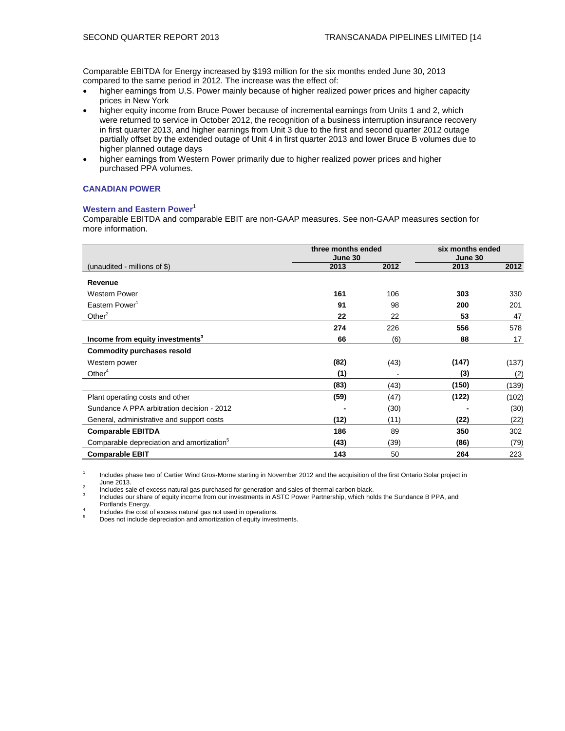Comparable EBITDA for Energy increased by $193 million for the six months ended June 30, 2013 compared to the same period in 2012. The increase was the effect of:

- higher earnings from U.S. Power mainly because of higher realized power prices and higher capacity prices in New York
- higher equity income from Bruce Power because of incremental earnings from Units 1 and 2, which were returned to service in October 2012, the recognition of a business interruption insurance recovery in first quarter 2013, and higher earnings from Unit 3 due to the first and second quarter 2012 outage partially offset by the extended outage of Unit 4 in first quarter 2013 and lower Bruce B volumes due to higher planned outage days
- higher earnings from Western Power primarily due to higher realized power prices and higher purchased PPA volumes.

## CANADIAN POWER

### Western and Eastern Power[1]

Comparable EBITDA and comparable EBIT are non-GAAP measures. See non-GAAP measures section for more information.

| | three months ended June 30 | | six months ended June 30 | |
|---|---|---|---|---|
| (unaudited - millions of $) | **2013** | 2012 | **2013** | 2012 |
| **Revenue** | | | | |
| Western Power | **161** | 106 | **303** | 330 |
| Eastern Power[1] | **91** | 98 | **200** | 201 |
| Other[2] | **22** | 22 | **53** | 47 |
| | **274** | 226 | **556** | 578 |
| **Income from equity investments[3]** | **66** | (6) | **88** | 17 |
| **Commodity purchases resold** | | | | |
| Western power | **(82)** | (43) | **(147)** | (137) |
| Other[4] | **(1)** | - | **(3)** | (2) |
| | **(83)** | (43) | **(150)** | (139) |
| Plant operating costs and other | **(59)** | (47) | **(122)** | (102) |
| Sundance A PPA arbitration decision - 2012 | **-** | (30) | **-** | (30) |
| General, administrative and support costs | **(12)** | (11) | **(22)** | (22) |
| **Comparable EBITDA** | **186** | 89 | **350** | 302 |
| Comparable depreciation and amortization[5] | **(43)** | (39) | **(86)** | (79) |
| **Comparable EBIT** | **143** | 50 | **264** | 223 |

1 Includes phase two of Cartier Wind Gros-Morne starting in November 2012 and the acquisition of the first Ontario Solar project in June 2013.
2 Includes sale of excess natural gas purchased for generation and sales of thermal carbon black.
3 Includes our share of equity income from our investments in ASTC Power Partnership, which holds the Sundance B PPA, and Portlands Energy.
4 Includes the cost of excess natural gas not used in operations.
5 Does not include depreciation and amortization of equity investments.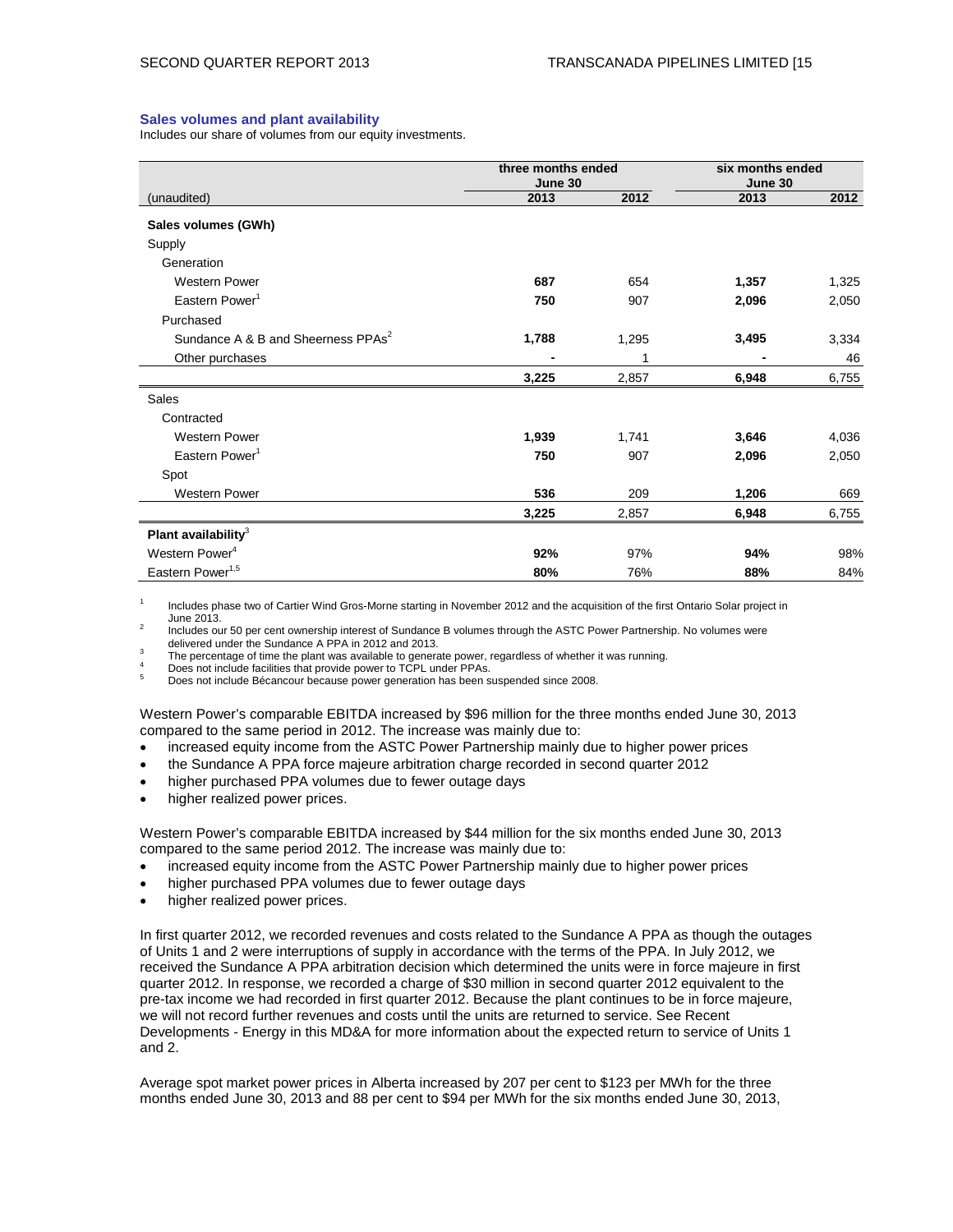### Sales volumes and plant availability

Includes our share of volumes from our equity investments.

| (unaudited) | three months ended June 30 | | six months ended June 30 | |
|---|---|---|---|---|
| | **2013** | **2012** | **2013** | **2012** |
| **Sales volumes (GWh)** | | | | |
| Supply | | | | |
| Generation | | | | |
| Western Power | **687** | 654 | **1,357** | 1,325 |
| Eastern Power[1] | **750** | 907 | **2,096** | 2,050 |
| Purchased | | | | |
| Sundance A & B and Sheerness PPAs[2] | **1,788** | 1,295 | **3,495** | 3,334 |
| Other purchases | **-** | 1 | **-** | 46 |
| | **3,225** | 2,857 | **6,948** | 6,755 |
| Sales | | | | |
| Contracted | | | | |
| Western Power | **1,939** | 1,741 | **3,646** | 4,036 |
| Eastern Power[1] | **750** | 907 | **2,096** | 2,050 |
| Spot | | | | |
| Western Power | **536** | 209 | **1,206** | 669 |
| | **3,225** | 2,857 | **6,948** | 6,755 |
| **Plant availability**[3] | | | | |
| Western Power[4] | **92%** | 97% | **94%** | 98% |
| Eastern Power[1,5] | **80%** | 76% | **88%** | 84% |

1. Includes phase two of Cartier Wind Gros-Morne starting in November 2012 and the acquisition of the first Ontario Solar project in June 2013.
2. Includes our 50 per cent ownership interest of Sundance B volumes through the ASTC Power Partnership. No volumes were delivered under the Sundance A PPA in 2012 and 2013.
3. The percentage of time the plant was available to generate power, regardless of whether it was running.
4. Does not include facilities that provide power to TCPL under PPAs.
5. Does not include Bécancour because power generation has been suspended since 2008.

Western Power's comparable EBITDA increased by $96 million for the three months ended June 30, 2013 compared to the same period in 2012. The increase was mainly due to:

- increased equity income from the ASTC Power Partnership mainly due to higher power prices
- the Sundance A PPA force majeure arbitration charge recorded in second quarter 2012
- higher purchased PPA volumes due to fewer outage days
- higher realized power prices.

Western Power's comparable EBITDA increased by $44 million for the six months ended June 30, 2013 compared to the same period 2012. The increase was mainly due to:

- increased equity income from the ASTC Power Partnership mainly due to higher power prices
- higher purchased PPA volumes due to fewer outage days
- higher realized power prices.

In first quarter 2012, we recorded revenues and costs related to the Sundance A PPA as though the outages of Units 1 and 2 were interruptions of supply in accordance with the terms of the PPA. In July 2012, we received the Sundance A PPA arbitration decision which determined the units were in force majeure in first quarter 2012. In response, we recorded a charge of $30 million in second quarter 2012 equivalent to the pre-tax income we had recorded in first quarter 2012. Because the plant continues to be in force majeure, we will not record further revenues and costs until the units are returned to service. See Recent Developments - Energy in this MD&A for more information about the expected return to service of Units 1 and 2.

Average spot market power prices in Alberta increased by 207 per cent to $123 per MWh for the three months ended June 30, 2013 and 88 per cent to $94 per MWh for the six months ended June 30, 2013,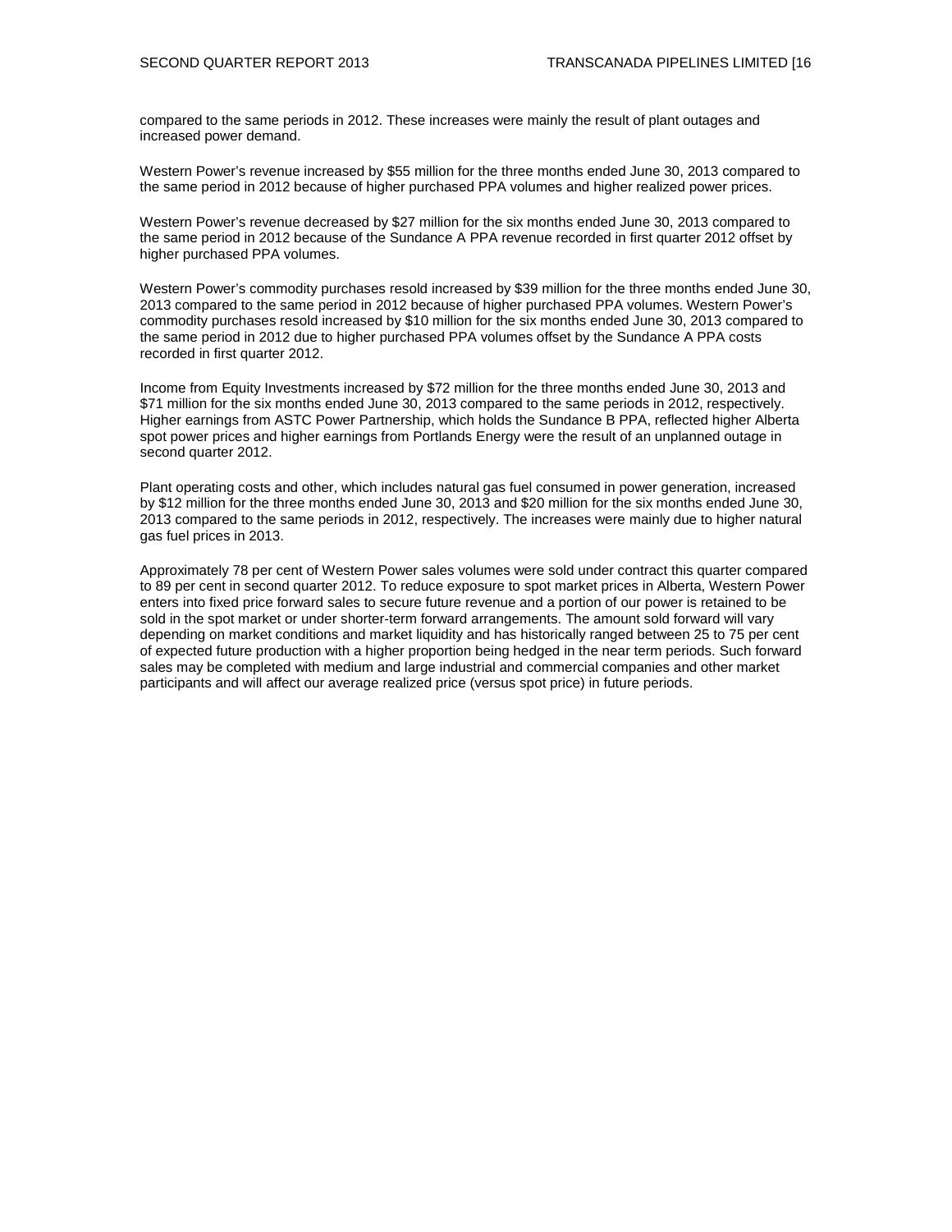compared to the same periods in 2012. These increases were mainly the result of plant outages and increased power demand.

Western Power's revenue increased by $55 million for the three months ended June 30, 2013 compared to the same period in 2012 because of higher purchased PPA volumes and higher realized power prices.

Western Power's revenue decreased by $27 million for the six months ended June 30, 2013 compared to the same period in 2012 because of the Sundance A PPA revenue recorded in first quarter 2012 offset by higher purchased PPA volumes.

Western Power's commodity purchases resold increased by $39 million for the three months ended June 30, 2013 compared to the same period in 2012 because of higher purchased PPA volumes. Western Power's commodity purchases resold increased by $10 million for the six months ended June 30, 2013 compared to the same period in 2012 due to higher purchased PPA volumes offset by the Sundance A PPA costs recorded in first quarter 2012.

Income from Equity Investments increased by $72 million for the three months ended June 30, 2013 and $71 million for the six months ended June 30, 2013 compared to the same periods in 2012, respectively. Higher earnings from ASTC Power Partnership, which holds the Sundance B PPA, reflected higher Alberta spot power prices and higher earnings from Portlands Energy were the result of an unplanned outage in second quarter 2012.

Plant operating costs and other, which includes natural gas fuel consumed in power generation, increased by $12 million for the three months ended June 30, 2013 and $20 million for the six months ended June 30, 2013 compared to the same periods in 2012, respectively. The increases were mainly due to higher natural gas fuel prices in 2013.

Approximately 78 per cent of Western Power sales volumes were sold under contract this quarter compared to 89 per cent in second quarter 2012. To reduce exposure to spot market prices in Alberta, Western Power enters into fixed price forward sales to secure future revenue and a portion of our power is retained to be sold in the spot market or under shorter-term forward arrangements. The amount sold forward will vary depending on market conditions and market liquidity and has historically ranged between 25 to 75 per cent of expected future production with a higher proportion being hedged in the near term periods. Such forward sales may be completed with medium and large industrial and commercial companies and other market participants and will affect our average realized price (versus spot price) in future periods.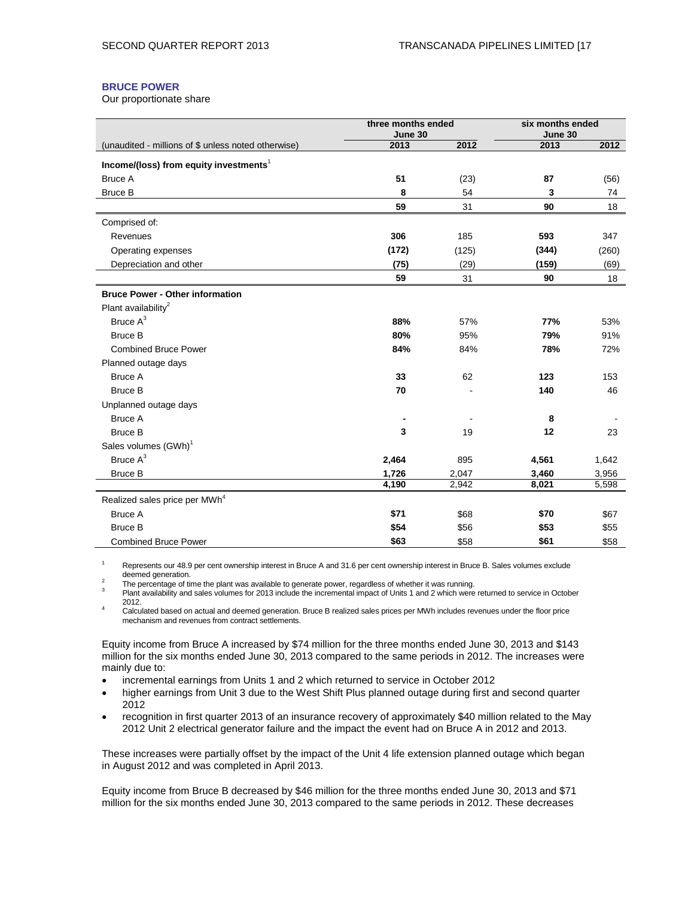### BRUCE POWER

Our proportionate share

| | three months ended June 30 | | six months ended June 30 | |
|---|---|---|---|---|
| (unaudited - millions of $ unless noted otherwise) | 2013 | 2012 | 2013 | 2012 |
| **Income/(loss) from equity investments**[1] | | | | |
| Bruce A | **51** | (23) | **87** | (56) |
| Bruce B | **8** | 54 | **3** | 74 |
| | **59** | 31 | **90** | 18 |
| Comprised of: | | | | |
| Revenues | **306** | 185 | **593** | 347 |
| Operating expenses | **(172)** | (125) | **(344)** | (260) |
| Depreciation and other | **(75)** | (29) | **(159)** | (69) |
| | **59** | 31 | **90** | 18 |
| **Bruce Power - Other information** | | | | |
| Plant availability[2] | | | | |
| Bruce A[3] | **88%** | 57% | **77%** | 53% |
| Bruce B | **80%** | 95% | **79%** | 91% |
| Combined Bruce Power | **84%** | 84% | **78%** | 72% |
| Planned outage days | | | | |
| Bruce A | **33** | 62 | **123** | 153 |
| Bruce B | **70** | - | **140** | 46 |
| Unplanned outage days | | | | |
| Bruce A | **-** | - | **8** | - |
| Bruce B | **3** | 19 | **12** | 23 |
| Sales volumes (GWh)[1] | | | | |
| Bruce A[3] | **2,464** | 895 | **4,561** | 1,642 |
| Bruce B | **1,726** | 2,047 | **3,460** | 3,956 |
| | **4,190** | 2,942 | **8,021** | 5,598 |
| Realized sales price per MWh[4] | | | | |
| Bruce A | **$71** | $68 | **$70** | $67 |
| Bruce B | **$54** | $56 | **$53** | $55 |
| Combined Bruce Power | **$63** | $58 | **$61** | $58 |

1. Represents our 48.9 per cent ownership interest in Bruce A and 31.6 per cent ownership interest in Bruce B. Sales volumes exclude deemed generation.
2. The percentage of time the plant was available to generate power, regardless of whether it was running.
3. Plant availability and sales volumes for 2013 include the incremental impact of Units 1 and 2 which were returned to service in October 2012.
4. Calculated based on actual and deemed generation. Bruce B realized sales prices per MWh includes revenues under the floor price mechanism and revenues from contract settlements.

Equity income from Bruce A increased by $74 million for the three months ended June 30, 2013 and $143 million for the six months ended June 30, 2013 compared to the same periods in 2012. The increases were mainly due to:

- incremental earnings from Units 1 and 2 which returned to service in October 2012
- higher earnings from Unit 3 due to the West Shift Plus planned outage during first and second quarter 2012
- recognition in first quarter 2013 of an insurance recovery of approximately $40 million related to the May 2012 Unit 2 electrical generator failure and the impact the event had on Bruce A in 2012 and 2013.

These increases were partially offset by the impact of the Unit 4 life extension planned outage which began in August 2012 and was completed in April 2013.

Equity income from Bruce B decreased by $46 million for the three months ended June 30, 2013 and $71 million for the six months ended June 30, 2013 compared to the same periods in 2012. These decreases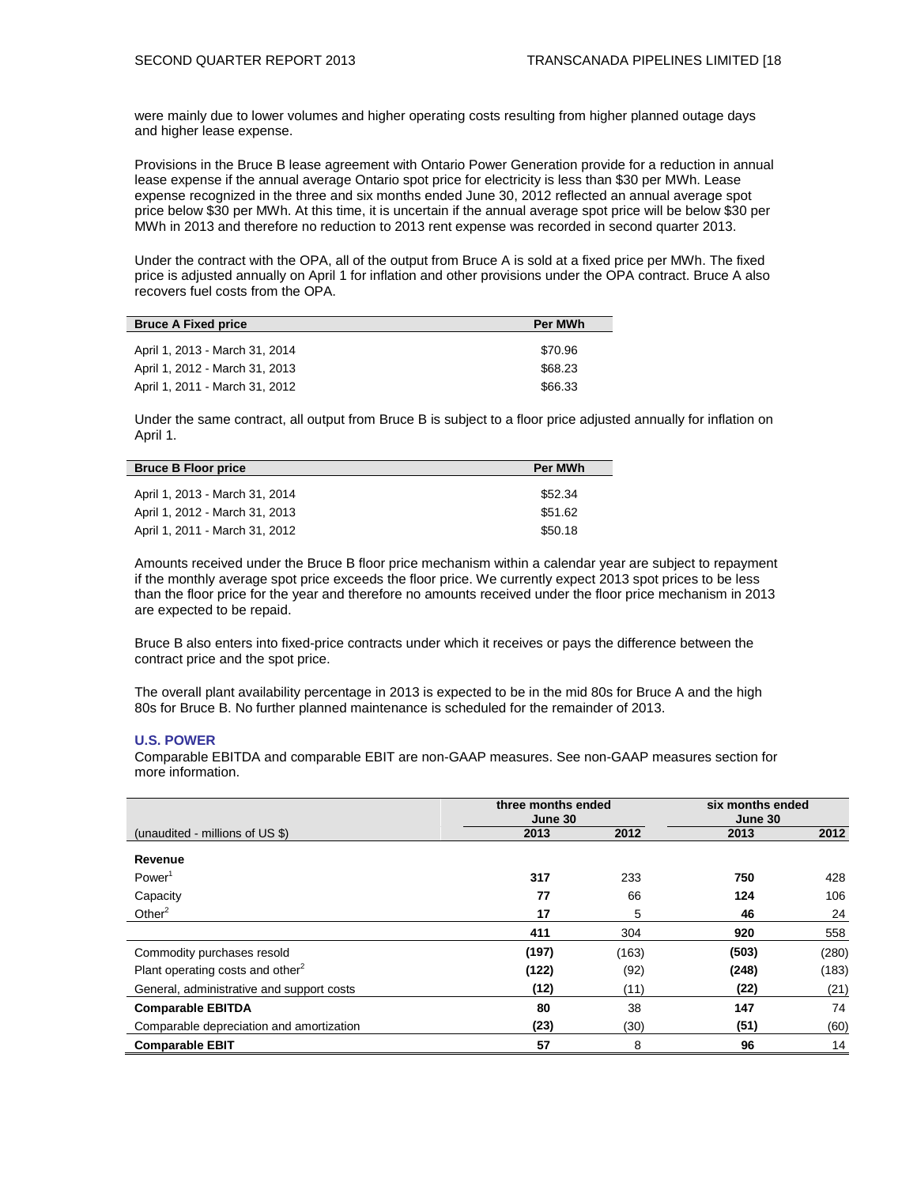were mainly due to lower volumes and higher operating costs resulting from higher planned outage days and higher lease expense.

Provisions in the Bruce B lease agreement with Ontario Power Generation provide for a reduction in annual lease expense if the annual average Ontario spot price for electricity is less than $30 per MWh. Lease expense recognized in the three and six months ended June 30, 2012 reflected an annual average spot price below $30 per MWh. At this time, it is uncertain if the annual average spot price will be below $30 per MWh in 2013 and therefore no reduction to 2013 rent expense was recorded in second quarter 2013.

Under the contract with the OPA, all of the output from Bruce A is sold at a fixed price per MWh. The fixed price is adjusted annually on April 1 for inflation and other provisions under the OPA contract. Bruce A also recovers fuel costs from the OPA.

| Bruce A Fixed price | Per MWh |
|---|---|
| April 1, 2013 - March 31, 2014 | $70.96 |
| April 1, 2012 - March 31, 2013 | $68.23 |
| April 1, 2011 - March 31, 2012 | $66.33 |

Under the same contract, all output from Bruce B is subject to a floor price adjusted annually for inflation on April 1.

| Bruce B Floor price | Per MWh |
|---|---|
| April 1, 2013 - March 31, 2014 | $52.34 |
| April 1, 2012 - March 31, 2013 | $51.62 |
| April 1, 2011 - March 31, 2012 | $50.18 |

Amounts received under the Bruce B floor price mechanism within a calendar year are subject to repayment if the monthly average spot price exceeds the floor price. We currently expect 2013 spot prices to be less than the floor price for the year and therefore no amounts received under the floor price mechanism in 2013 are expected to be repaid.

Bruce B also enters into fixed-price contracts under which it receives or pays the difference between the contract price and the spot price.

The overall plant availability percentage in 2013 is expected to be in the mid 80s for Bruce A and the high 80s for Bruce B. No further planned maintenance is scheduled for the remainder of 2013.

## U.S. POWER

Comparable EBITDA and comparable EBIT are non-GAAP measures. See non-GAAP measures section for more information.

| | three months ended June 30 | | six months ended June 30 | |
|---|---|---|---|---|
| (unaudited - millions of US $) | **2013** | 2012 | **2013** | 2012 |
| **Revenue** | | | | |
| Power[1] | **317** | 233 | **750** | 428 |
| Capacity | **77** | 66 | **124** | 106 |
| Other[2] | **17** | 5 | **46** | 24 |
| | **411** | 304 | **920** | 558 |
| Commodity purchases resold | **(197)** | (163) | **(503)** | (280) |
| Plant operating costs and other[2] | **(122)** | (92) | **(248)** | (183) |
| General, administrative and support costs | **(12)** | (11) | **(22)** | (21) |
| **Comparable EBITDA** | **80** | 38 | **147** | 74 |
| Comparable depreciation and amortization | **(23)** | (30) | **(51)** | (60) |
| **Comparable EBIT** | **57** | 8 | **96** | 14 |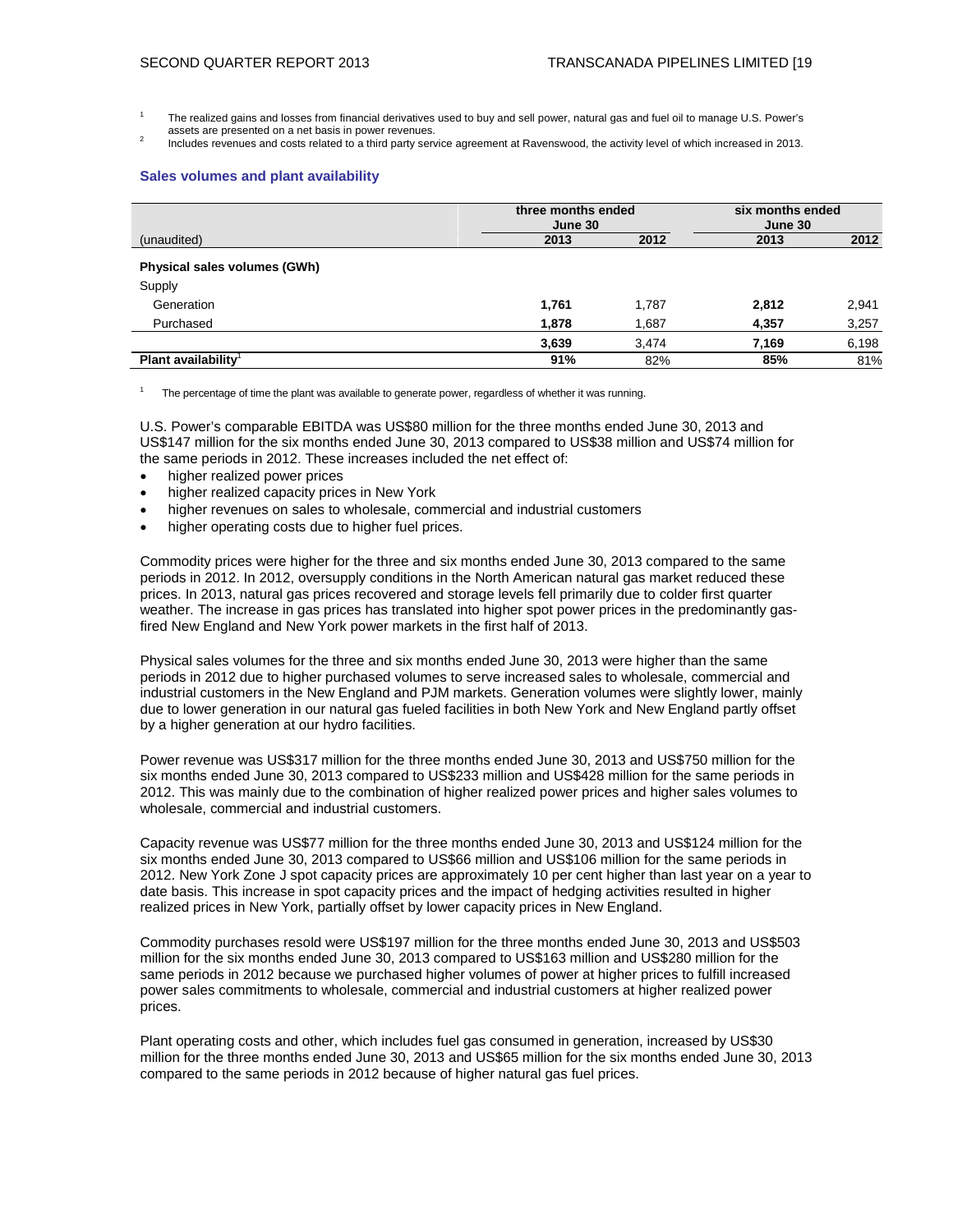1 The realized gains and losses from financial derivatives used to buy and sell power, natural gas and fuel oil to manage U.S. Power's assets are presented on a net basis in power revenues.

2 Includes revenues and costs related to a third party service agreement at Ravenswood, the activity level of which increased in 2013.

### Sales volumes and plant availability

| (unaudited) | three months ended June 30 | | six months ended June 30 | |
|---|---|---|---|---|
| | **2013** | 2012 | **2013** | 2012 |
| **Physical sales volumes (GWh)** | | | | |
| Supply | | | | |
| Generation | **1,761** | 1,787 | **2,812** | 2,941 |
| Purchased | **1,878** | 1,687 | **4,357** | 3,257 |
| | **3,639** | 3,474 | **7,169** | 6,198 |
| **Plant availability**[1] | **91%** | 82% | **85%** | 81% |

1 The percentage of time the plant was available to generate power, regardless of whether it was running.

U.S. Power's comparable EBITDA was US$80 million for the three months ended June 30, 2013 and US$147 million for the six months ended June 30, 2013 compared to US$38 million and US$74 million for the same periods in 2012. These increases included the net effect of:

- higher realized power prices
- higher realized capacity prices in New York
- higher revenues on sales to wholesale, commercial and industrial customers
- higher operating costs due to higher fuel prices.

Commodity prices were higher for the three and six months ended June 30, 2013 compared to the same periods in 2012. In 2012, oversupply conditions in the North American natural gas market reduced these prices. In 2013, natural gas prices recovered and storage levels fell primarily due to colder first quarter weather. The increase in gas prices has translated into higher spot power prices in the predominantly gas-fired New England and New York power markets in the first half of 2013.

Physical sales volumes for the three and six months ended June 30, 2013 were higher than the same periods in 2012 due to higher purchased volumes to serve increased sales to wholesale, commercial and industrial customers in the New England and PJM markets. Generation volumes were slightly lower, mainly due to lower generation in our natural gas fueled facilities in both New York and New England partly offset by a higher generation at our hydro facilities.

Power revenue was US$317 million for the three months ended June 30, 2013 and US$750 million for the six months ended June 30, 2013 compared to US$233 million and US$428 million for the same periods in 2012. This was mainly due to the combination of higher realized power prices and higher sales volumes to wholesale, commercial and industrial customers.

Capacity revenue was US$77 million for the three months ended June 30, 2013 and US$124 million for the six months ended June 30, 2013 compared to US$66 million and US$106 million for the same periods in 2012. New York Zone J spot capacity prices are approximately 10 per cent higher than last year on a year to date basis. This increase in spot capacity prices and the impact of hedging activities resulted in higher realized prices in New York, partially offset by lower capacity prices in New England.

Commodity purchases resold were US$197 million for the three months ended June 30, 2013 and US$503 million for the six months ended June 30, 2013 compared to US$163 million and US$280 million for the same periods in 2012 because we purchased higher volumes of power at higher prices to fulfill increased power sales commitments to wholesale, commercial and industrial customers at higher realized power prices.

Plant operating costs and other, which includes fuel gas consumed in generation, increased by US$30 million for the three months ended June 30, 2013 and US$65 million for the six months ended June 30, 2013 compared to the same periods in 2012 because of higher natural gas fuel prices.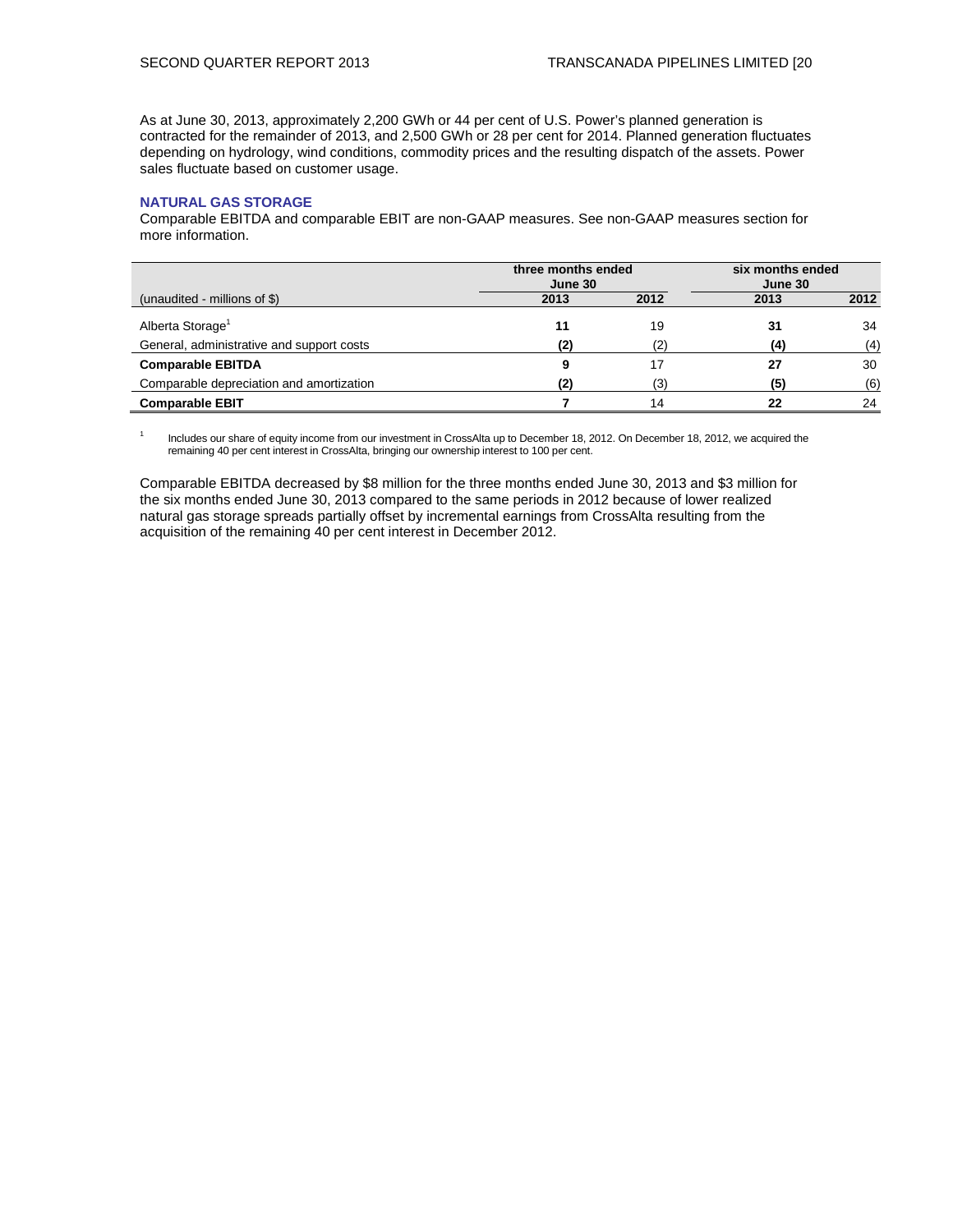As at June 30, 2013, approximately 2,200 GWh or 44 per cent of U.S. Power's planned generation is contracted for the remainder of 2013, and 2,500 GWh or 28 per cent for 2014. Planned generation fluctuates depending on hydrology, wind conditions, commodity prices and the resulting dispatch of the assets. Power sales fluctuate based on customer usage.

### NATURAL GAS STORAGE

Comparable EBITDA and comparable EBIT are non-GAAP measures. See non-GAAP measures section for more information.

| | three months ended June 30 | | six months ended June 30 | |
|---|---|---|---|---|
| (unaudited - millions of $) | **2013** | 2012 | **2013** | 2012 |
| Alberta Storage[1] | **11** | 19 | **31** | 34 |
| General, administrative and support costs | **(2)** | (2) | **(4)** | (4) |
| **Comparable EBITDA** | **9** | 17 | **27** | 30 |
| Comparable depreciation and amortization | **(2)** | (3) | **(5)** | (6) |
| **Comparable EBIT** | **7** | 14 | **22** | 24 |

1 Includes our share of equity income from our investment in CrossAlta up to December 18, 2012. On December 18, 2012, we acquired the remaining 40 per cent interest in CrossAlta, bringing our ownership interest to 100 per cent.

Comparable EBITDA decreased by $8 million for the three months ended June 30, 2013 and $3 million for the six months ended June 30, 2013 compared to the same periods in 2012 because of lower realized natural gas storage spreads partially offset by incremental earnings from CrossAlta resulting from the acquisition of the remaining 40 per cent interest in December 2012.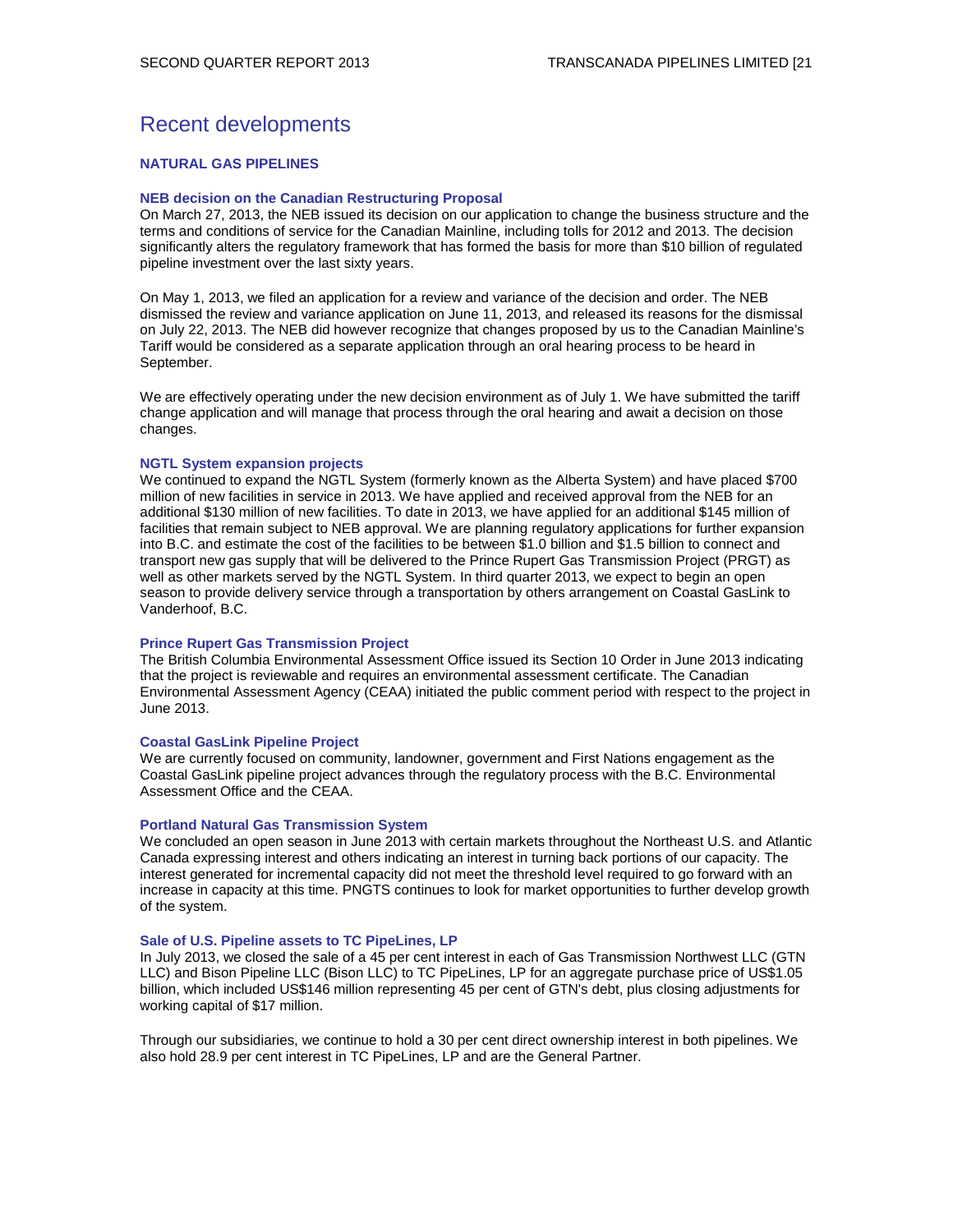# Recent developments

## NATURAL GAS PIPELINES

### NEB decision on the Canadian Restructuring Proposal

On March 27, 2013, the NEB issued its decision on our application to change the business structure and the terms and conditions of service for the Canadian Mainline, including tolls for 2012 and 2013. The decision significantly alters the regulatory framework that has formed the basis for more than $10 billion of regulated pipeline investment over the last sixty years.

On May 1, 2013, we filed an application for a review and variance of the decision and order. The NEB dismissed the review and variance application on June 11, 2013, and released its reasons for the dismissal on July 22, 2013. The NEB did however recognize that changes proposed by us to the Canadian Mainline's Tariff would be considered as a separate application through an oral hearing process to be heard in September.

We are effectively operating under the new decision environment as of July 1. We have submitted the tariff change application and will manage that process through the oral hearing and await a decision on those changes.

### NGTL System expansion projects

We continued to expand the NGTL System (formerly known as the Alberta System) and have placed $700 million of new facilities in service in 2013. We have applied and received approval from the NEB for an additional $130 million of new facilities. To date in 2013, we have applied for an additional $145 million of facilities that remain subject to NEB approval. We are planning regulatory applications for further expansion into B.C. and estimate the cost of the facilities to be between $1.0 billion and $1.5 billion to connect and transport new gas supply that will be delivered to the Prince Rupert Gas Transmission Project (PRGT) as well as other markets served by the NGTL System. In third quarter 2013, we expect to begin an open season to provide delivery service through a transportation by others arrangement on Coastal GasLink to Vanderhoof, B.C.

### Prince Rupert Gas Transmission Project

The British Columbia Environmental Assessment Office issued its Section 10 Order in June 2013 indicating that the project is reviewable and requires an environmental assessment certificate. The Canadian Environmental Assessment Agency (CEAA) initiated the public comment period with respect to the project in June 2013.

### Coastal GasLink Pipeline Project

We are currently focused on community, landowner, government and First Nations engagement as the Coastal GasLink pipeline project advances through the regulatory process with the B.C. Environmental Assessment Office and the CEAA.

### Portland Natural Gas Transmission System

We concluded an open season in June 2013 with certain markets throughout the Northeast U.S. and Atlantic Canada expressing interest and others indicating an interest in turning back portions of our capacity. The interest generated for incremental capacity did not meet the threshold level required to go forward with an increase in capacity at this time. PNGTS continues to look for market opportunities to further develop growth of the system.

### Sale of U.S. Pipeline assets to TC PipeLines, LP

In July 2013, we closed the sale of a 45 per cent interest in each of Gas Transmission Northwest LLC (GTN LLC) and Bison Pipeline LLC (Bison LLC) to TC PipeLines, LP for an aggregate purchase price of US$1.05 billion, which included US$146 million representing 45 per cent of GTN's debt, plus closing adjustments for working capital of $17 million.

Through our subsidiaries, we continue to hold a 30 per cent direct ownership interest in both pipelines. We also hold 28.9 per cent interest in TC PipeLines, LP and are the General Partner.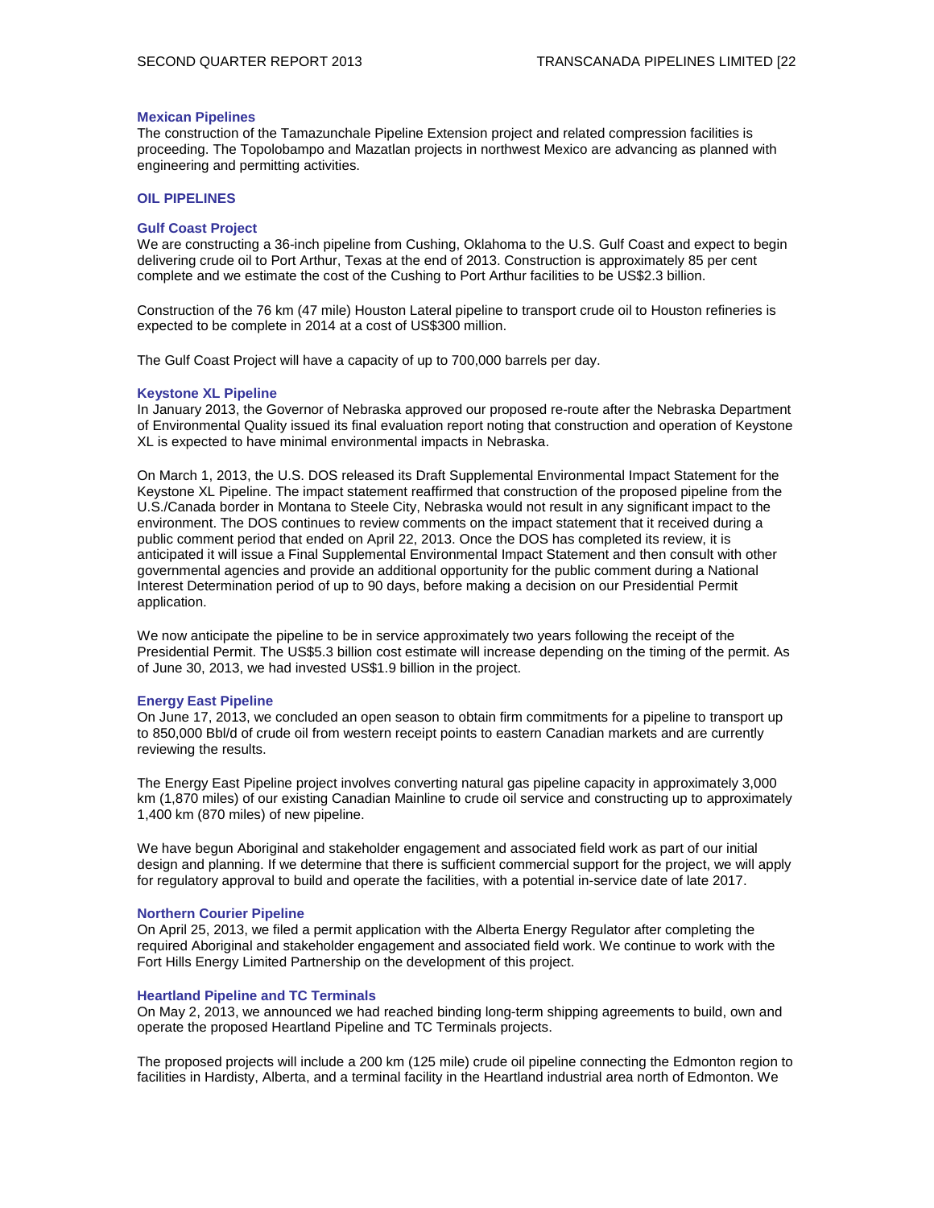### Mexican Pipelines

The construction of the Tamazunchale Pipeline Extension project and related compression facilities is proceeding. The Topolobampo and Mazatlan projects in northwest Mexico are advancing as planned with engineering and permitting activities.

## OIL PIPELINES

### Gulf Coast Project

We are constructing a 36-inch pipeline from Cushing, Oklahoma to the U.S. Gulf Coast and expect to begin delivering crude oil to Port Arthur, Texas at the end of 2013. Construction is approximately 85 per cent complete and we estimate the cost of the Cushing to Port Arthur facilities to be US$2.3 billion.

Construction of the 76 km (47 mile) Houston Lateral pipeline to transport crude oil to Houston refineries is expected to be complete in 2014 at a cost of US$300 million.

The Gulf Coast Project will have a capacity of up to 700,000 barrels per day.

### Keystone XL Pipeline

In January 2013, the Governor of Nebraska approved our proposed re-route after the Nebraska Department of Environmental Quality issued its final evaluation report noting that construction and operation of Keystone XL is expected to have minimal environmental impacts in Nebraska.

On March 1, 2013, the U.S. DOS released its Draft Supplemental Environmental Impact Statement for the Keystone XL Pipeline. The impact statement reaffirmed that construction of the proposed pipeline from the U.S./Canada border in Montana to Steele City, Nebraska would not result in any significant impact to the environment. The DOS continues to review comments on the impact statement that it received during a public comment period that ended on April 22, 2013. Once the DOS has completed its review, it is anticipated it will issue a Final Supplemental Environmental Impact Statement and then consult with other governmental agencies and provide an additional opportunity for the public comment during a National Interest Determination period of up to 90 days, before making a decision on our Presidential Permit application.

We now anticipate the pipeline to be in service approximately two years following the receipt of the Presidential Permit. The US$5.3 billion cost estimate will increase depending on the timing of the permit. As of June 30, 2013, we had invested US$1.9 billion in the project.

### Energy East Pipeline

On June 17, 2013, we concluded an open season to obtain firm commitments for a pipeline to transport up to 850,000 Bbl/d of crude oil from western receipt points to eastern Canadian markets and are currently reviewing the results.

The Energy East Pipeline project involves converting natural gas pipeline capacity in approximately 3,000 km (1,870 miles) of our existing Canadian Mainline to crude oil service and constructing up to approximately 1,400 km (870 miles) of new pipeline.

We have begun Aboriginal and stakeholder engagement and associated field work as part of our initial design and planning. If we determine that there is sufficient commercial support for the project, we will apply for regulatory approval to build and operate the facilities, with a potential in-service date of late 2017.

### Northern Courier Pipeline

On April 25, 2013, we filed a permit application with the Alberta Energy Regulator after completing the required Aboriginal and stakeholder engagement and associated field work. We continue to work with the Fort Hills Energy Limited Partnership on the development of this project.

### Heartland Pipeline and TC Terminals

On May 2, 2013, we announced we had reached binding long-term shipping agreements to build, own and operate the proposed Heartland Pipeline and TC Terminals projects.

The proposed projects will include a 200 km (125 mile) crude oil pipeline connecting the Edmonton region to facilities in Hardisty, Alberta, and a terminal facility in the Heartland industrial area north of Edmonton. We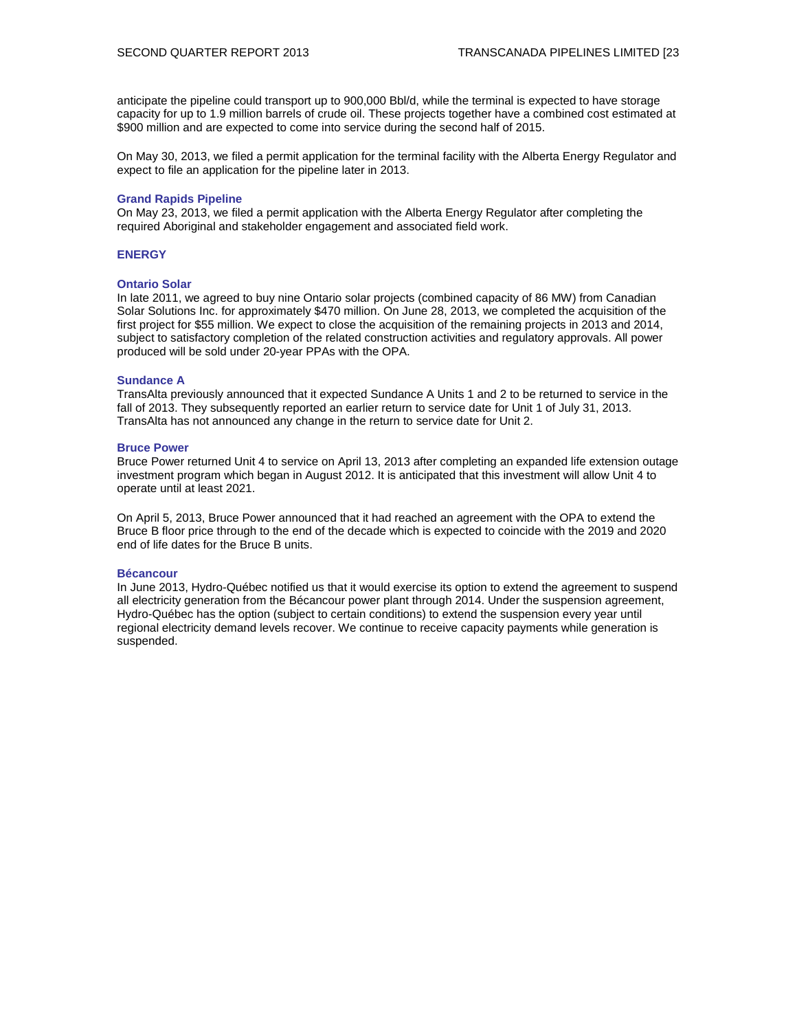anticipate the pipeline could transport up to 900,000 Bbl/d, while the terminal is expected to have storage capacity for up to 1.9 million barrels of crude oil. These projects together have a combined cost estimated at $900 million and are expected to come into service during the second half of 2015.

On May 30, 2013, we filed a permit application for the terminal facility with the Alberta Energy Regulator and expect to file an application for the pipeline later in 2013.

### Grand Rapids Pipeline

On May 23, 2013, we filed a permit application with the Alberta Energy Regulator after completing the required Aboriginal and stakeholder engagement and associated field work.

## ENERGY

### Ontario Solar

In late 2011, we agreed to buy nine Ontario solar projects (combined capacity of 86 MW) from Canadian Solar Solutions Inc. for approximately $470 million. On June 28, 2013, we completed the acquisition of the first project for $55 million. We expect to close the acquisition of the remaining projects in 2013 and 2014, subject to satisfactory completion of the related construction activities and regulatory approvals. All power produced will be sold under 20-year PPAs with the OPA.

### Sundance A

TransAlta previously announced that it expected Sundance A Units 1 and 2 to be returned to service in the fall of 2013. They subsequently reported an earlier return to service date for Unit 1 of July 31, 2013. TransAlta has not announced any change in the return to service date for Unit 2.

### Bruce Power

Bruce Power returned Unit 4 to service on April 13, 2013 after completing an expanded life extension outage investment program which began in August 2012. It is anticipated that this investment will allow Unit 4 to operate until at least 2021.

On April 5, 2013, Bruce Power announced that it had reached an agreement with the OPA to extend the Bruce B floor price through to the end of the decade which is expected to coincide with the 2019 and 2020 end of life dates for the Bruce B units.

### Bécancour

In June 2013, Hydro-Québec notified us that it would exercise its option to extend the agreement to suspend all electricity generation from the Bécancour power plant through 2014. Under the suspension agreement, Hydro-Québec has the option (subject to certain conditions) to extend the suspension every year until regional electricity demand levels recover. We continue to receive capacity payments while generation is suspended.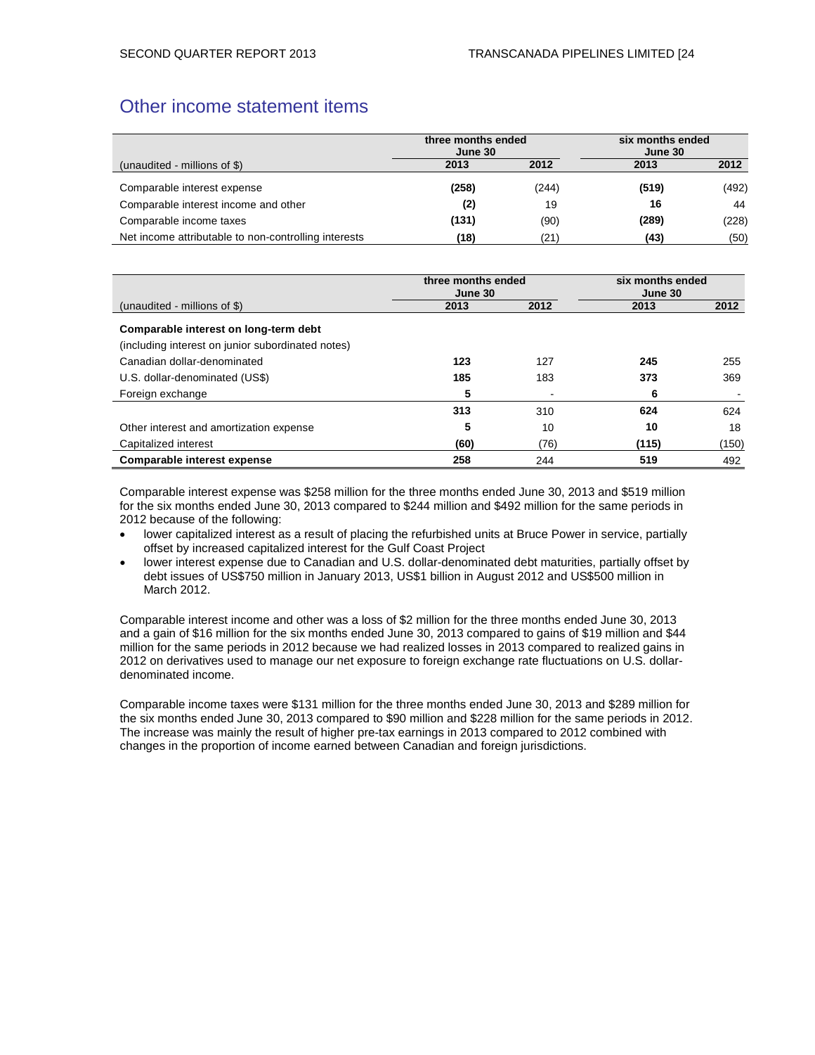# Other income statement items

| (unaudited - millions of $) | three months ended June 30 | | six months ended June 30 | |
|---|---|---|---|---|
| | **2013** | **2012** | **2013** | **2012** |
| Comparable interest expense | **(258)** | (244) | **(519)** | (492) |
| Comparable interest income and other | **(2)** | 19 | **16** | 44 |
| Comparable income taxes | **(131)** | (90) | **(289)** | (228) |
| Net income attributable to non-controlling interests | **(18)** | (21) | **(43)** | (50) |

| (unaudited - millions of $) | three months ended June 30 | | six months ended June 30 | |
|---|---|---|---|---|
| | **2013** | **2012** | **2013** | **2012** |
| **Comparable interest on long-term debt** | | | | |
| (including interest on junior subordinated notes) | | | | |
| Canadian dollar-denominated | **123** | 127 | **245** | 255 |
| U.S. dollar-denominated (US$) | **185** | 183 | **373** | 369 |
| Foreign exchange | **5** | - | **6** | - |
| | **313** | 310 | **624** | 624 |
| Other interest and amortization expense | **5** | 10 | **10** | 18 |
| Capitalized interest | **(60)** | (76) | **(115)** | (150) |
| **Comparable interest expense** | **258** | 244 | **519** | 492 |

Comparable interest expense was $258 million for the three months ended June 30, 2013 and $519 million for the six months ended June 30, 2013 compared to $244 million and $492 million for the same periods in 2012 because of the following:

- lower capitalized interest as a result of placing the refurbished units at Bruce Power in service, partially offset by increased capitalized interest for the Gulf Coast Project
- lower interest expense due to Canadian and U.S. dollar-denominated debt maturities, partially offset by debt issues of US$750 million in January 2013, US$1 billion in August 2012 and US$500 million in March 2012.

Comparable interest income and other was a loss of $2 million for the three months ended June 30, 2013 and a gain of $16 million for the six months ended June 30, 2013 compared to gains of $19 million and $44 million for the same periods in 2012 because we had realized losses in 2013 compared to realized gains in 2012 on derivatives used to manage our net exposure to foreign exchange rate fluctuations on U.S. dollar-denominated income.

Comparable income taxes were $131 million for the three months ended June 30, 2013 and $289 million for the six months ended June 30, 2013 compared to $90 million and $228 million for the same periods in 2012. The increase was mainly the result of higher pre-tax earnings in 2013 compared to 2012 combined with changes in the proportion of income earned between Canadian and foreign jurisdictions.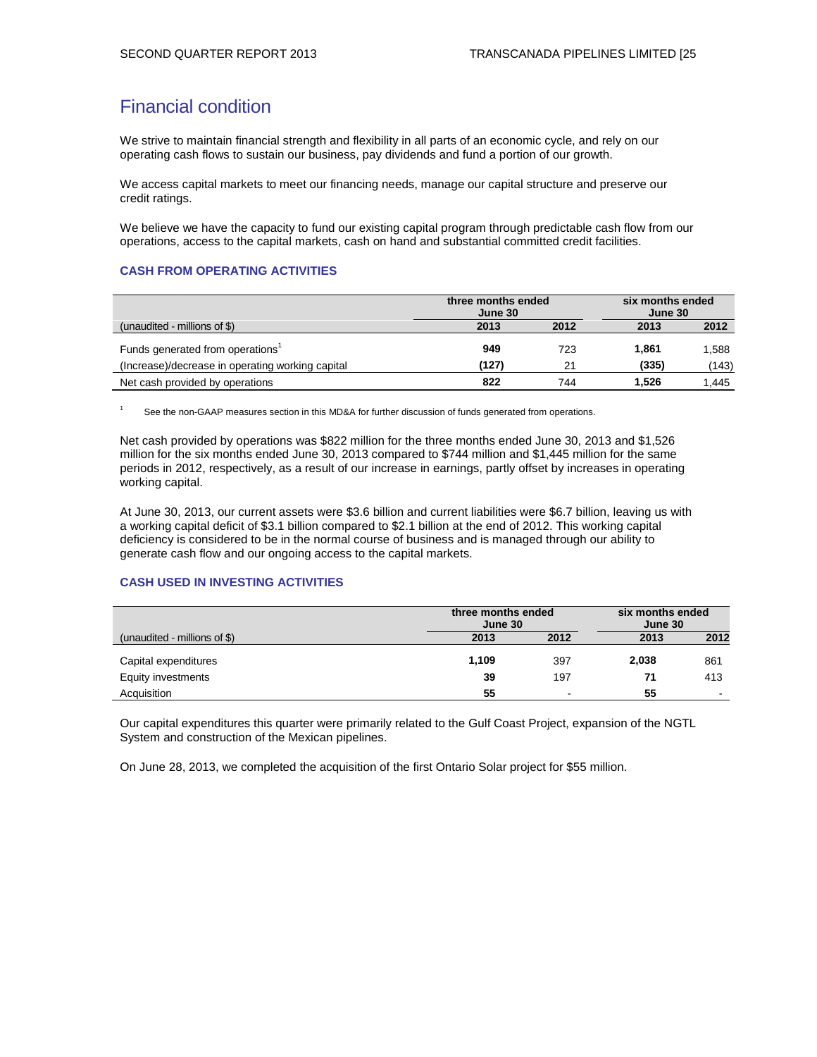# Financial condition

We strive to maintain financial strength and flexibility in all parts of an economic cycle, and rely on our operating cash flows to sustain our business, pay dividends and fund a portion of our growth.

We access capital markets to meet our financing needs, manage our capital structure and preserve our credit ratings.

We believe we have the capacity to fund our existing capital program through predictable cash flow from our operations, access to the capital markets, cash on hand and substantial committed credit facilities.

### CASH FROM OPERATING ACTIVITIES

| | three months ended June 30 | | six months ended June 30 | |
|---|---|---|---|---|
| (unaudited - millions of $) | **2013** | **2012** | **2013** | **2012** |
| Funds generated from operations[1] | **949** | 723 | **1,861** | 1,588 |
| (Increase)/decrease in operating working capital | **(127)** | 21 | **(335)** | (143) |
| Net cash provided by operations | **822** | 744 | **1,526** | 1,445 |

1 See the non-GAAP measures section in this MD&A for further discussion of funds generated from operations.

Net cash provided by operations was $822 million for the three months ended June 30, 2013 and $1,526 million for the six months ended June 30, 2013 compared to $744 million and $1,445 million for the same periods in 2012, respectively, as a result of our increase in earnings, partly offset by increases in operating working capital.

At June 30, 2013, our current assets were $3.6 billion and current liabilities were $6.7 billion, leaving us with a working capital deficit of $3.1 billion compared to $2.1 billion at the end of 2012. This working capital deficiency is considered to be in the normal course of business and is managed through our ability to generate cash flow and our ongoing access to the capital markets.

### CASH USED IN INVESTING ACTIVITIES

| | three months ended June 30 | | six months ended June 30 | |
|---|---|---|---|---|
| (unaudited - millions of $) | **2013** | **2012** | **2013** | **2012** |
| Capital expenditures | **1,109** | 397 | **2,038** | 861 |
| Equity investments | **39** | 197 | **71** | 413 |
| Acquisition | **55** | - | **55** | - |

Our capital expenditures this quarter were primarily related to the Gulf Coast Project, expansion of the NGTL System and construction of the Mexican pipelines.

On June 28, 2013, we completed the acquisition of the first Ontario Solar project for $55 million.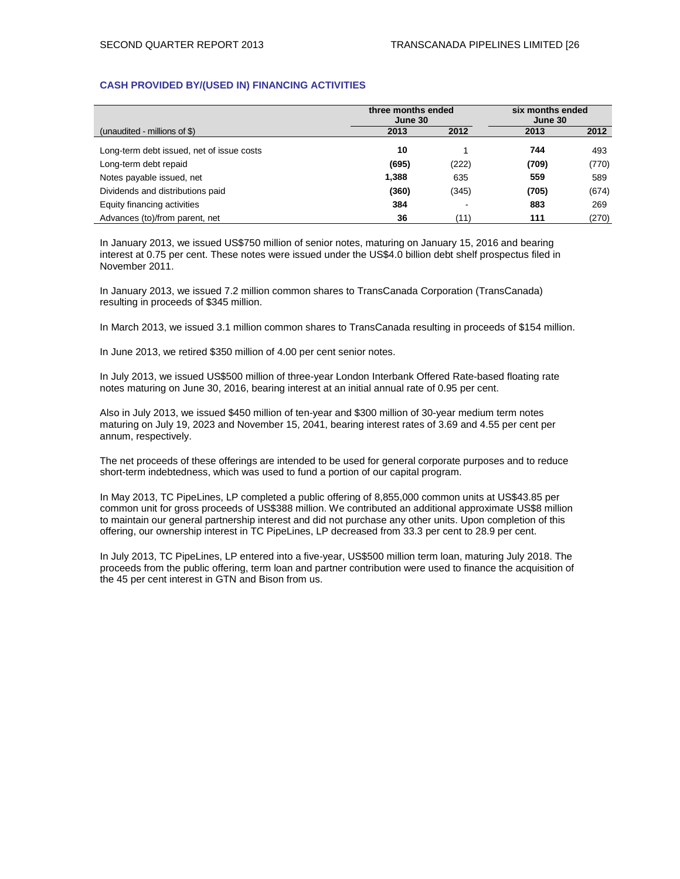### CASH PROVIDED BY/(USED IN) FINANCING ACTIVITIES

| | three months ended June 30 | | six months ended June 30 | |
|---|---|---|---|---|
| (unaudited - millions of $) | **2013** | 2012 | **2013** | 2012 |
| Long-term debt issued, net of issue costs | **10** | 1 | **744** | 493 |
| Long-term debt repaid | **(695)** | (222) | **(709)** | (770) |
| Notes payable issued, net | **1,388** | 635 | **559** | 589 |
| Dividends and distributions paid | **(360)** | (345) | **(705)** | (674) |
| Equity financing activities | **384** | - | **883** | 269 |
| Advances (to)/from parent, net | **36** | (11) | **111** | (270) |

In January 2013, we issued US$750 million of senior notes, maturing on January 15, 2016 and bearing interest at 0.75 per cent. These notes were issued under the US$4.0 billion debt shelf prospectus filed in November 2011.

In January 2013, we issued 7.2 million common shares to TransCanada Corporation (TransCanada) resulting in proceeds of $345 million.

In March 2013, we issued 3.1 million common shares to TransCanada resulting in proceeds of $154 million.

In June 2013, we retired $350 million of 4.00 per cent senior notes.

In July 2013, we issued US$500 million of three-year London Interbank Offered Rate-based floating rate notes maturing on June 30, 2016, bearing interest at an initial annual rate of 0.95 per cent.

Also in July 2013, we issued $450 million of ten-year and $300 million of 30-year medium term notes maturing on July 19, 2023 and November 15, 2041, bearing interest rates of 3.69 and 4.55 per cent per annum, respectively.

The net proceeds of these offerings are intended to be used for general corporate purposes and to reduce short-term indebtedness, which was used to fund a portion of our capital program.

In May 2013, TC PipeLines, LP completed a public offering of 8,855,000 common units at US$43.85 per common unit for gross proceeds of US$388 million. We contributed an additional approximate US$8 million to maintain our general partnership interest and did not purchase any other units. Upon completion of this offering, our ownership interest in TC PipeLines, LP decreased from 33.3 per cent to 28.9 per cent.

In July 2013, TC PipeLines, LP entered into a five-year, US$500 million term loan, maturing July 2018. The proceeds from the public offering, term loan and partner contribution were used to finance the acquisition of the 45 per cent interest in GTN and Bison from us.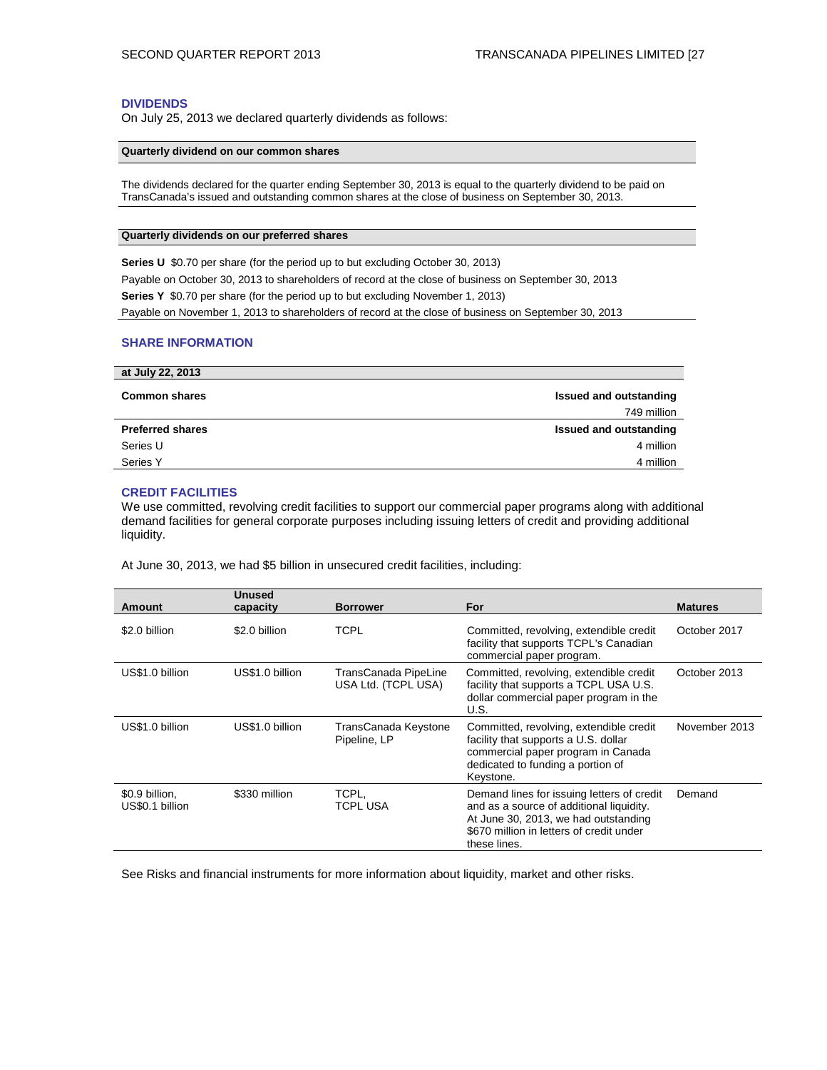## DIVIDENDS

On July 25, 2013 we declared quarterly dividends as follows:

| Quarterly dividend on our common shares |
|---|
| The dividends declared for the quarter ending September 30, 2013 is equal to the quarterly dividend to be paid on TransCanada's issued and outstanding common shares at the close of business on September 30, 2013. |

| Quarterly dividends on our preferred shares |
|---|
| **Series U** $0.70 per share (for the period up to but excluding October 30, 2013) |
| Payable on October 30, 2013 to shareholders of record at the close of business on September 30, 2013 |
| **Series Y** $0.70 per share (for the period up to but excluding November 1, 2013) |
| Payable on November 1, 2013 to shareholders of record at the close of business on September 30, 2013 |

## SHARE INFORMATION

| at July 22, 2013 | |
|---|---|
| **Common shares** | **Issued and outstanding** |
| | 749 million |
| **Preferred shares** | **Issued and outstanding** |
| Series U | 4 million |
| Series Y | 4 million |

## CREDIT FACILITIES

We use committed, revolving credit facilities to support our commercial paper programs along with additional demand facilities for general corporate purposes including issuing letters of credit and providing additional liquidity.

At June 30, 2013, we had $5 billion in unsecured credit facilities, including:

| Amount | Unused capacity | Borrower | For | Matures |
|---|---|---|---|---|
| $2.0 billion | $2.0 billion | TCPL | Committed, revolving, extendible credit facility that supports TCPL's Canadian commercial paper program. | October 2017 |
| US$1.0 billion | US$1.0 billion | TransCanada PipeLine USA Ltd. (TCPL USA) | Committed, revolving, extendible credit facility that supports a TCPL USA U.S. dollar commercial paper program in the U.S. | October 2013 |
| US$1.0 billion | US$1.0 billion | TransCanada Keystone Pipeline, LP | Committed, revolving, extendible credit facility that supports a U.S. dollar commercial paper program in Canada dedicated to funding a portion of Keystone. | November 2013 |
| $0.9 billion, US$0.1 billion | $330 million | TCPL, TCPL USA | Demand lines for issuing letters of credit and as a source of additional liquidity. At June 30, 2013, we had outstanding $670 million in letters of credit under these lines. | Demand |

See Risks and financial instruments for more information about liquidity, market and other risks.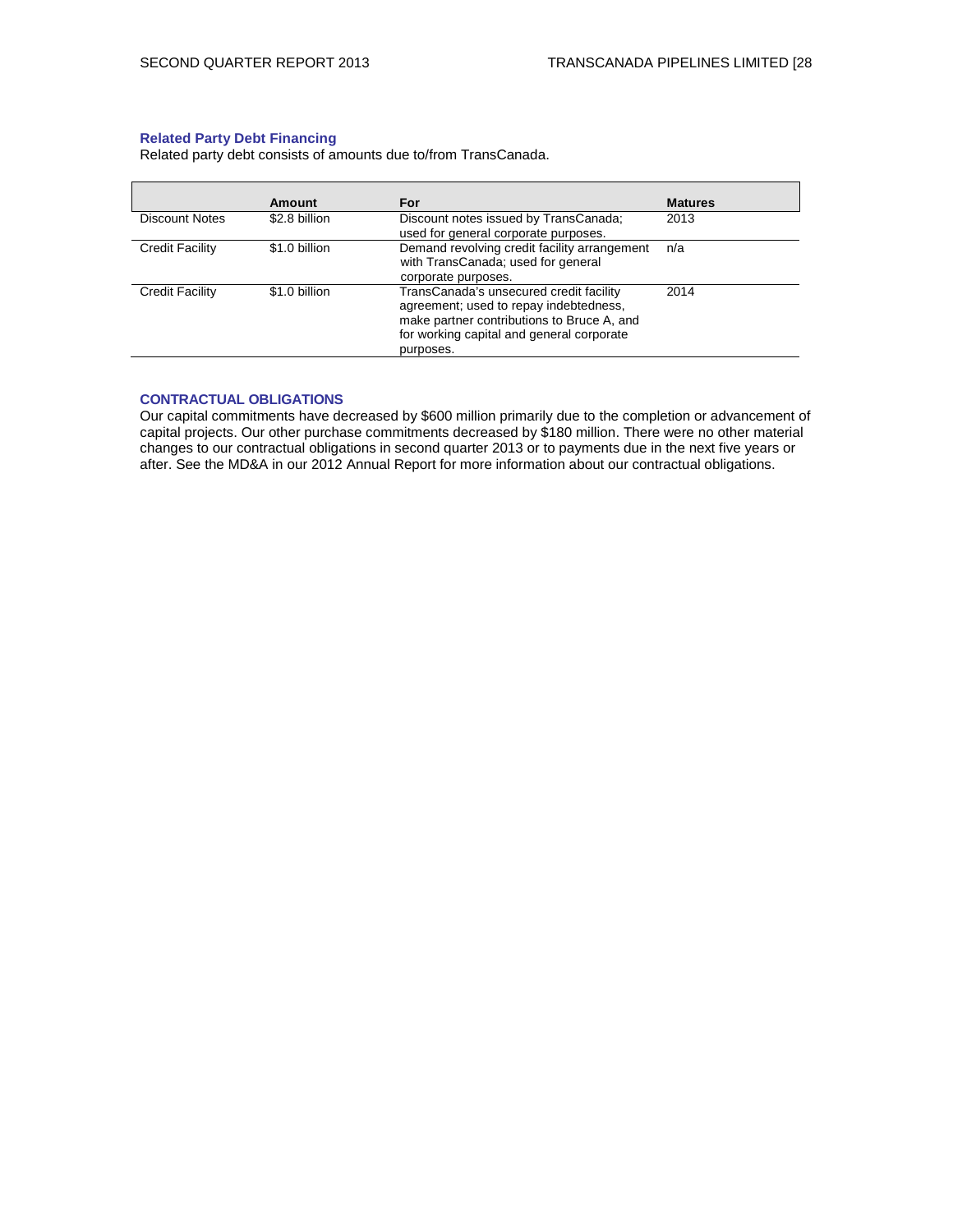### Related Party Debt Financing

Related party debt consists of amounts due to/from TransCanada.

| | Amount | For | Matures |
|---|---|---|---|
| Discount Notes | $2.8 billion | Discount notes issued by TransCanada; used for general corporate purposes. | 2013 |
| Credit Facility | $1.0 billion | Demand revolving credit facility arrangement with TransCanada; used for general corporate purposes. | n/a |
| Credit Facility | $1.0 billion | TransCanada's unsecured credit facility agreement; used to repay indebtedness, make partner contributions to Bruce A, and for working capital and general corporate purposes. | 2014 |

### CONTRACTUAL OBLIGATIONS

Our capital commitments have decreased by $600 million primarily due to the completion or advancement of capital projects. Our other purchase commitments decreased by $180 million. There were no other material changes to our contractual obligations in second quarter 2013 or to payments due in the next five years or after. See the MD&A in our 2012 Annual Report for more information about our contractual obligations.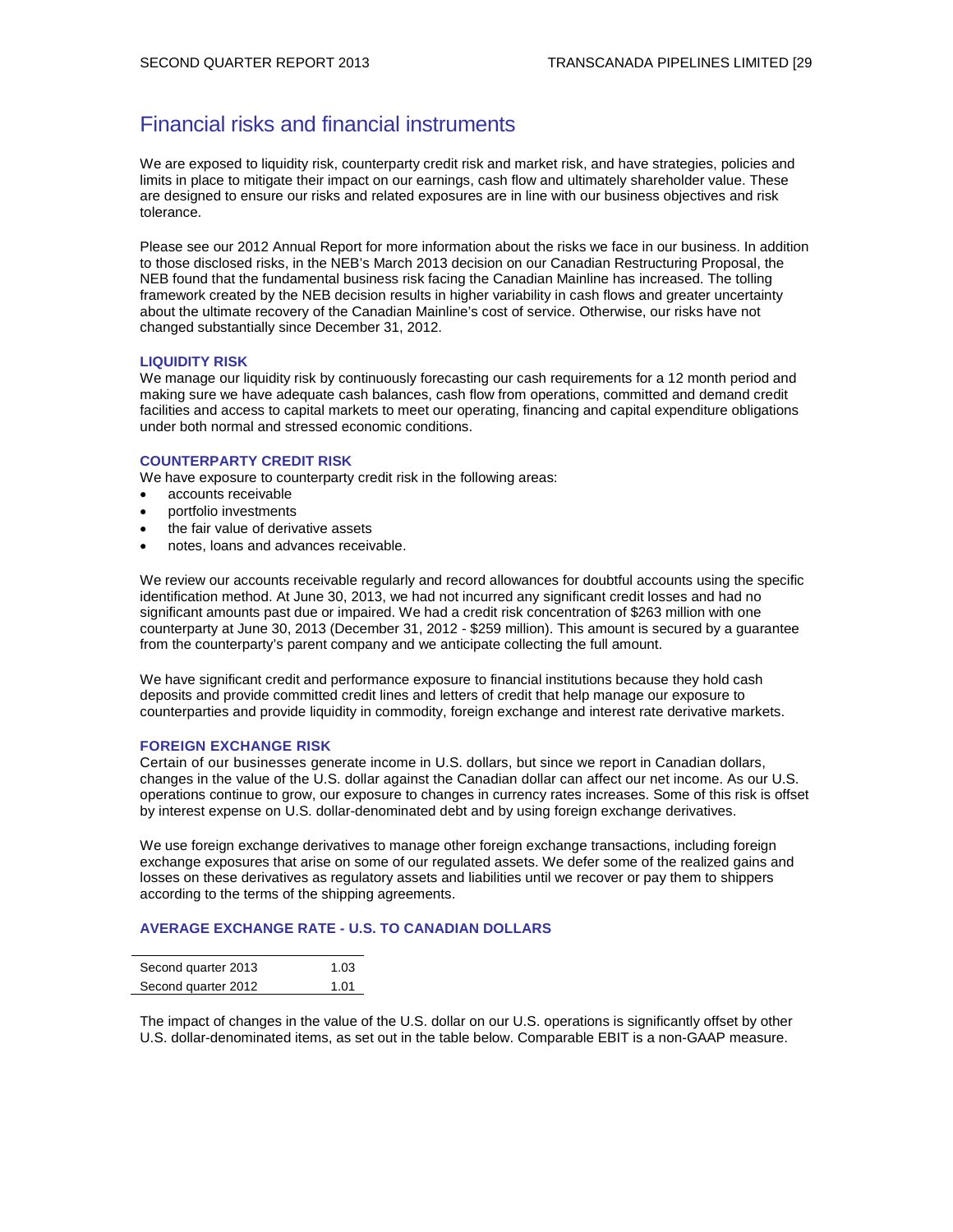# Financial risks and financial instruments

We are exposed to liquidity risk, counterparty credit risk and market risk, and have strategies, policies and limits in place to mitigate their impact on our earnings, cash flow and ultimately shareholder value. These are designed to ensure our risks and related exposures are in line with our business objectives and risk tolerance.

Please see our 2012 Annual Report for more information about the risks we face in our business. In addition to those disclosed risks, in the NEB's March 2013 decision on our Canadian Restructuring Proposal, the NEB found that the fundamental business risk facing the Canadian Mainline has increased. The tolling framework created by the NEB decision results in higher variability in cash flows and greater uncertainty about the ultimate recovery of the Canadian Mainline's cost of service. Otherwise, our risks have not changed substantially since December 31, 2012.

### LIQUIDITY RISK

We manage our liquidity risk by continuously forecasting our cash requirements for a 12 month period and making sure we have adequate cash balances, cash flow from operations, committed and demand credit facilities and access to capital markets to meet our operating, financing and capital expenditure obligations under both normal and stressed economic conditions.

### COUNTERPARTY CREDIT RISK

We have exposure to counterparty credit risk in the following areas:

- accounts receivable
- portfolio investments
- the fair value of derivative assets
- notes, loans and advances receivable.

We review our accounts receivable regularly and record allowances for doubtful accounts using the specific identification method. At June 30, 2013, we had not incurred any significant credit losses and had no significant amounts past due or impaired. We had a credit risk concentration of $263 million with one counterparty at June 30, 2013 (December 31, 2012 - $259 million). This amount is secured by a guarantee from the counterparty's parent company and we anticipate collecting the full amount.

We have significant credit and performance exposure to financial institutions because they hold cash deposits and provide committed credit lines and letters of credit that help manage our exposure to counterparties and provide liquidity in commodity, foreign exchange and interest rate derivative markets.

### FOREIGN EXCHANGE RISK

Certain of our businesses generate income in U.S. dollars, but since we report in Canadian dollars, changes in the value of the U.S. dollar against the Canadian dollar can affect our net income. As our U.S. operations continue to grow, our exposure to changes in currency rates increases. Some of this risk is offset by interest expense on U.S. dollar-denominated debt and by using foreign exchange derivatives.

We use foreign exchange derivatives to manage other foreign exchange transactions, including foreign exchange exposures that arise on some of our regulated assets. We defer some of the realized gains and losses on these derivatives as regulatory assets and liabilities until we recover or pay them to shippers according to the terms of the shipping agreements.

### AVERAGE EXCHANGE RATE - U.S. TO CANADIAN DOLLARS

| | |
|---|---|
| Second quarter 2013 | 1.03 |
| Second quarter 2012 | 1.01 |

The impact of changes in the value of the U.S. dollar on our U.S. operations is significantly offset by other U.S. dollar-denominated items, as set out in the table below. Comparable EBIT is a non-GAAP measure.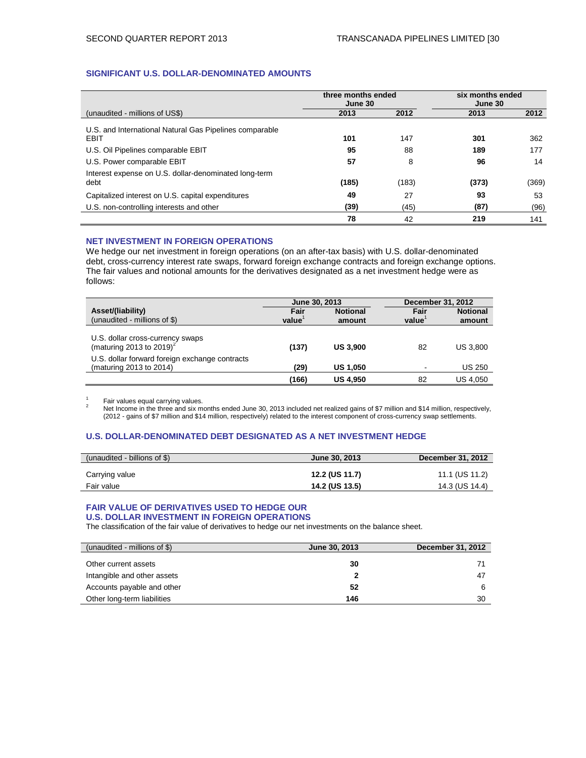## SIGNIFICANT U.S. DOLLAR-DENOMINATED AMOUNTS

| | three months ended June 30 | | six months ended June 30 | |
|---|---|---|---|---|
| (unaudited - millions of US$) | 2013 | 2012 | 2013 | 2012 |
| U.S. and International Natural Gas Pipelines comparable EBIT | **101** | 147 | **301** | 362 |
| U.S. Oil Pipelines comparable EBIT | **95** | 88 | **189** | 177 |
| U.S. Power comparable EBIT | **57** | 8 | **96** | 14 |
| Interest expense on U.S. dollar-denominated long-term debt | **(185)** | (183) | **(373)** | (369) |
| Capitalized interest on U.S. capital expenditures | **49** | 27 | **93** | 53 |
| U.S. non-controlling interests and other | **(39)** | (45) | **(87)** | (96) |
| | **78** | 42 | **219** | 141 |

## NET INVESTMENT IN FOREIGN OPERATIONS

We hedge our net investment in foreign operations (on an after-tax basis) with U.S. dollar-denominated debt, cross-currency interest rate swaps, forward foreign exchange contracts and foreign exchange options. The fair values and notional amounts for the derivatives designated as a net investment hedge were as follows:

| Asset/(liability) | June 30, 2013 | | December 31, 2012 | |
|---|---|---|---|---|
| (unaudited - millions of $) | Fair value[1] | Notional amount | Fair value[1] | Notional amount |
| U.S. dollar cross-currency swaps (maturing 2013 to 2019)[2] | **(137)** | **US 3,900** | 82 | US 3,800 |
| U.S. dollar forward foreign exchange contracts (maturing 2013 to 2014) | **(29)** | **US 1,050** | - | US 250 |
| | **(166)** | **US 4,950** | 82 | US 4,050 |

1 Fair values equal carrying values.

2 Net Income in the three and six months ended June 30, 2013 included net realized gains of $7 million and $14 million, respectively, (2012 - gains of $7 million and $14 million, respectively) related to the interest component of cross-currency swap settlements.

## U.S. DOLLAR-DENOMINATED DEBT DESIGNATED AS A NET INVESTMENT HEDGE

| (unaudited - billions of $) | June 30, 2013 | December 31, 2012 |
|---|---|---|
| Carrying value | **12.2 (US 11.7)** | 11.1 (US 11.2) |
| Fair value | **14.2 (US 13.5)** | 14.3 (US 14.4) |

## FAIR VALUE OF DERIVATIVES USED TO HEDGE OUR U.S. DOLLAR INVESTMENT IN FOREIGN OPERATIONS

The classification of the fair value of derivatives to hedge our net investments on the balance sheet.

| (unaudited - millions of $) | June 30, 2013 | December 31, 2012 |
|---|---|---|
| Other current assets | **30** | 71 |
| Intangible and other assets | **2** | 47 |
| Accounts payable and other | **52** | 6 |
| Other long-term liabilities | **146** | 30 |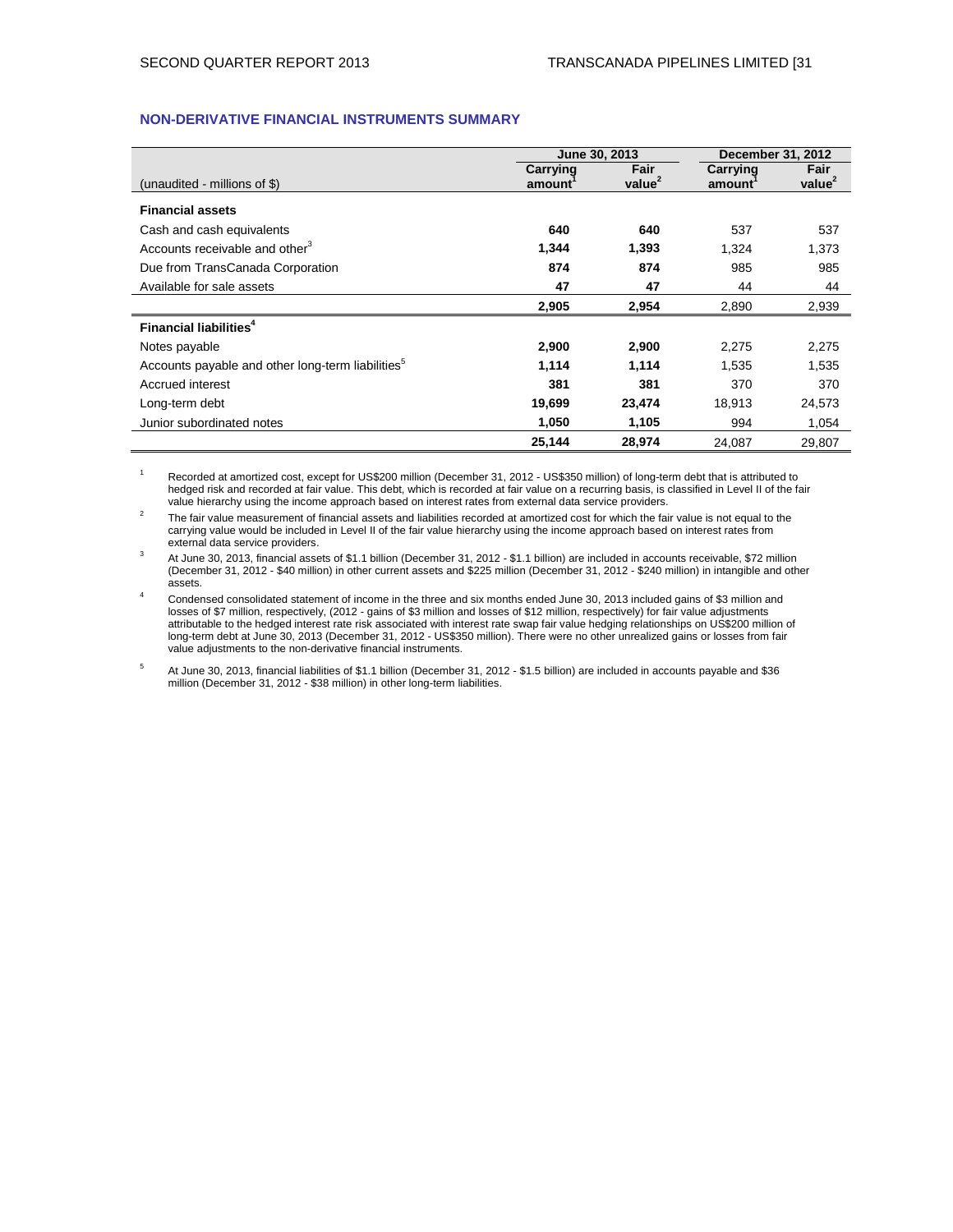## NON-DERIVATIVE FINANCIAL INSTRUMENTS SUMMARY

| (unaudited - millions of $) | June 30, 2013 | | December 31, 2012 | |
|---|---|---|---|---|
| | Carrying amount[1] | Fair value[2] | Carrying amount[1] | Fair value[2] |
| **Financial assets** | | | | |
| Cash and cash equivalents | **640** | **640** | 537 | 537 |
| Accounts receivable and other[3] | **1,344** | **1,393** | 1,324 | 1,373 |
| Due from TransCanada Corporation | **874** | **874** | 985 | 985 |
| Available for sale assets | **47** | **47** | 44 | 44 |
| | **2,905** | **2,954** | 2,890 | 2,939 |
| **Financial liabilities**[4] | | | | |
| Notes payable | **2,900** | **2,900** | 2,275 | 2,275 |
| Accounts payable and other long-term liabilities[5] | **1,114** | **1,114** | 1,535 | 1,535 |
| Accrued interest | **381** | **381** | 370 | 370 |
| Long-term debt | **19,699** | **23,474** | 18,913 | 24,573 |
| Junior subordinated notes | **1,050** | **1,105** | 994 | 1,054 |
| | **25,144** | **28,974** | 24,087 | 29,807 |

1. Recorded at amortized cost, except for US$200 million (December 31, 2012 - US$350 million) of long-term debt that is attributed to hedged risk and recorded at fair value. This debt, which is recorded at fair value on a recurring basis, is classified in Level II of the fair value hierarchy using the income approach based on interest rates from external data service providers.
2. The fair value measurement of financial assets and liabilities recorded at amortized cost for which the fair value is not equal to the carrying value would be included in Level II of the fair value hierarchy using the income approach based on interest rates from external data service providers.
3. At June 30, 2013, financial assets of $1.1 billion (December 31, 2012 - $1.1 billion) are included in accounts receivable, $72 million (December 31, 2012 - $40 million) in other current assets and $225 million (December 31, 2012 - $240 million) in intangible and other assets.
4. Condensed consolidated statement of income in the three and six months ended June 30, 2013 included gains of $3 million and losses of $7 million, respectively, (2012 - gains of $3 million and losses of $12 million, respectively) for fair value adjustments attributable to the hedged interest rate risk associated with interest rate swap fair value hedging relationships on US$200 million of long-term debt at June 30, 2013 (December 31, 2012 - US$350 million). There were no other unrealized gains or losses from fair value adjustments to the non-derivative financial instruments.
5. At June 30, 2013, financial liabilities of $1.1 billion (December 31, 2012 - $1.5 billion) are included in accounts payable and $36 million (December 31, 2012 - $38 million) in other long-term liabilities.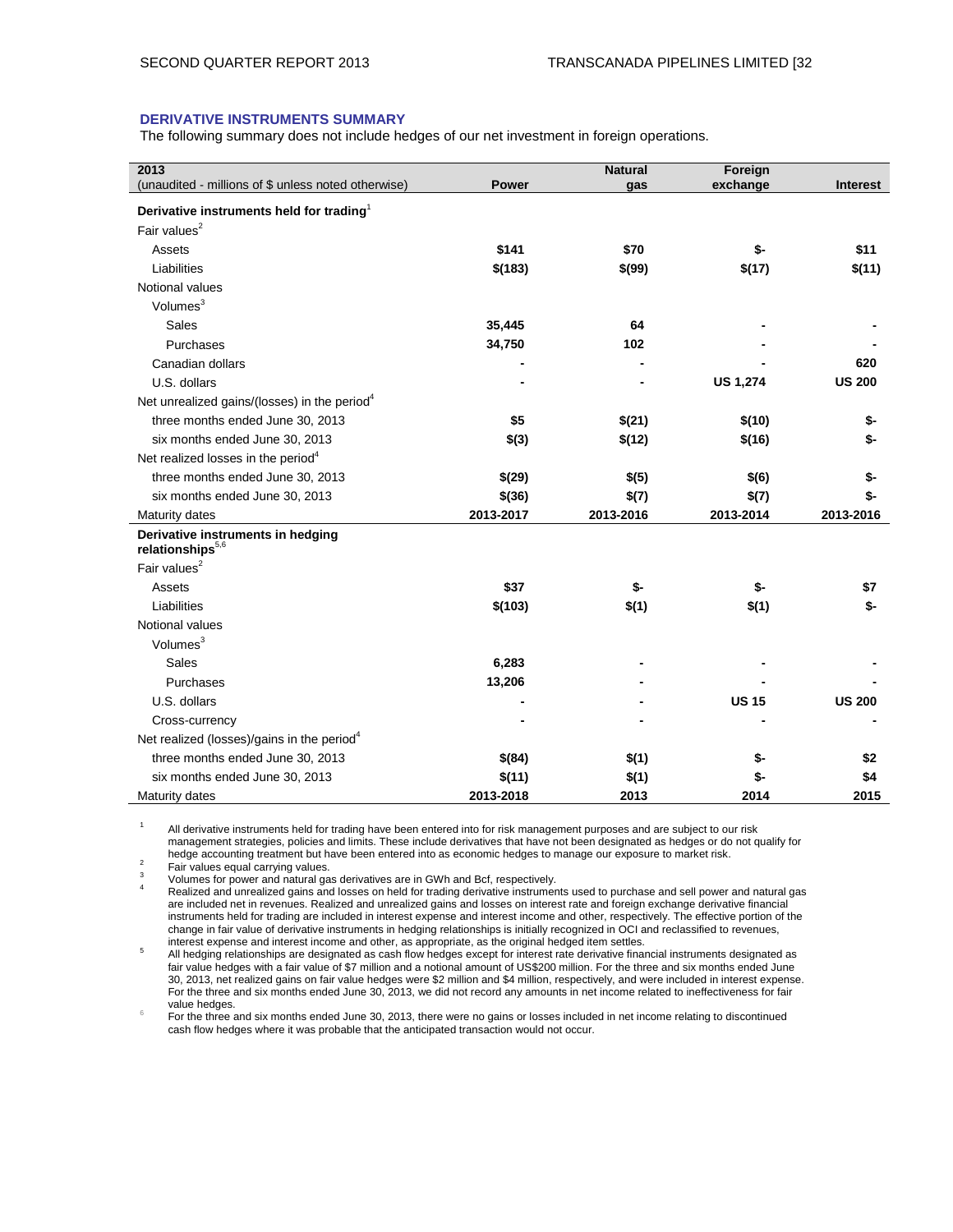## DERIVATIVE INSTRUMENTS SUMMARY

The following summary does not include hedges of our net investment in foreign operations.

| 2013<br>(unaudited - millions of $ unless noted otherwise) | Power | Natural gas | Foreign exchange | Interest |
|---|---|---|---|---|
| **Derivative instruments held for trading**[1] | | | | |
| Fair values[2] | | | | |
| Assets | **$141** | **$70** | **$-** | **$11** |
| Liabilities | **$(183)** | **$(99)** | **$(17)** | **$(11)** |
| Notional values | | | | |
| Volumes[3] | | | | |
| Sales | **35,445** | **64** | **-** | **-** |
| Purchases | **34,750** | **102** | **-** | **-** |
| Canadian dollars | **-** | **-** | **-** | **620** |
| U.S. dollars | **-** | **-** | **US 1,274** | **US 200** |
| Net unrealized gains/(losses) in the period[4] | | | | |
| three months ended June 30, 2013 | **$5** | **$(21)** | **$(10)** | **$-** |
| six months ended June 30, 2013 | **$(3)** | **$(12)** | **$(16)** | **$-** |
| Net realized losses in the period[4] | | | | |
| three months ended June 30, 2013 | **$(29)** | **$(5)** | **$(6)** | **$-** |
| six months ended June 30, 2013 | **$(36)** | **$(7)** | **$(7)** | **$-** |
| Maturity dates | **2013-2017** | **2013-2016** | **2013-2014** | **2013-2016** |
| **Derivative instruments in hedging relationships**[5,6] | | | | |
| Fair values[2] | | | | |
| Assets | **$37** | **$-** | **$-** | **$7** |
| Liabilities | **$(103)** | **$(1)** | **$(1)** | **$-** |
| Notional values | | | | |
| Volumes[3] | | | | |
| Sales | **6,283** | **-** | **-** | **-** |
| Purchases | **13,206** | **-** | **-** | **-** |
| U.S. dollars | **-** | **-** | **US 15** | **US 200** |
| Cross-currency | **-** | **-** | **-** | **-** |
| Net realized (losses)/gains in the period[4] | | | | |
| three months ended June 30, 2013 | **$(84)** | **$(1)** | **$-** | **$2** |
| six months ended June 30, 2013 | **$(11)** | **$(1)** | **$-** | **$4** |
| Maturity dates | **2013-2018** | **2013** | **2014** | **2015** |

1. All derivative instruments held for trading have been entered into for risk management purposes and are subject to our risk management strategies, policies and limits. These include derivatives that have not been designated as hedges or do not qualify for hedge accounting treatment but have been entered into as economic hedges to manage our exposure to market risk.
2. Fair values equal carrying values.
3. Volumes for power and natural gas derivatives are in GWh and Bcf, respectively.
4. Realized and unrealized gains and losses on held for trading derivative instruments used to purchase and sell power and natural gas are included net in revenues. Realized and unrealized gains and losses on interest rate and foreign exchange derivative financial instruments held for trading are included in interest expense and interest income and other, respectively. The effective portion of the change in fair value of derivative instruments in hedging relationships is initially recognized in OCI and reclassified to revenues, interest expense and interest income and other, as appropriate, as the original hedged item settles.
5. All hedging relationships are designated as cash flow hedges except for interest rate derivative financial instruments designated as fair value hedges with a fair value of $7 million and a notional amount of US$200 million. For the three and six months ended June 30, 2013, net realized gains on fair value hedges were $2 million and $4 million, respectively, and were included in interest expense. For the three and six months ended June 30, 2013, we did not record any amounts in net income related to ineffectiveness for fair value hedges.
6. For the three and six months ended June 30, 2013, there were no gains or losses included in net income relating to discontinued cash flow hedges where it was probable that the anticipated transaction would not occur.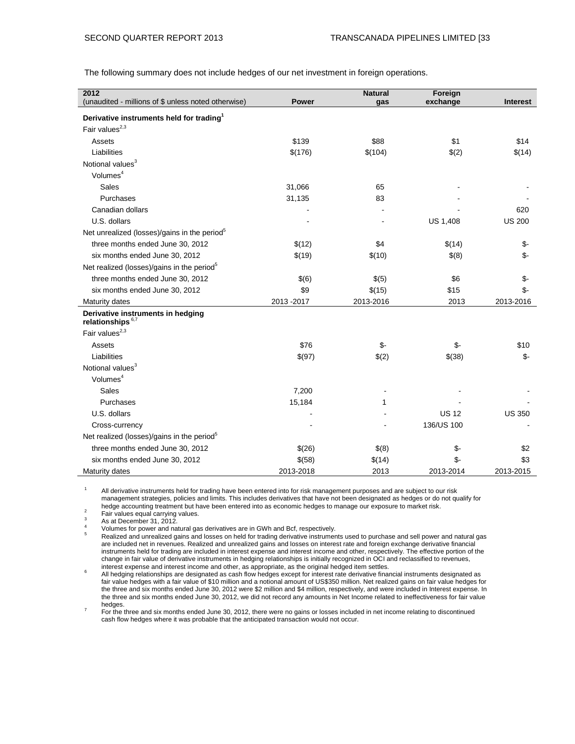The following summary does not include hedges of our net investment in foreign operations.

| 2012<br>(unaudited - millions of $ unless noted otherwise) | Power | Natural gas | Foreign exchange | Interest |
|---|---|---|---|---|
| **Derivative instruments held for trading**[1] | | | | |
| Fair values[2,3] | | | | |
| Assets | $139 | $88 | $1 | $14 |
| Liabilities | $(176) | $(104) | $(2) | $(14) |
| Notional values[3] | | | | |
| Volumes[4] | | | | |
| Sales | 31,066 | 65 | - | - |
| Purchases | 31,135 | 83 | - | - |
| Canadian dollars | - | - | - | 620 |
| U.S. dollars | - | - | US 1,408 | US 200 |
| Net unrealized (losses)/gains in the period[5] | | | | |
| three months ended June 30, 2012 | $(12) | $4 | $(14) | $- |
| six months ended June 30, 2012 | $(19) | $(10) | $(8) | $- |
| Net realized (losses)/gains in the period[5] | | | | |
| three months ended June 30, 2012 | $(6) | $(5) | $6 | $- |
| six months ended June 30, 2012 | $9 | $(15) | $15 | $- |
| Maturity dates | 2013 -2017 | 2013-2016 | 2013 | 2013-2016 |
| **Derivative instruments in hedging relationships**[6,7] | | | | |
| Fair values[2,3] | | | | |
| Assets | $76 | $- | $- | $10 |
| Liabilities | $(97) | $(2) | $(38) | $- |
| Notional values[3] | | | | |
| Volumes[4] | | | | |
| Sales | 7,200 | - | - | - |
| Purchases | 15,184 | 1 | - | - |
| U.S. dollars | - | - | US 12 | US 350 |
| Cross-currency | - | - | 136/US 100 | - |
| Net realized (losses)/gains in the period[5] | | | | |
| three months ended June 30, 2012 | $(26) | $(8) | $- | $2 |
| six months ended June 30, 2012 | $(58) | $(14) | $- | $3 |
| Maturity dates | 2013-2018 | 2013 | 2013-2014 | 2013-2015 |

1 All derivative instruments held for trading have been entered into for risk management purposes and are subject to our risk management strategies, policies and limits. This includes derivatives that have not been designated as hedges or do not qualify for hedge accounting treatment but have been entered into as economic hedges to manage our exposure to market risk.

2 Fair values equal carrying values.

3 As at December 31, 2012.

4 Volumes for power and natural gas derivatives are in GWh and Bcf, respectively.

5 Realized and unrealized gains and losses on held for trading derivative instruments used to purchase and sell power and natural gas are included net in revenues. Realized and unrealized gains and losses on interest rate and foreign exchange derivative financial instruments held for trading are included in interest expense and interest income and other, respectively. The effective portion of the change in fair value of derivative instruments in hedging relationships is initially recognized in OCI and reclassified to revenues, interest expense and interest income and other, as appropriate, as the original hedged item settles.

6 All hedging relationships are designated as cash flow hedges except for interest rate derivative financial instruments designated as fair value hedges with a fair value of $10 million and a notional amount of US$350 million. Net realized gains on fair value hedges for the three and six months ended June 30, 2012 were $2 million and $4 million, respectively, and were included in Interest expense. In the three and six months ended June 30, 2012, we did not record any amounts in Net Income related to ineffectiveness for fair value hedges.

7 For the three and six months ended June 30, 2012, there were no gains or losses included in net income relating to discontinued cash flow hedges where it was probable that the anticipated transaction would not occur.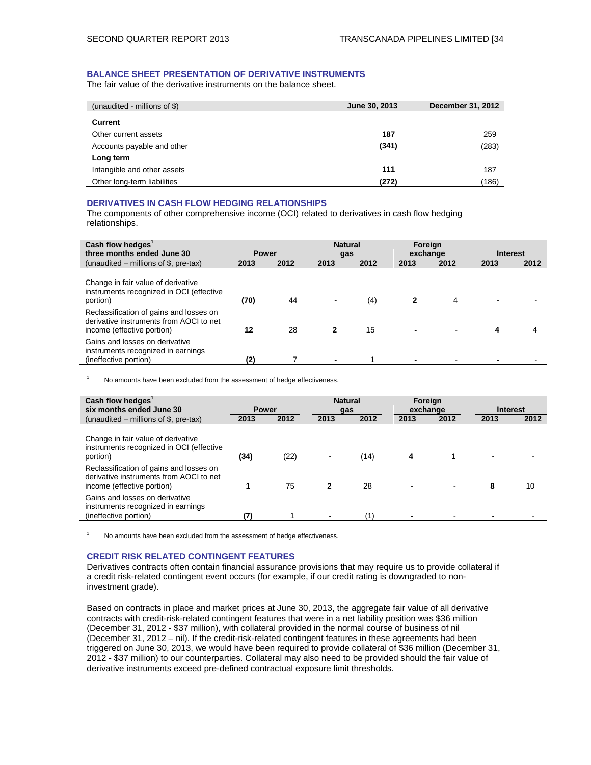## BALANCE SHEET PRESENTATION OF DERIVATIVE INSTRUMENTS

The fair value of the derivative instruments on the balance sheet.

| (unaudited - millions of $) | June 30, 2013 | December 31, 2012 |
|---|---|---|
| **Current** | | |
| Other current assets | **187** | 259 |
| Accounts payable and other | **(341)** | (283) |
| **Long term** | | |
| Intangible and other assets | **111** | 187 |
| Other long-term liabilities | **(272)** | (186) |

## DERIVATIVES IN CASH FLOW HEDGING RELATIONSHIPS

The components of other comprehensive income (OCI) related to derivatives in cash flow hedging relationships.

| Cash flow hedges[1] three months ended June 30 | Power | | Natural gas | | Foreign exchange | | Interest | |
|---|---|---|---|---|---|---|---|---|
| (unaudited – millions of $, pre-tax) | 2013 | 2012 | 2013 | 2012 | 2013 | 2012 | 2013 | 2012 |
| Change in fair value of derivative instruments recognized in OCI (effective portion) | **(70)** | 44 | **-** | (4) | **2** | 4 | **-** | - |
| Reclassification of gains and losses on derivative instruments from AOCI to net income (effective portion) | **12** | 28 | **2** | 15 | **-** | - | **4** | 4 |
| Gains and losses on derivative instruments recognized in earnings (ineffective portion) | **(2)** | 7 | **-** | 1 | **-** | - | **-** | - |

[1] No amounts have been excluded from the assessment of hedge effectiveness.

| Cash flow hedges[1] six months ended June 30 | Power | | Natural gas | | Foreign exchange | | Interest | |
|---|---|---|---|---|---|---|---|---|
| (unaudited – millions of $, pre-tax) | 2013 | 2012 | 2013 | 2012 | 2013 | 2012 | 2013 | 2012 |
| Change in fair value of derivative instruments recognized in OCI (effective portion) | **(34)** | (22) | **-** | (14) | **4** | 1 | **-** | - |
| Reclassification of gains and losses on derivative instruments from AOCI to net income (effective portion) | **1** | 75 | **2** | 28 | **-** | - | **8** | 10 |
| Gains and losses on derivative instruments recognized in earnings (ineffective portion) | **(7)** | 1 | **-** | (1) | **-** | - | **-** | - |

[1] No amounts have been excluded from the assessment of hedge effectiveness.

## CREDIT RISK RELATED CONTINGENT FEATURES

Derivatives contracts often contain financial assurance provisions that may require us to provide collateral if a credit risk-related contingent event occurs (for example, if our credit rating is downgraded to non-investment grade).

Based on contracts in place and market prices at June 30, 2013, the aggregate fair value of all derivative contracts with credit-risk-related contingent features that were in a net liability position was $36 million (December 31, 2012 - $37 million), with collateral provided in the normal course of business of nil (December 31, 2012 – nil). If the credit-risk-related contingent features in these agreements had been triggered on June 30, 2013, we would have been required to provide collateral of $36 million (December 31, 2012 - $37 million) to our counterparties. Collateral may also need to be provided should the fair value of derivative instruments exceed pre-defined contractual exposure limit thresholds.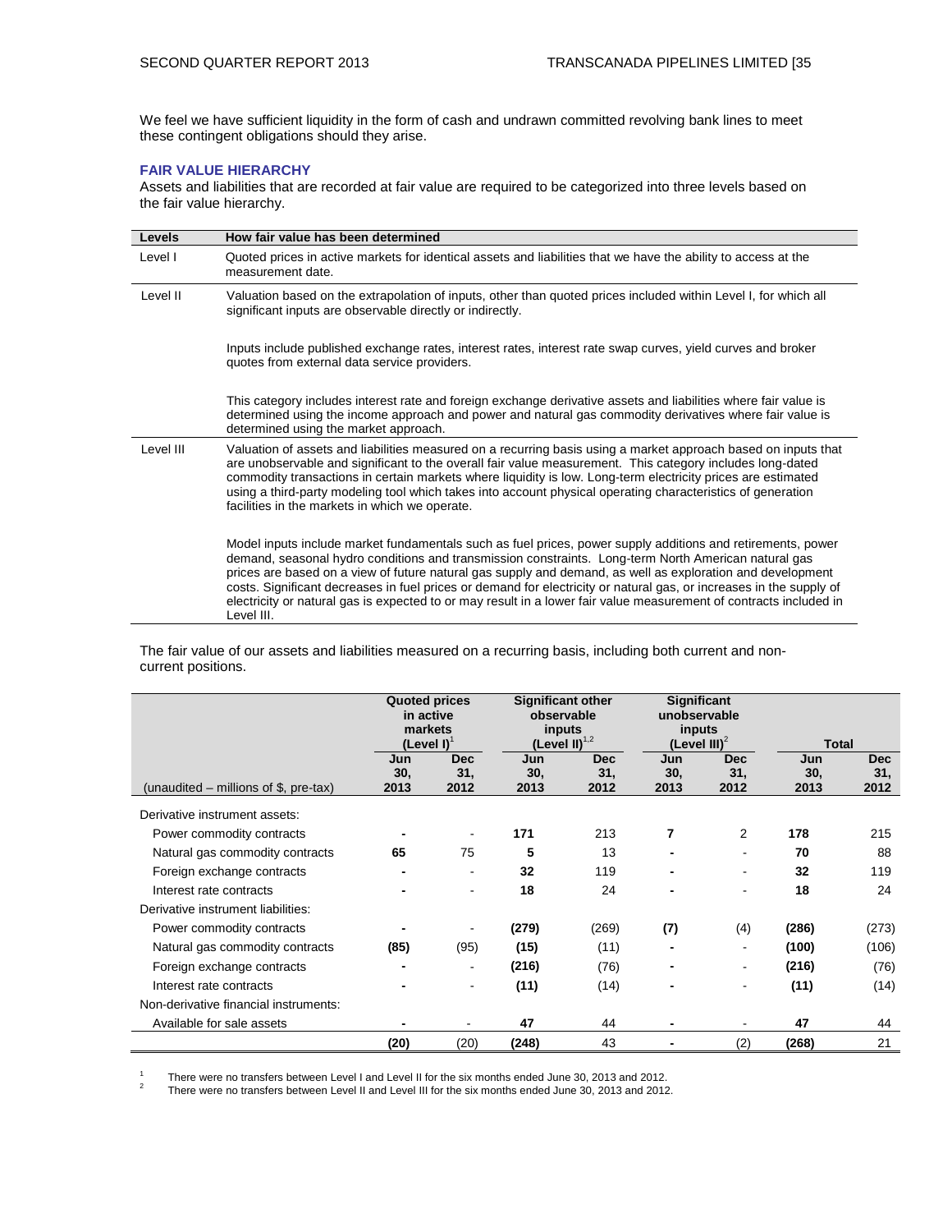We feel we have sufficient liquidity in the form of cash and undrawn committed revolving bank lines to meet these contingent obligations should they arise.

### FAIR VALUE HIERARCHY

Assets and liabilities that are recorded at fair value are required to be categorized into three levels based on the fair value hierarchy.

| Levels | How fair value has been determined |
|---|---|
| Level I | Quoted prices in active markets for identical assets and liabilities that we have the ability to access at the measurement date. |
| Level II | Valuation based on the extrapolation of inputs, other than quoted prices included within Level I, for which all significant inputs are observable directly or indirectly.<br><br>Inputs include published exchange rates, interest rates, interest rate swap curves, yield curves and broker quotes from external data service providers.<br><br>This category includes interest rate and foreign exchange derivative assets and liabilities where fair value is determined using the income approach and power and natural gas commodity derivatives where fair value is determined using the market approach. |
| Level III | Valuation of assets and liabilities measured on a recurring basis using a market approach based on inputs that are unobservable and significant to the overall fair value measurement. This category includes long-dated commodity transactions in certain markets where liquidity is low. Long-term electricity prices are estimated using a third-party modeling tool which takes into account physical operating characteristics of generation facilities in the markets in which we operate.<br><br>Model inputs include market fundamentals such as fuel prices, power supply additions and retirements, power demand, seasonal hydro conditions and transmission constraints. Long-term North American natural gas prices are based on a view of future natural gas supply and demand, as well as exploration and development costs. Significant decreases in fuel prices or demand for electricity or natural gas, or increases in the supply of electricity or natural gas is expected to or may result in a lower fair value measurement of contracts included in Level III. |

The fair value of our assets and liabilities measured on a recurring basis, including both current and non-current positions.

| | Quoted prices in active markets (Level I)[1] | | Significant other observable inputs (Level II)[1,2] | | Significant unobservable inputs (Level III)[2] | | Total | |
|---|---|---|---|---|---|---|---|---|
| (unaudited – millions of $, pre-tax) | Jun 30, 2013 | Dec 31, 2012 | Jun 30, 2013 | Dec 31, 2012 | Jun 30, 2013 | Dec 31, 2012 | Jun 30, 2013 | Dec 31, 2012 |
| Derivative instrument assets: | | | | | | | | |
| Power commodity contracts | **-** | - | **171** | 213 | **7** | 2 | **178** | 215 |
| Natural gas commodity contracts | **65** | 75 | **5** | 13 | **-** | - | **70** | 88 |
| Foreign exchange contracts | **-** | - | **32** | 119 | **-** | - | **32** | 119 |
| Interest rate contracts | **-** | - | **18** | 24 | **-** | - | **18** | 24 |
| Derivative instrument liabilities: | | | | | | | | |
| Power commodity contracts | **-** | - | **(279)** | (269) | **(7)** | (4) | **(286)** | (273) |
| Natural gas commodity contracts | **(85)** | (95) | **(15)** | (11) | **-** | - | **(100)** | (106) |
| Foreign exchange contracts | **-** | - | **(216)** | (76) | **-** | - | **(216)** | (76) |
| Interest rate contracts | **-** | - | **(11)** | (14) | **-** | - | **(11)** | (14) |
| Non-derivative financial instruments: | | | | | | | | |
| Available for sale assets | **-** | - | **47** | 44 | **-** | - | **47** | 44 |
| | **(20)** | (20) | **(248)** | 43 | **-** | (2) | **(268)** | 21 |

1 There were no transfers between Level I and Level II for the six months ended June 30, 2013 and 2012.

2 There were no transfers between Level II and Level III for the six months ended June 30, 2013 and 2012.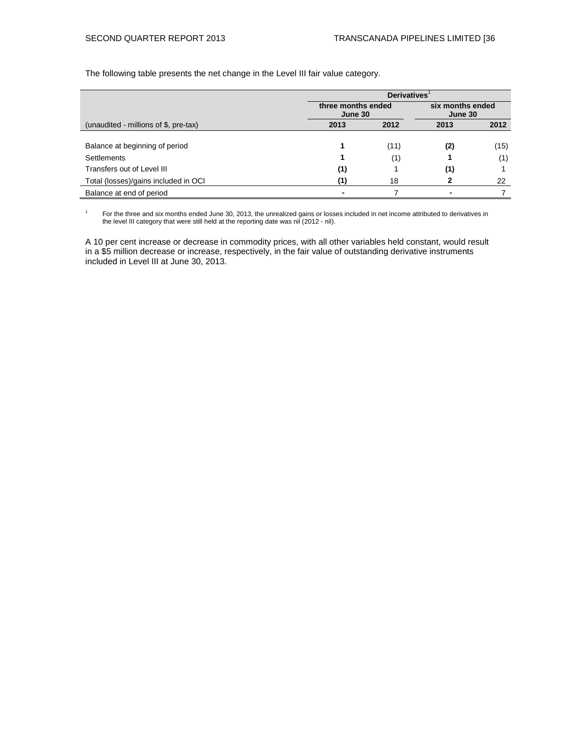The following table presents the net change in the Level III fair value category.

| | Derivatives[1] | | | |
|---|---|---|---|---|
| | three months ended June 30 | | six months ended June 30 | |
| (unaudited - millions of $, pre-tax) | **2013** | 2012 | **2013** | 2012 |
| Balance at beginning of period | **1** | (11) | **(2)** | (15) |
| Settlements | **1** | (1) | **1** | (1) |
| Transfers out of Level III | **(1)** | 1 | **(1)** | 1 |
| Total (losses)/gains included in OCI | **(1)** | 18 | **2** | 22 |
| Balance at end of period | **-** | 7 | **-** | 7 |

1 For the three and six months ended June 30, 2013, the unrealized gains or losses included in net income attributed to derivatives in the level III category that were still held at the reporting date was nil (2012 - nil).

A 10 per cent increase or decrease in commodity prices, with all other variables held constant, would result in a $5 million decrease or increase, respectively, in the fair value of outstanding derivative instruments included in Level III at June 30, 2013.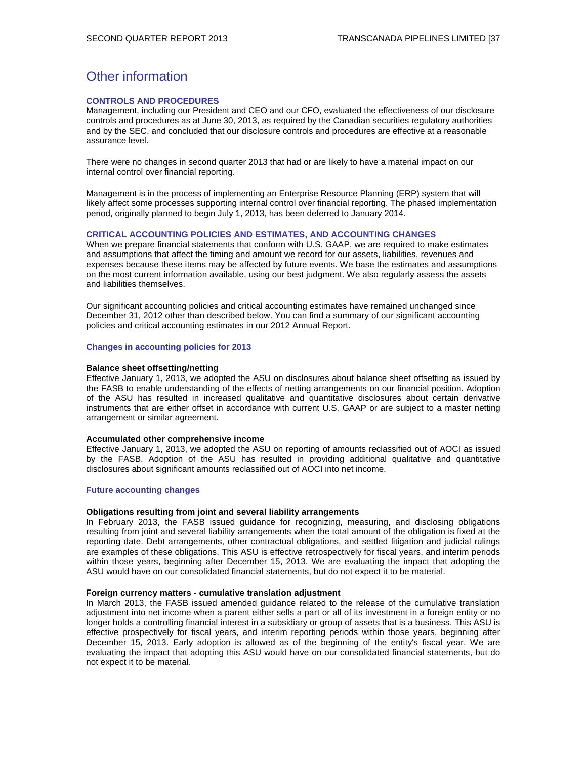# Other information

## CONTROLS AND PROCEDURES

Management, including our President and CEO and our CFO, evaluated the effectiveness of our disclosure controls and procedures as at June 30, 2013, as required by the Canadian securities regulatory authorities and by the SEC, and concluded that our disclosure controls and procedures are effective at a reasonable assurance level.

There were no changes in second quarter 2013 that had or are likely to have a material impact on our internal control over financial reporting.

Management is in the process of implementing an Enterprise Resource Planning (ERP) system that will likely affect some processes supporting internal control over financial reporting. The phased implementation period, originally planned to begin July 1, 2013, has been deferred to January 2014.

## CRITICAL ACCOUNTING POLICIES AND ESTIMATES, AND ACCOUNTING CHANGES

When we prepare financial statements that conform with U.S. GAAP, we are required to make estimates and assumptions that affect the timing and amount we record for our assets, liabilities, revenues and expenses because these items may be affected by future events. We base the estimates and assumptions on the most current information available, using our best judgment. We also regularly assess the assets and liabilities themselves.

Our significant accounting policies and critical accounting estimates have remained unchanged since December 31, 2012 other than described below. You can find a summary of our significant accounting policies and critical accounting estimates in our 2012 Annual Report.

### Changes in accounting policies for 2013

**Balance sheet offsetting/netting**

Effective January 1, 2013, we adopted the ASU on disclosures about balance sheet offsetting as issued by the FASB to enable understanding of the effects of netting arrangements on our financial position. Adoption of the ASU has resulted in increased qualitative and quantitative disclosures about certain derivative instruments that are either offset in accordance with current U.S. GAAP or are subject to a master netting arrangement or similar agreement.

**Accumulated other comprehensive income**

Effective January 1, 2013, we adopted the ASU on reporting of amounts reclassified out of AOCI as issued by the FASB. Adoption of the ASU has resulted in providing additional qualitative and quantitative disclosures about significant amounts reclassified out of AOCI into net income.

### Future accounting changes

**Obligations resulting from joint and several liability arrangements**

In February 2013, the FASB issued guidance for recognizing, measuring, and disclosing obligations resulting from joint and several liability arrangements when the total amount of the obligation is fixed at the reporting date. Debt arrangements, other contractual obligations, and settled litigation and judicial rulings are examples of these obligations. This ASU is effective retrospectively for fiscal years, and interim periods within those years, beginning after December 15, 2013. We are evaluating the impact that adopting the ASU would have on our consolidated financial statements, but do not expect it to be material.

**Foreign currency matters - cumulative translation adjustment**

In March 2013, the FASB issued amended guidance related to the release of the cumulative translation adjustment into net income when a parent either sells a part or all of its investment in a foreign entity or no longer holds a controlling financial interest in a subsidiary or group of assets that is a business. This ASU is effective prospectively for fiscal years, and interim reporting periods within those years, beginning after December 15, 2013. Early adoption is allowed as of the beginning of the entity's fiscal year. We are evaluating the impact that adopting this ASU would have on our consolidated financial statements, but do not expect it to be material.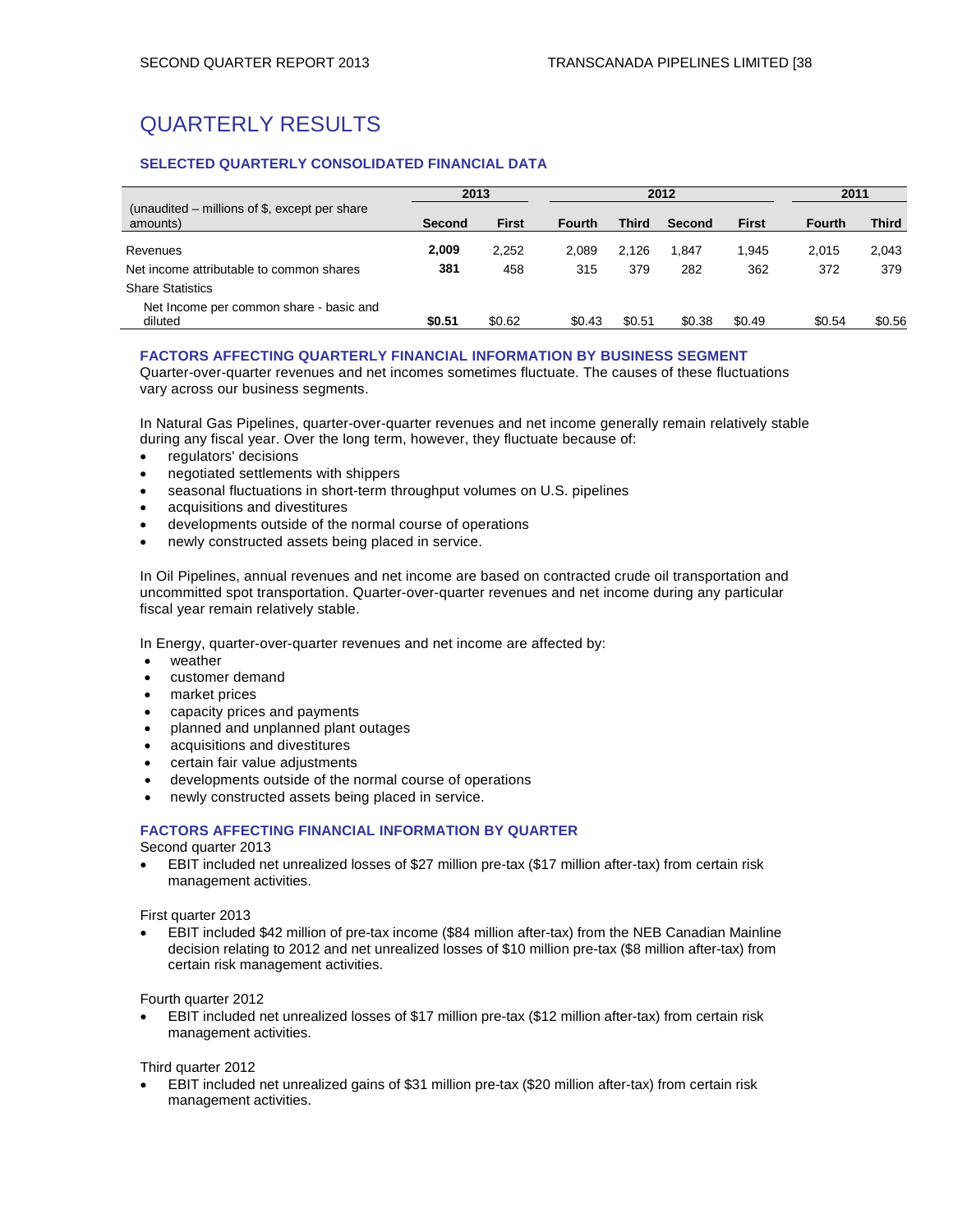# QUARTERLY RESULTS

### SELECTED QUARTERLY CONSOLIDATED FINANCIAL DATA

| (unaudited – millions of $, except per share amounts) | 2013 | | 2012 | | | | 2011 | |
|---|---|---|---|---|---|---|---|---|
| | **Second** | **First** | **Fourth** | **Third** | **Second** | **First** | **Fourth** | **Third** |
| Revenues | **2,009** | 2,252 | 2,089 | 2,126 | 1,847 | 1,945 | 2,015 | 2,043 |
| Net income attributable to common shares | **381** | 458 | 315 | 379 | 282 | 362 | 372 | 379 |
| Share Statistics | | | | | | | | |
| Net Income per common share - basic and diluted | **$0.51** | $0.62 | $0.43 | $0.51 | $0.38 | $0.49 | $0.54 | $0.56 |

### FACTORS AFFECTING QUARTERLY FINANCIAL INFORMATION BY BUSINESS SEGMENT

Quarter-over-quarter revenues and net incomes sometimes fluctuate. The causes of these fluctuations vary across our business segments.

In Natural Gas Pipelines, quarter-over-quarter revenues and net income generally remain relatively stable during any fiscal year. Over the long term, however, they fluctuate because of:

- regulators' decisions
- negotiated settlements with shippers
- seasonal fluctuations in short-term throughput volumes on U.S. pipelines
- acquisitions and divestitures
- developments outside of the normal course of operations
- newly constructed assets being placed in service.

In Oil Pipelines, annual revenues and net income are based on contracted crude oil transportation and uncommitted spot transportation. Quarter-over-quarter revenues and net income during any particular fiscal year remain relatively stable.

In Energy, quarter-over-quarter revenues and net income are affected by:

- weather
- customer demand
- market prices
- capacity prices and payments
- planned and unplanned plant outages
- acquisitions and divestitures
- certain fair value adjustments
- developments outside of the normal course of operations
- newly constructed assets being placed in service.

### FACTORS AFFECTING FINANCIAL INFORMATION BY QUARTER

Second quarter 2013

- EBIT included net unrealized losses of $27 million pre-tax ($17 million after-tax) from certain risk management activities.

First quarter 2013

- EBIT included $42 million of pre-tax income ($84 million after-tax) from the NEB Canadian Mainline decision relating to 2012 and net unrealized losses of $10 million pre-tax ($8 million after-tax) from certain risk management activities.

Fourth quarter 2012

- EBIT included net unrealized losses of $17 million pre-tax ($12 million after-tax) from certain risk management activities.

Third quarter 2012

- EBIT included net unrealized gains of $31 million pre-tax ($20 million after-tax) from certain risk management activities.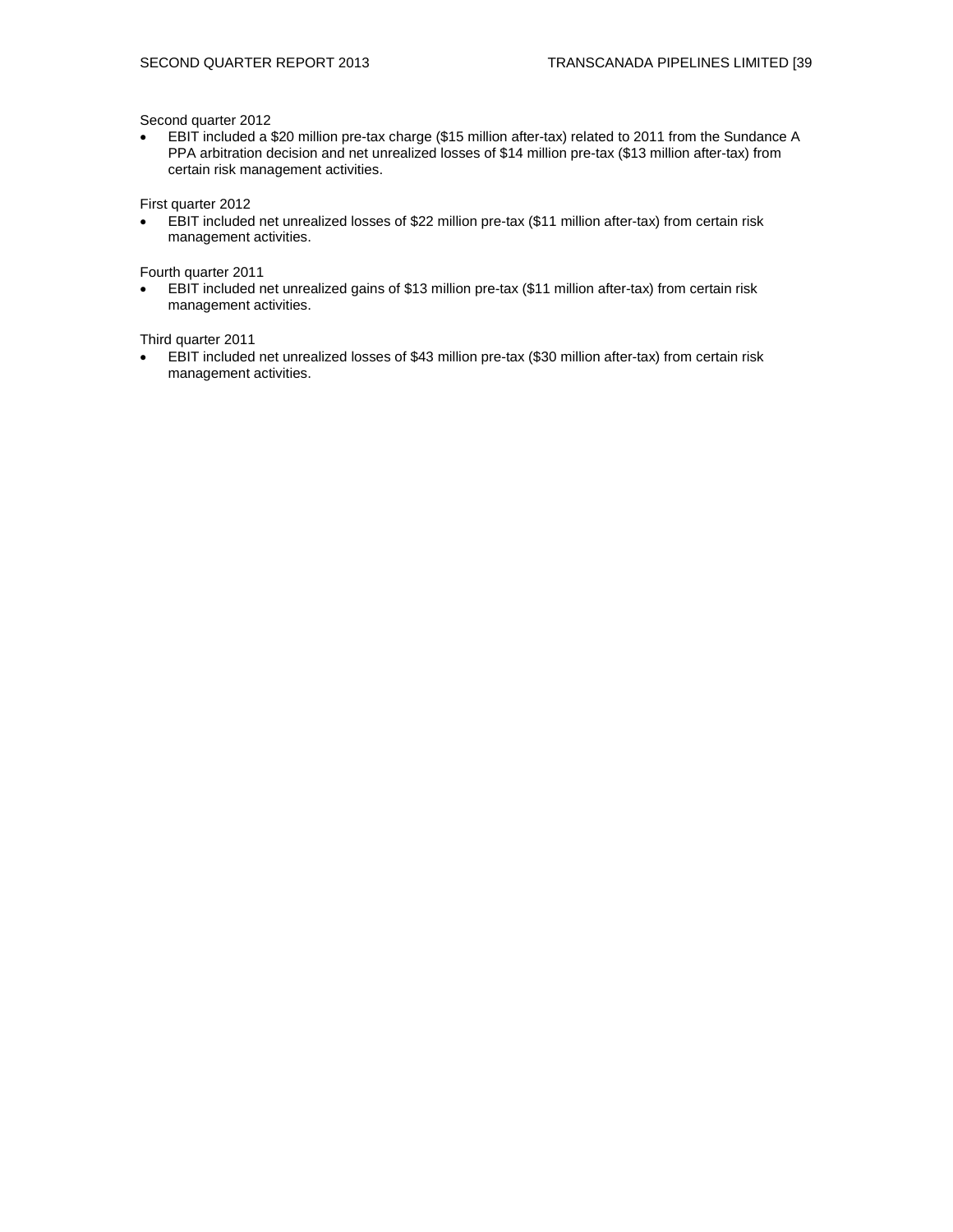Second quarter 2012

- EBIT included a $20 million pre-tax charge ($15 million after-tax) related to 2011 from the Sundance A PPA arbitration decision and net unrealized losses of $14 million pre-tax ($13 million after-tax) from certain risk management activities.

First quarter 2012

- EBIT included net unrealized losses of $22 million pre-tax ($11 million after-tax) from certain risk management activities.

Fourth quarter 2011

- EBIT included net unrealized gains of $13 million pre-tax ($11 million after-tax) from certain risk management activities.

Third quarter 2011

- EBIT included net unrealized losses of $43 million pre-tax ($30 million after-tax) from certain risk management activities.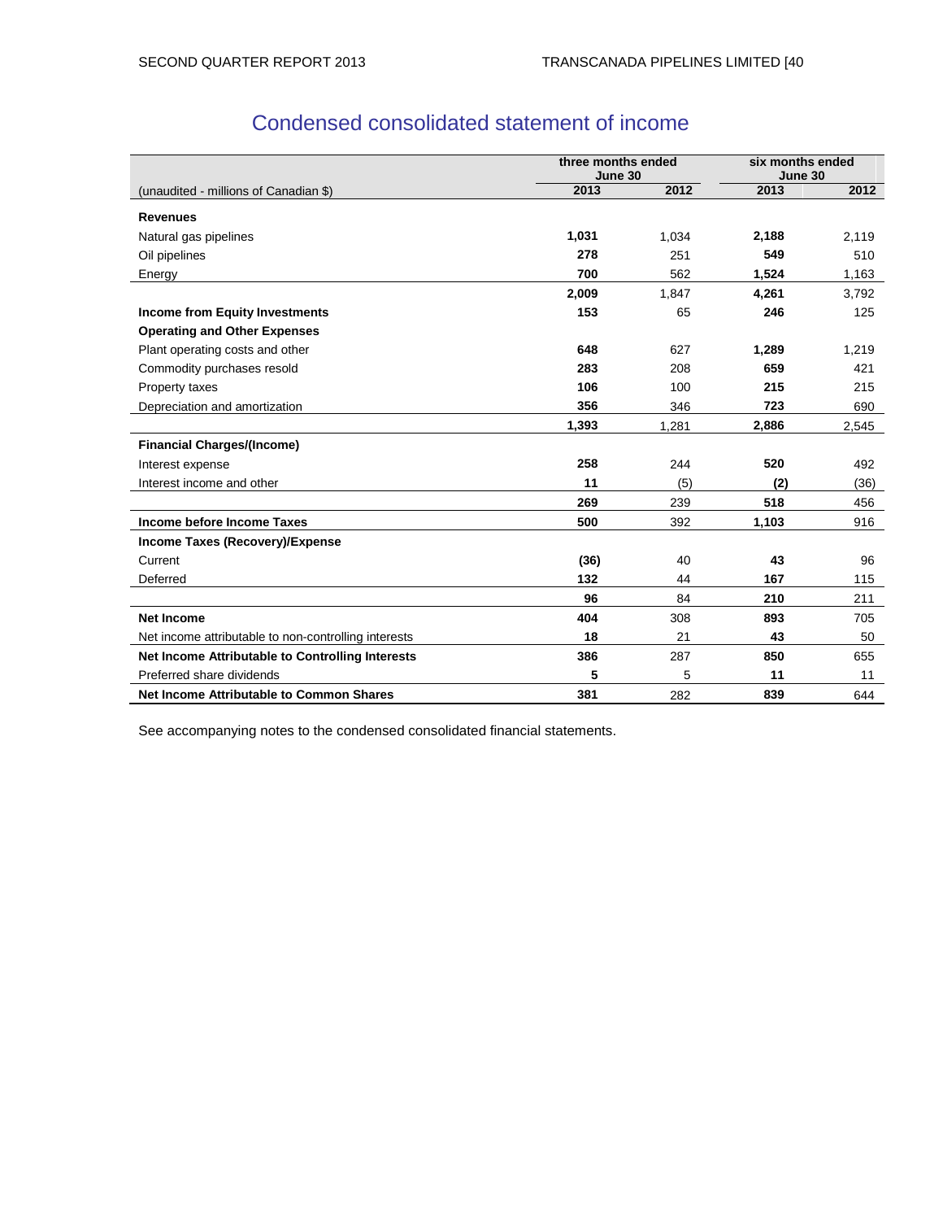## Condensed consolidated statement of income

| (unaudited - millions of Canadian $) | three months ended June 30 | | six months ended June 30 | |
|---|---|---|---|---|
| | **2013** | **2012** | **2013** | **2012** |
| **Revenues** | | | | |
| Natural gas pipelines | **1,031** | 1,034 | **2,188** | 2,119 |
| Oil pipelines | **278** | 251 | **549** | 510 |
| Energy | **700** | 562 | **1,524** | 1,163 |
| | **2,009** | 1,847 | **4,261** | 3,792 |
| **Income from Equity Investments** | **153** | 65 | **246** | 125 |
| **Operating and Other Expenses** | | | | |
| Plant operating costs and other | **648** | 627 | **1,289** | 1,219 |
| Commodity purchases resold | **283** | 208 | **659** | 421 |
| Property taxes | **106** | 100 | **215** | 215 |
| Depreciation and amortization | **356** | 346 | **723** | 690 |
| | **1,393** | 1,281 | **2,886** | 2,545 |
| **Financial Charges/(Income)** | | | | |
| Interest expense | **258** | 244 | **520** | 492 |
| Interest income and other | **11** | (5) | **(2)** | (36) |
| | **269** | 239 | **518** | 456 |
| **Income before Income Taxes** | **500** | 392 | **1,103** | 916 |
| **Income Taxes (Recovery)/Expense** | | | | |
| Current | **(36)** | 40 | **43** | 96 |
| Deferred | **132** | 44 | **167** | 115 |
| | **96** | 84 | **210** | 211 |
| **Net Income** | **404** | 308 | **893** | 705 |
| Net income attributable to non-controlling interests | **18** | 21 | **43** | 50 |
| **Net Income Attributable to Controlling Interests** | **386** | 287 | **850** | 655 |
| Preferred share dividends | **5** | 5 | **11** | 11 |
| **Net Income Attributable to Common Shares** | **381** | 282 | **839** | 644 |

See accompanying notes to the condensed consolidated financial statements.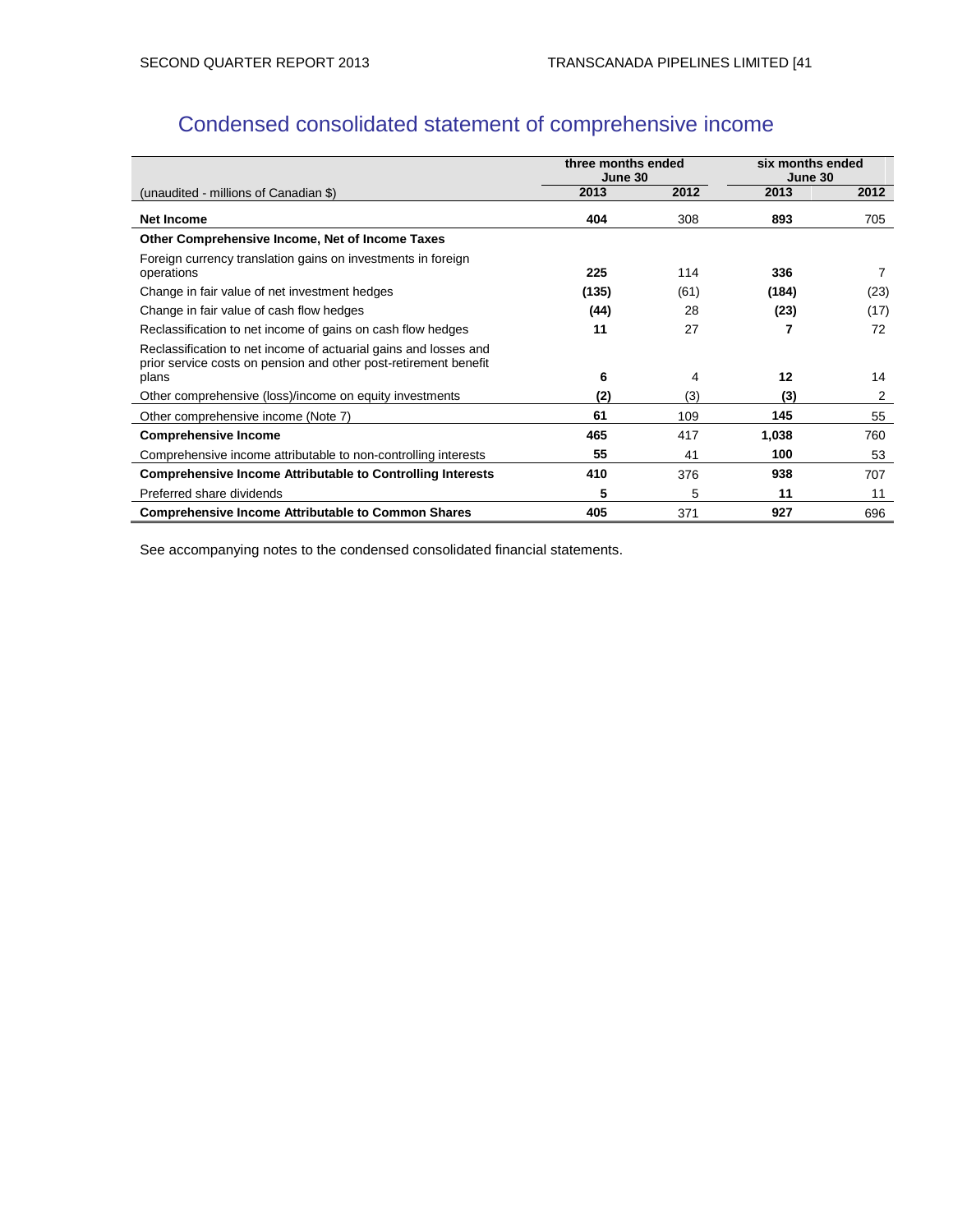# Condensed consolidated statement of comprehensive income

| | three months ended June 30 | | six months ended June 30 | |
|---|---|---|---|---|
| (unaudited - millions of Canadian $) | 2013 | 2012 | 2013 | 2012 |
| **Net Income** | **404** | 308 | **893** | 705 |
| **Other Comprehensive Income, Net of Income Taxes** | | | | |
| Foreign currency translation gains on investments in foreign operations | **225** | 114 | **336** | 7 |
| Change in fair value of net investment hedges | **(135)** | (61) | **(184)** | (23) |
| Change in fair value of cash flow hedges | **(44)** | 28 | **(23)** | (17) |
| Reclassification to net income of gains on cash flow hedges | **11** | 27 | **7** | 72 |
| Reclassification to net income of actuarial gains and losses and prior service costs on pension and other post-retirement benefit plans | **6** | 4 | **12** | 14 |
| Other comprehensive (loss)/income on equity investments | **(2)** | (3) | **(3)** | 2 |
| Other comprehensive income (Note 7) | **61** | 109 | **145** | 55 |
| **Comprehensive Income** | **465** | 417 | **1,038** | 760 |
| Comprehensive income attributable to non-controlling interests | **55** | 41 | **100** | 53 |
| **Comprehensive Income Attributable to Controlling Interests** | **410** | 376 | **938** | 707 |
| Preferred share dividends | **5** | 5 | **11** | 11 |
| **Comprehensive Income Attributable to Common Shares** | **405** | 371 | **927** | 696 |

See accompanying notes to the condensed consolidated financial statements.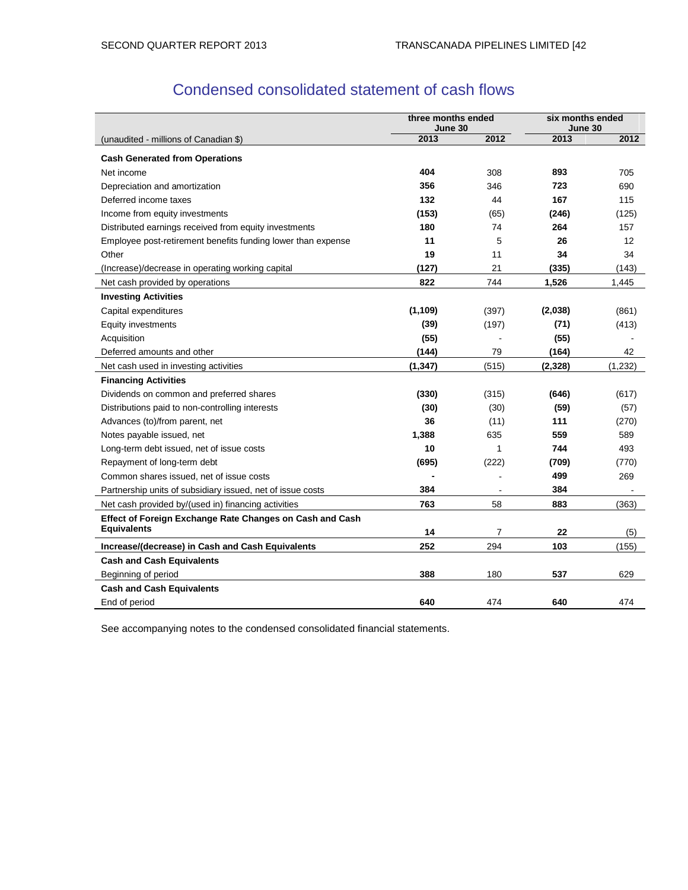# Condensed consolidated statement of cash flows

| (unaudited - millions of Canadian $) | three months ended June 30 | | six months ended June 30 | |
|---|---|---|---|---|
| | **2013** | **2012** | **2013** | **2012** |
| **Cash Generated from Operations** | | | | |
| Net income | **404** | 308 | **893** | 705 |
| Depreciation and amortization | **356** | 346 | **723** | 690 |
| Deferred income taxes | **132** | 44 | **167** | 115 |
| Income from equity investments | **(153)** | (65) | **(246)** | (125) |
| Distributed earnings received from equity investments | **180** | 74 | **264** | 157 |
| Employee post-retirement benefits funding lower than expense | **11** | 5 | **26** | 12 |
| Other | **19** | 11 | **34** | 34 |
| (Increase)/decrease in operating working capital | **(127)** | 21 | **(335)** | (143) |
| Net cash provided by operations | **822** | 744 | **1,526** | 1,445 |
| **Investing Activities** | | | | |
| Capital expenditures | **(1,109)** | (397) | **(2,038)** | (861) |
| Equity investments | **(39)** | (197) | **(71)** | (413) |
| Acquisition | **(55)** | - | **(55)** | - |
| Deferred amounts and other | **(144)** | 79 | **(164)** | 42 |
| Net cash used in investing activities | **(1,347)** | (515) | **(2,328)** | (1,232) |
| **Financing Activities** | | | | |
| Dividends on common and preferred shares | **(330)** | (315) | **(646)** | (617) |
| Distributions paid to non-controlling interests | **(30)** | (30) | **(59)** | (57) |
| Advances (to)/from parent, net | **36** | (11) | **111** | (270) |
| Notes payable issued, net | **1,388** | 635 | **559** | 589 |
| Long-term debt issued, net of issue costs | **10** | 1 | **744** | 493 |
| Repayment of long-term debt | **(695)** | (222) | **(709)** | (770) |
| Common shares issued, net of issue costs | **-** | - | **499** | 269 |
| Partnership units of subsidiary issued, net of issue costs | **384** | - | **384** | - |
| Net cash provided by/(used in) financing activities | **763** | 58 | **883** | (363) |
| **Effect of Foreign Exchange Rate Changes on Cash and Cash Equivalents** | **14** | 7 | **22** | (5) |
| **Increase/(decrease) in Cash and Cash Equivalents** | **252** | 294 | **103** | (155) |
| **Cash and Cash Equivalents** | | | | |
| Beginning of period | **388** | 180 | **537** | 629 |
| **Cash and Cash Equivalents** | | | | |
| End of period | **640** | 474 | **640** | 474 |

See accompanying notes to the condensed consolidated financial statements.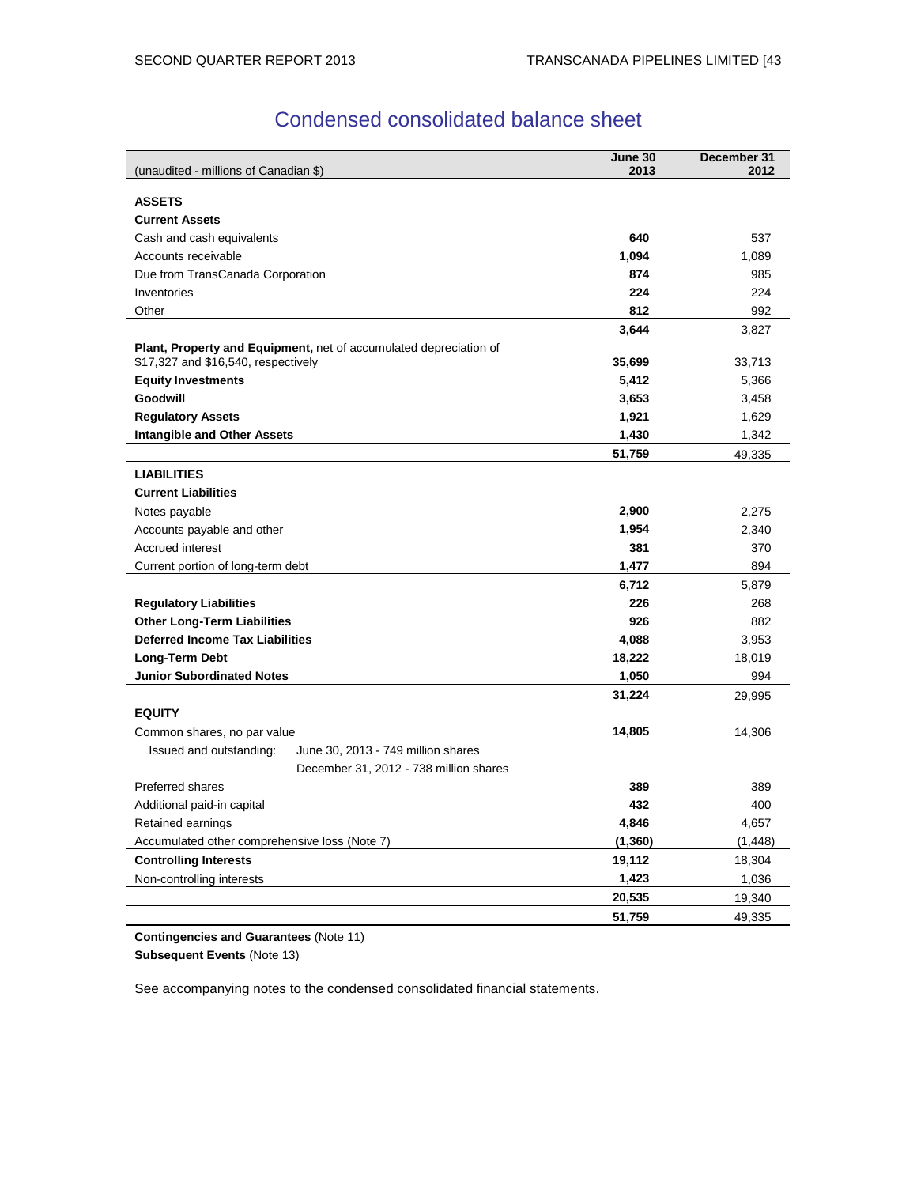# Condensed consolidated balance sheet

| (unaudited - millions of Canadian $) | June 30 2013 | December 31 2012 |
|---|---|---|
| **ASSETS** | | |
| **Current Assets** | | |
| Cash and cash equivalents | **640** | 537 |
| Accounts receivable | **1,094** | 1,089 |
| Due from TransCanada Corporation | **874** | 985 |
| Inventories | **224** | 224 |
| Other | **812** | 992 |
| | **3,644** | 3,827 |
| **Plant, Property and Equipment,** net of accumulated depreciation of $17,327 and $16,540, respectively | **35,699** | 33,713 |
| **Equity Investments** | **5,412** | 5,366 |
| **Goodwill** | **3,653** | 3,458 |
| **Regulatory Assets** | **1,921** | 1,629 |
| **Intangible and Other Assets** | **1,430** | 1,342 |
| | **51,759** | 49,335 |
| **LIABILITIES** | | |
| **Current Liabilities** | | |
| Notes payable | **2,900** | 2,275 |
| Accounts payable and other | **1,954** | 2,340 |
| Accrued interest | **381** | 370 |
| Current portion of long-term debt | **1,477** | 894 |
| | **6,712** | 5,879 |
| **Regulatory Liabilities** | **226** | 268 |
| **Other Long-Term Liabilities** | **926** | 882 |
| **Deferred Income Tax Liabilities** | **4,088** | 3,953 |
| **Long-Term Debt** | **18,222** | 18,019 |
| **Junior Subordinated Notes** | **1,050** | 994 |
| | **31,224** | 29,995 |
| **EQUITY** | | |
| Common shares, no par value | **14,805** | 14,306 |
| Issued and outstanding: June 30, 2013 - 749 million shares | | |
| December 31, 2012 - 738 million shares | | |
| Preferred shares | **389** | 389 |
| Additional paid-in capital | **432** | 400 |
| Retained earnings | **4,846** | 4,657 |
| Accumulated other comprehensive loss (Note 7) | **(1,360)** | (1,448) |
| **Controlling Interests** | **19,112** | 18,304 |
| Non-controlling interests | **1,423** | 1,036 |
| | **20,535** | 19,340 |
| | **51,759** | 49,335 |

**Contingencies and Guarantees** (Note 11)
**Subsequent Events** (Note 13)

See accompanying notes to the condensed consolidated financial statements.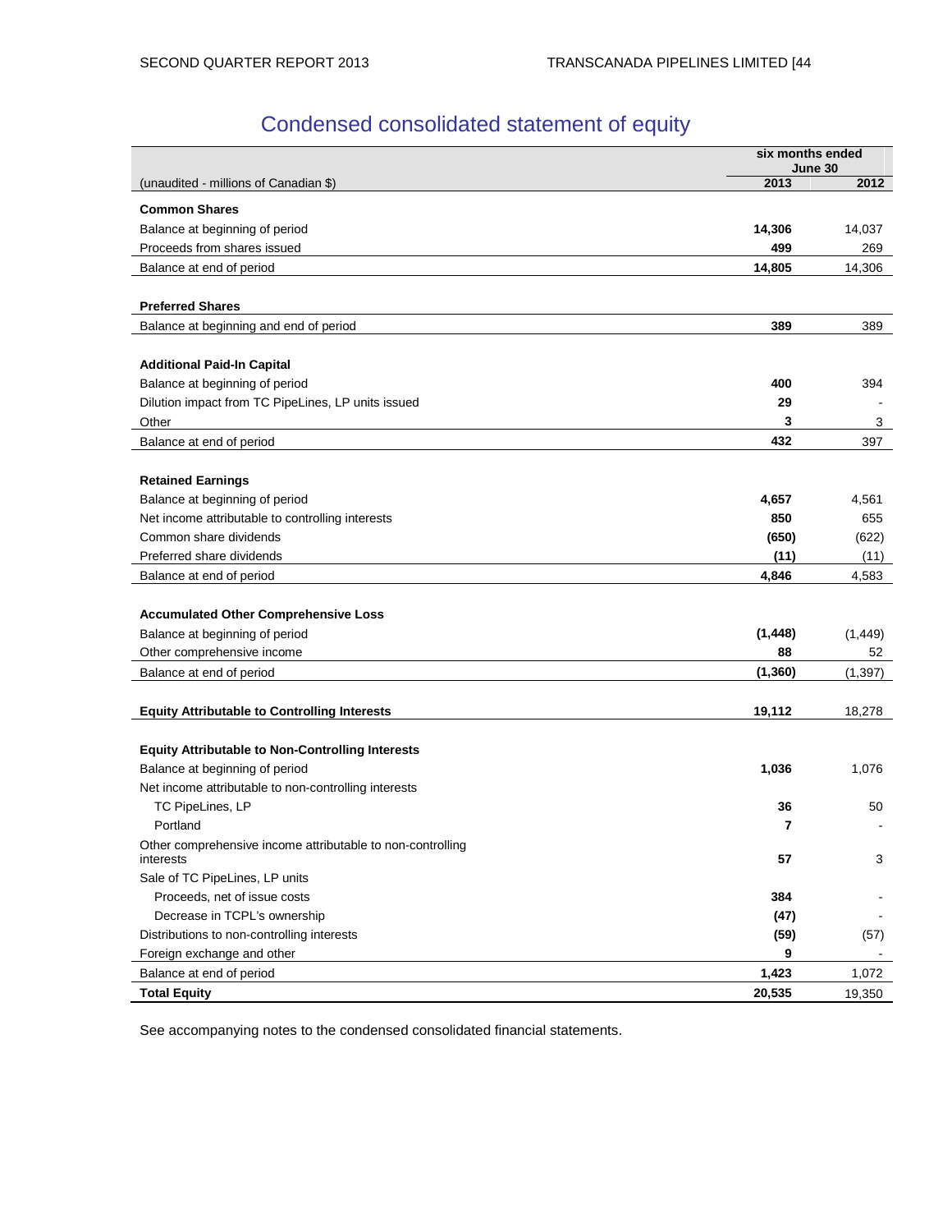# Condensed consolidated statement of equity

| (unaudited - millions of Canadian $) | six months ended June 30 2013 | 2012 |
|---|---|---|
| **Common Shares** | | |
| Balance at beginning of period | **14,306** | 14,037 |
| Proceeds from shares issued | **499** | 269 |
| Balance at end of period | **14,805** | 14,306 |
| | | |
| **Preferred Shares** | | |
| Balance at beginning and end of period | **389** | 389 |
| | | |
| **Additional Paid-In Capital** | | |
| Balance at beginning of period | **400** | 394 |
| Dilution impact from TC PipeLines, LP units issued | **29** | - |
| Other | **3** | 3 |
| Balance at end of period | **432** | 397 |
| | | |
| **Retained Earnings** | | |
| Balance at beginning of period | **4,657** | 4,561 |
| Net income attributable to controlling interests | **850** | 655 |
| Common share dividends | **(650)** | (622) |
| Preferred share dividends | **(11)** | (11) |
| Balance at end of period | **4,846** | 4,583 |
| | | |
| **Accumulated Other Comprehensive Loss** | | |
| Balance at beginning of period | **(1,448)** | (1,449) |
| Other comprehensive income | **88** | 52 |
| Balance at end of period | **(1,360)** | (1,397) |
| | | |
| **Equity Attributable to Controlling Interests** | **19,112** | 18,278 |
| | | |
| **Equity Attributable to Non-Controlling Interests** | | |
| Balance at beginning of period | **1,036** | 1,076 |
| Net income attributable to non-controlling interests | | |
| TC PipeLines, LP | **36** | 50 |
| Portland | **7** | - |
| Other comprehensive income attributable to non-controlling interests | **57** | 3 |
| Sale of TC PipeLines, LP units | | |
| Proceeds, net of issue costs | **384** | - |
| Decrease in TCPL's ownership | **(47)** | - |
| Distributions to non-controlling interests | **(59)** | (57) |
| Foreign exchange and other | **9** | - |
| Balance at end of period | **1,423** | 1,072 |
| **Total Equity** | **20,535** | 19,350 |

See accompanying notes to the condensed consolidated financial statements.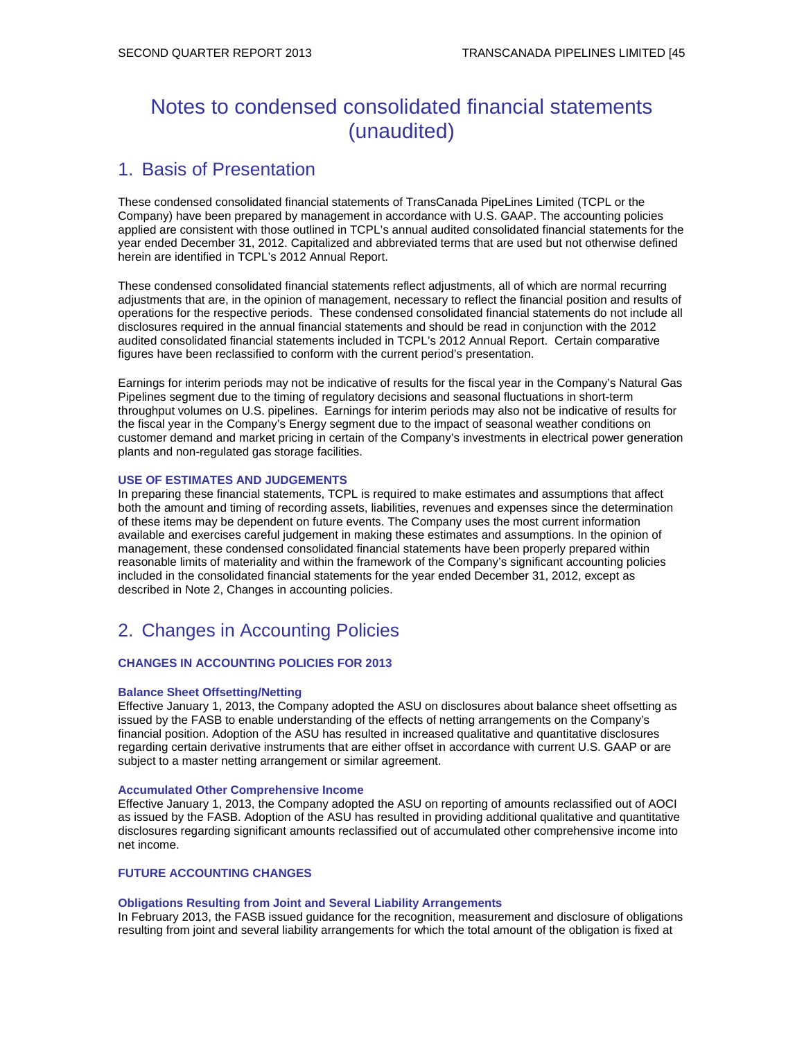# Notes to condensed consolidated financial statements (unaudited)

## 1. Basis of Presentation

These condensed consolidated financial statements of TransCanada PipeLines Limited (TCPL or the Company) have been prepared by management in accordance with U.S. GAAP. The accounting policies applied are consistent with those outlined in TCPL's annual audited consolidated financial statements for the year ended December 31, 2012. Capitalized and abbreviated terms that are used but not otherwise defined herein are identified in TCPL's 2012 Annual Report.

These condensed consolidated financial statements reflect adjustments, all of which are normal recurring adjustments that are, in the opinion of management, necessary to reflect the financial position and results of operations for the respective periods. These condensed consolidated financial statements do not include all disclosures required in the annual financial statements and should be read in conjunction with the 2012 audited consolidated financial statements included in TCPL's 2012 Annual Report. Certain comparative figures have been reclassified to conform with the current period's presentation.

Earnings for interim periods may not be indicative of results for the fiscal year in the Company's Natural Gas Pipelines segment due to the timing of regulatory decisions and seasonal fluctuations in short-term throughput volumes on U.S. pipelines. Earnings for interim periods may also not be indicative of results for the fiscal year in the Company's Energy segment due to the impact of seasonal weather conditions on customer demand and market pricing in certain of the Company's investments in electrical power generation plants and non-regulated gas storage facilities.

#### USE OF ESTIMATES AND JUDGEMENTS

In preparing these financial statements, TCPL is required to make estimates and assumptions that affect both the amount and timing of recording assets, liabilities, revenues and expenses since the determination of these items may be dependent on future events. The Company uses the most current information available and exercises careful judgement in making these estimates and assumptions. In the opinion of management, these condensed consolidated financial statements have been properly prepared within reasonable limits of materiality and within the framework of the Company's significant accounting policies included in the consolidated financial statements for the year ended December 31, 2012, except as described in Note 2, Changes in accounting policies.

## 2. Changes in Accounting Policies

#### CHANGES IN ACCOUNTING POLICIES FOR 2013

#### Balance Sheet Offsetting/Netting

Effective January 1, 2013, the Company adopted the ASU on disclosures about balance sheet offsetting as issued by the FASB to enable understanding of the effects of netting arrangements on the Company's financial position. Adoption of the ASU has resulted in increased qualitative and quantitative disclosures regarding certain derivative instruments that are either offset in accordance with current U.S. GAAP or are subject to a master netting arrangement or similar agreement.

#### Accumulated Other Comprehensive Income

Effective January 1, 2013, the Company adopted the ASU on reporting of amounts reclassified out of AOCI as issued by the FASB. Adoption of the ASU has resulted in providing additional qualitative and quantitative disclosures regarding significant amounts reclassified out of accumulated other comprehensive income into net income.

#### FUTURE ACCOUNTING CHANGES

#### Obligations Resulting from Joint and Several Liability Arrangements

In February 2013, the FASB issued guidance for the recognition, measurement and disclosure of obligations resulting from joint and several liability arrangements for which the total amount of the obligation is fixed at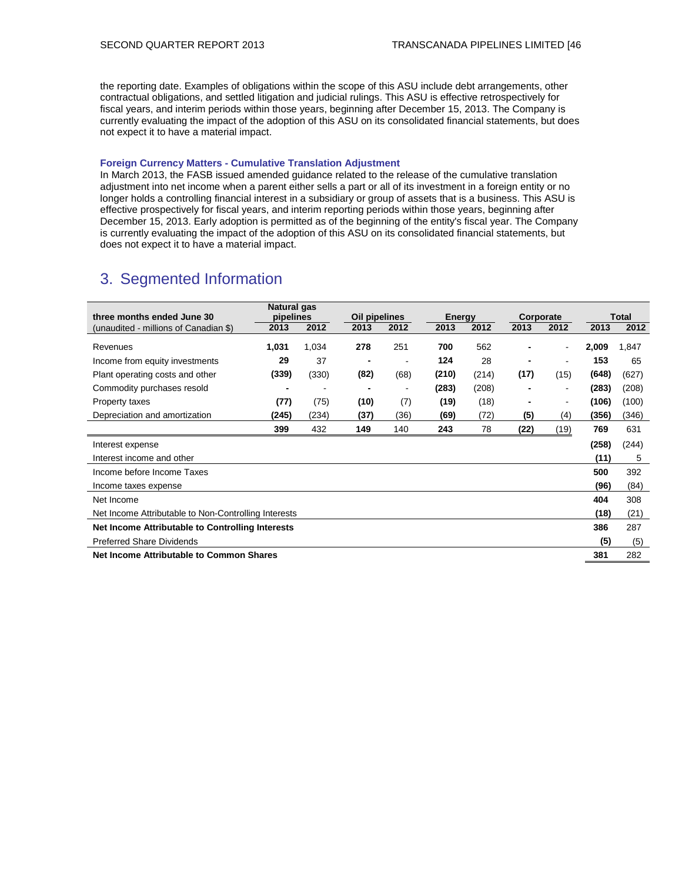the reporting date. Examples of obligations within the scope of this ASU include debt arrangements, other contractual obligations, and settled litigation and judicial rulings. This ASU is effective retrospectively for fiscal years, and interim periods within those years, beginning after December 15, 2013. The Company is currently evaluating the impact of the adoption of this ASU on its consolidated financial statements, but does not expect it to have a material impact.

### Foreign Currency Matters - Cumulative Translation Adjustment

In March 2013, the FASB issued amended guidance related to the release of the cumulative translation adjustment into net income when a parent either sells a part or all of its investment in a foreign entity or no longer holds a controlling financial interest in a subsidiary or group of assets that is a business. This ASU is effective prospectively for fiscal years, and interim reporting periods within those years, beginning after December 15, 2013. Early adoption is permitted as of the beginning of the entity's fiscal year. The Company is currently evaluating the impact of the adoption of this ASU on its consolidated financial statements, but does not expect it to have a material impact.

## 3. Segmented Information

| three months ended June 30 | Natural gas pipelines | | Oil pipelines | | Energy | | Corporate | | Total | |
|---|---|---|---|---|---|---|---|---|---|---|
| (unaudited - millions of Canadian $) | 2013 | 2012 | 2013 | 2012 | 2013 | 2012 | 2013 | 2012 | 2013 | 2012 |
| Revenues | **1,031** | 1,034 | **278** | 251 | **700** | 562 | **-** | - | **2,009** | 1,847 |
| Income from equity investments | **29** | 37 | **-** | - | **124** | 28 | **-** | - | **153** | 65 |
| Plant operating costs and other | **(339)** | (330) | **(82)** | (68) | **(210)** | (214) | **(17)** | (15) | **(648)** | (627) |
| Commodity purchases resold | **-** | - | **-** | - | **(283)** | (208) | **-** | - | **(283)** | (208) |
| Property taxes | **(77)** | (75) | **(10)** | (7) | **(19)** | (18) | **-** | - | **(106)** | (100) |
| Depreciation and amortization | **(245)** | (234) | **(37)** | (36) | **(69)** | (72) | **(5)** | (4) | **(356)** | (346) |
| | **399** | 432 | **149** | 140 | **243** | 78 | **(22)** | (19) | **769** | 631 |
| Interest expense | | | | | | | | | **(258)** | (244) |
| Interest income and other | | | | | | | | | **(11)** | 5 |
| Income before Income Taxes | | | | | | | | | **500** | 392 |
| Income taxes expense | | | | | | | | | **(96)** | (84) |
| Net Income | | | | | | | | | **404** | 308 |
| Net Income Attributable to Non-Controlling Interests | | | | | | | | | **(18)** | (21) |
| **Net Income Attributable to Controlling Interests** | | | | | | | | | **386** | 287 |
| Preferred Share Dividends | | | | | | | | | **(5)** | (5) |
| **Net Income Attributable to Common Shares** | | | | | | | | | **381** | 282 |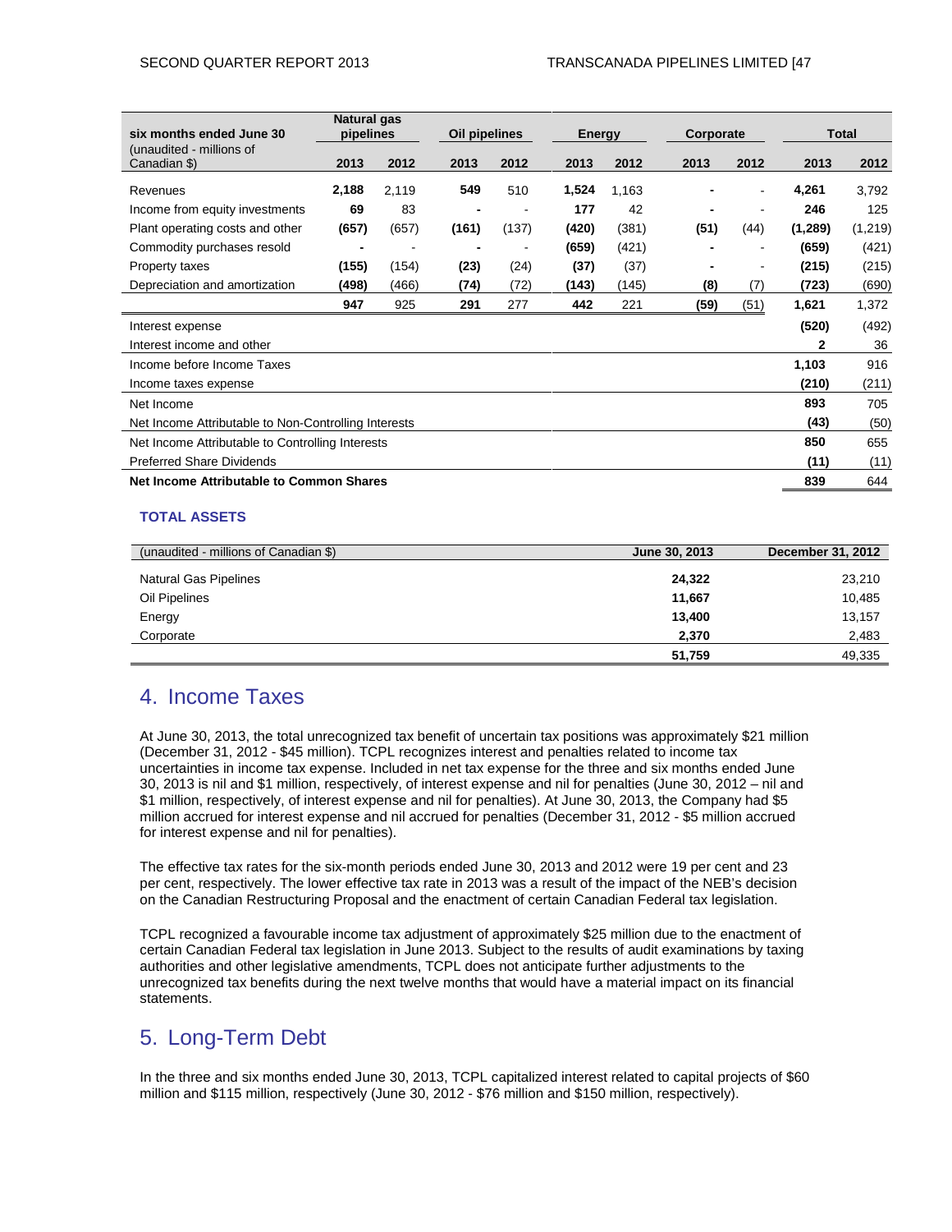| six months ended June 30 (unaudited - millions of Canadian $) | Natural gas pipelines | | Oil pipelines | | Energy | | Corporate | | Total | |
|---|---|---|---|---|---|---|---|---|---|---|
| | **2013** | 2012 | **2013** | 2012 | **2013** | 2012 | **2013** | 2012 | **2013** | 2012 |
| Revenues | **2,188** | 2,119 | **549** | 510 | **1,524** | 1,163 | **-** | - | **4,261** | 3,792 |
| Income from equity investments | **69** | 83 | **-** | - | **177** | 42 | **-** | - | **246** | 125 |
| Plant operating costs and other | **(657)** | (657) | **(161)** | (137) | **(420)** | (381) | **(51)** | (44) | **(1,289)** | (1,219) |
| Commodity purchases resold | **-** | - | **-** | - | **(659)** | (421) | **-** | - | **(659)** | (421) |
| Property taxes | **(155)** | (154) | **(23)** | (24) | **(37)** | (37) | **-** | - | **(215)** | (215) |
| Depreciation and amortization | **(498)** | (466) | **(74)** | (72) | **(143)** | (145) | **(8)** | (7) | **(723)** | (690) |
| | **947** | 925 | **291** | 277 | **442** | 221 | **(59)** | (51) | **1,621** | 1,372 |
| Interest expense | | | | | | | | | **(520)** | (492) |
| Interest income and other | | | | | | | | | **2** | 36 |
| Income before Income Taxes | | | | | | | | | **1,103** | 916 |
| Income taxes expense | | | | | | | | | **(210)** | (211) |
| Net Income | | | | | | | | | **893** | 705 |
| Net Income Attributable to Non-Controlling Interests | | | | | | | | | **(43)** | (50) |
| Net Income Attributable to Controlling Interests | | | | | | | | | **850** | 655 |
| Preferred Share Dividends | | | | | | | | | **(11)** | (11) |
| **Net Income Attributable to Common Shares** | | | | | | | | | **839** | 644 |

### TOTAL ASSETS

| (unaudited - millions of Canadian $) | June 30, 2013 | December 31, 2012 |
|---|---|---|
| Natural Gas Pipelines | **24,322** | 23,210 |
| Oil Pipelines | **11,667** | 10,485 |
| Energy | **13,400** | 13,157 |
| Corporate | **2,370** | 2,483 |
| | **51,759** | 49,335 |

## 4. Income Taxes

At June 30, 2013, the total unrecognized tax benefit of uncertain tax positions was approximately $21 million (December 31, 2012 - $45 million). TCPL recognizes interest and penalties related to income tax uncertainties in income tax expense. Included in net tax expense for the three and six months ended June 30, 2013 is nil and $1 million, respectively, of interest expense and nil for penalties (June 30, 2012 – nil and $1 million, respectively, of interest expense and nil for penalties). At June 30, 2013, the Company had $5 million accrued for interest expense and nil accrued for penalties (December 31, 2012 - $5 million accrued for interest expense and nil for penalties).

The effective tax rates for the six-month periods ended June 30, 2013 and 2012 were 19 per cent and 23 per cent, respectively. The lower effective tax rate in 2013 was a result of the impact of the NEB's decision on the Canadian Restructuring Proposal and the enactment of certain Canadian Federal tax legislation.

TCPL recognized a favourable income tax adjustment of approximately $25 million due to the enactment of certain Canadian Federal tax legislation in June 2013. Subject to the results of audit examinations by taxing authorities and other legislative amendments, TCPL does not anticipate further adjustments to the unrecognized tax benefits during the next twelve months that would have a material impact on its financial statements.

## 5. Long-Term Debt

In the three and six months ended June 30, 2013, TCPL capitalized interest related to capital projects of $60 million and $115 million, respectively (June 30, 2012 - $76 million and $150 million, respectively).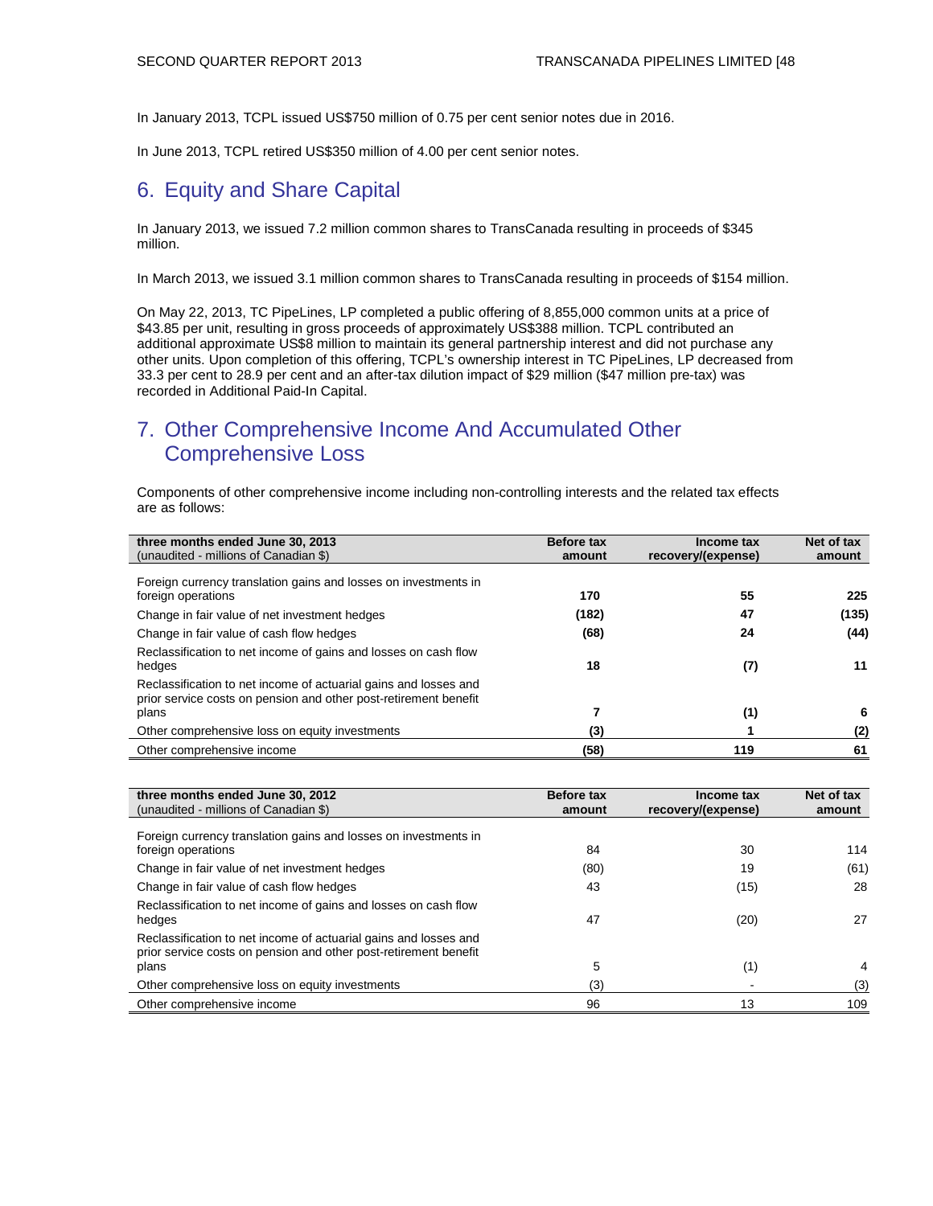In January 2013, TCPL issued US$750 million of 0.75 per cent senior notes due in 2016.

In June 2013, TCPL retired US$350 million of 4.00 per cent senior notes.

## 6. Equity and Share Capital

In January 2013, we issued 7.2 million common shares to TransCanada resulting in proceeds of $345 million.

In March 2013, we issued 3.1 million common shares to TransCanada resulting in proceeds of $154 million.

On May 22, 2013, TC PipeLines, LP completed a public offering of 8,855,000 common units at a price of $43.85 per unit, resulting in gross proceeds of approximately US$388 million. TCPL contributed an additional approximate US$8 million to maintain its general partnership interest and did not purchase any other units. Upon completion of this offering, TCPL's ownership interest in TC PipeLines, LP decreased from 33.3 per cent to 28.9 per cent and an after-tax dilution impact of $29 million ($47 million pre-tax) was recorded in Additional Paid-In Capital.

## 7. Other Comprehensive Income And Accumulated Other Comprehensive Loss

Components of other comprehensive income including non-controlling interests and the related tax effects are as follows:

| **three months ended June 30, 2013**<br>(unaudited - millions of Canadian $) | **Before tax amount** | **Income tax recovery/(expense)** | **Net of tax amount** |
|---|---|---|---|
| Foreign currency translation gains and losses on investments in foreign operations | **170** | **55** | **225** |
| Change in fair value of net investment hedges | **(182)** | **47** | **(135)** |
| Change in fair value of cash flow hedges | **(68)** | **24** | **(44)** |
| Reclassification to net income of gains and losses on cash flow hedges | **18** | **(7)** | **11** |
| Reclassification to net income of actuarial gains and losses and prior service costs on pension and other post-retirement benefit plans | **7** | **(1)** | **6** |
| Other comprehensive loss on equity investments | **(3)** | **1** | **(2)** |
| Other comprehensive income | **(58)** | **119** | **61** |

| **three months ended June 30, 2012**<br>(unaudited - millions of Canadian $) | **Before tax amount** | **Income tax recovery/(expense)** | **Net of tax amount** |
|---|---|---|---|
| Foreign currency translation gains and losses on investments in foreign operations | 84 | 30 | 114 |
| Change in fair value of net investment hedges | (80) | 19 | (61) |
| Change in fair value of cash flow hedges | 43 | (15) | 28 |
| Reclassification to net income of gains and losses on cash flow hedges | 47 | (20) | 27 |
| Reclassification to net income of actuarial gains and losses and prior service costs on pension and other post-retirement benefit plans | 5 | (1) | 4 |
| Other comprehensive loss on equity investments | (3) | - | (3) |
| Other comprehensive income | 96 | 13 | 109 |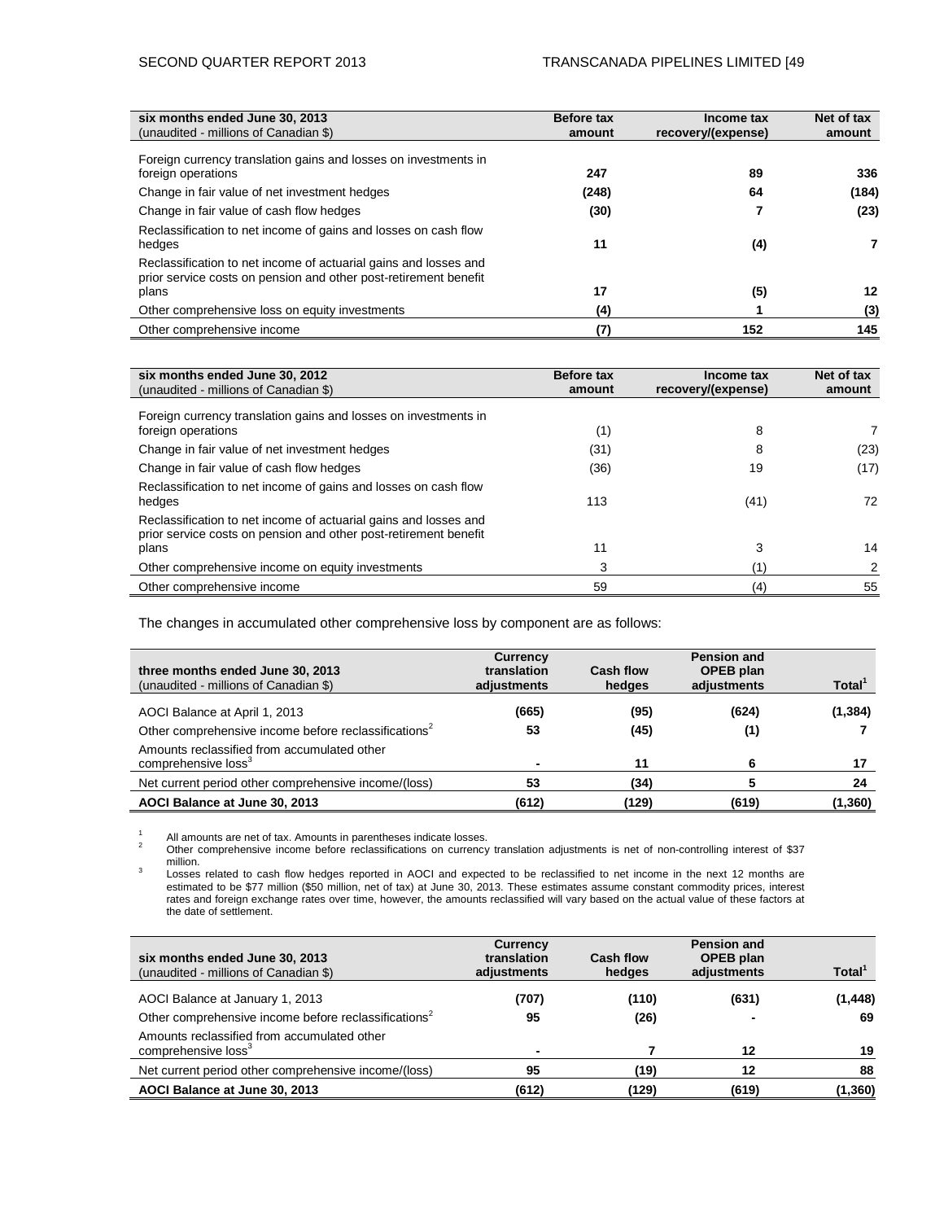| six months ended June 30, 2013<br>(unaudited - millions of Canadian $) | Before tax amount | Income tax recovery/(expense) | Net of tax amount |
|---|---|---|---|
| Foreign currency translation gains and losses on investments in foreign operations | **247** | **89** | **336** |
| Change in fair value of net investment hedges | **(248)** | **64** | **(184)** |
| Change in fair value of cash flow hedges | **(30)** | **7** | **(23)** |
| Reclassification to net income of gains and losses on cash flow hedges | **11** | **(4)** | **7** |
| Reclassification to net income of actuarial gains and losses and prior service costs on pension and other post-retirement benefit plans | **17** | **(5)** | **12** |
| Other comprehensive loss on equity investments | **(4)** | **1** | **(3)** |
| Other comprehensive income | **(7)** | **152** | **145** |

| six months ended June 30, 2012<br>(unaudited - millions of Canadian $) | Before tax amount | Income tax recovery/(expense) | Net of tax amount |
|---|---|---|---|
| Foreign currency translation gains and losses on investments in foreign operations | (1) | 8 | 7 |
| Change in fair value of net investment hedges | (31) | 8 | (23) |
| Change in fair value of cash flow hedges | (36) | 19 | (17) |
| Reclassification to net income of gains and losses on cash flow hedges | 113 | (41) | 72 |
| Reclassification to net income of actuarial gains and losses and prior service costs on pension and other post-retirement benefit plans | 11 | 3 | 14 |
| Other comprehensive income on equity investments | 3 | (1) | 2 |
| Other comprehensive income | 59 | (4) | 55 |

The changes in accumulated other comprehensive loss by component are as follows:

| three months ended June 30, 2013<br>(unaudited - millions of Canadian $) | Currency translation adjustments | Cash flow hedges | Pension and OPEB plan adjustments | Total[1] |
|---|---|---|---|---|
| AOCI Balance at April 1, 2013 | **(665)** | **(95)** | **(624)** | **(1,384)** |
| Other comprehensive income before reclassifications[2] | **53** | **(45)** | **(1)** | **7** |
| Amounts reclassified from accumulated other comprehensive loss[3] | **-** | **11** | **6** | **17** |
| Net current period other comprehensive income/(loss) | **53** | **(34)** | **5** | **24** |
| **AOCI Balance at June 30, 2013** | **(612)** | **(129)** | **(619)** | **(1,360)** |

1 All amounts are net of tax. Amounts in parentheses indicate losses.

2 Other comprehensive income before reclassifications on currency translation adjustments is net of non-controlling interest of $37 million.

3 Losses related to cash flow hedges reported in AOCI and expected to be reclassified to net income in the next 12 months are estimated to be $77 million ($50 million, net of tax) at June 30, 2013. These estimates assume constant commodity prices, interest rates and foreign exchange rates over time, however, the amounts reclassified will vary based on the actual value of these factors at the date of settlement.

| six months ended June 30, 2013<br>(unaudited - millions of Canadian $) | Currency translation adjustments | Cash flow hedges | Pension and OPEB plan adjustments | Total[1] |
|---|---|---|---|---|
| AOCI Balance at January 1, 2013 | **(707)** | **(110)** | **(631)** | **(1,448)** |
| Other comprehensive income before reclassifications[2] | **95** | **(26)** | **-** | **69** |
| Amounts reclassified from accumulated other comprehensive loss[3] | **-** | **7** | **12** | **19** |
| Net current period other comprehensive income/(loss) | **95** | **(19)** | **12** | **88** |
| **AOCI Balance at June 30, 2013** | **(612)** | **(129)** | **(619)** | **(1,360)** |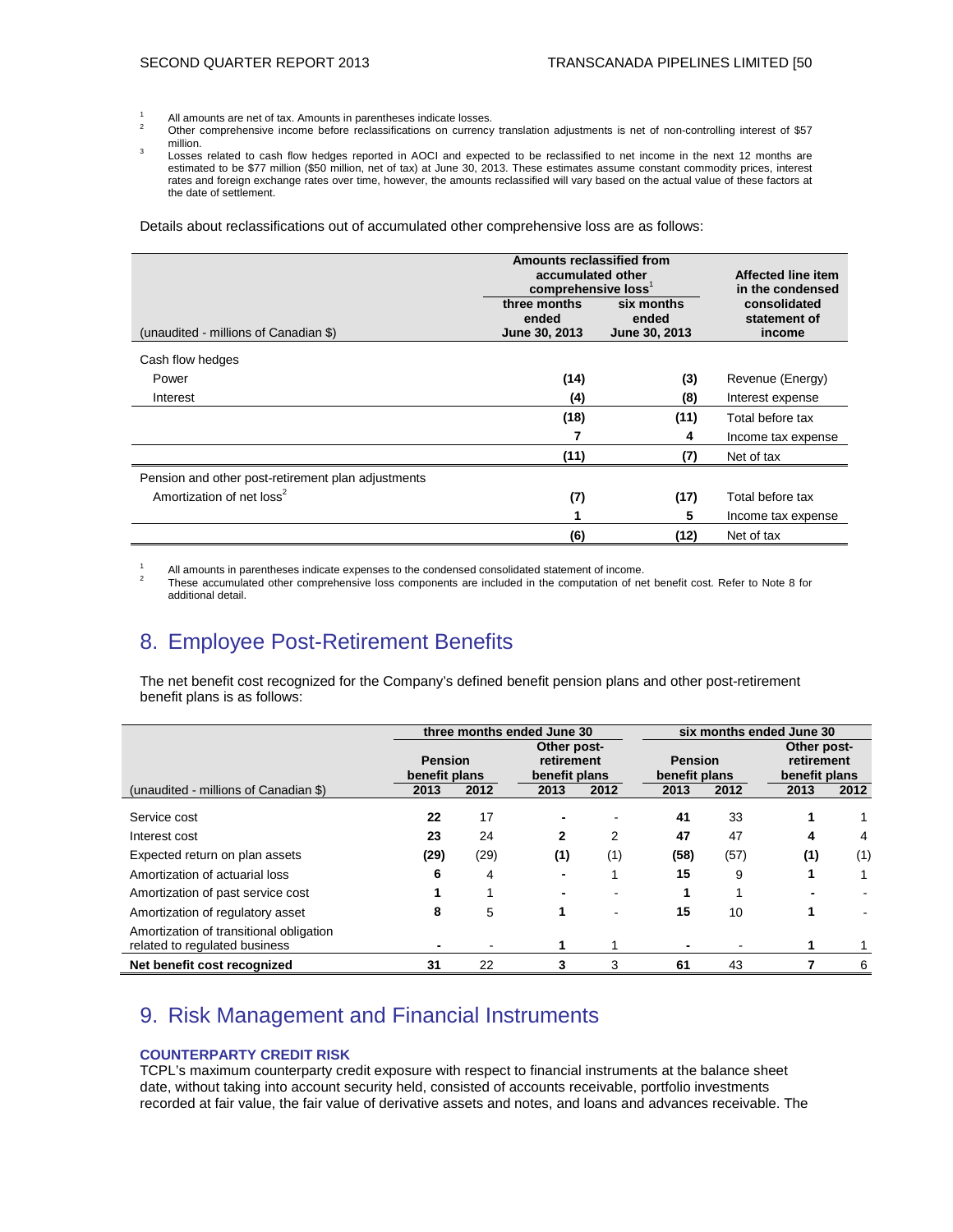1 All amounts are net of tax. Amounts in parentheses indicate losses.
2 Other comprehensive income before reclassifications on currency translation adjustments is net of non-controlling interest of $57 million.
3 Losses related to cash flow hedges reported in AOCI and expected to be reclassified to net income in the next 12 months are estimated to be $77 million ($50 million, net of tax) at June 30, 2013. These estimates assume constant commodity prices, interest rates and foreign exchange rates over time, however, the amounts reclassified will vary based on the actual value of these factors at the date of settlement.

Details about reclassifications out of accumulated other comprehensive loss are as follows:

| (unaudited - millions of Canadian $) | Amounts reclassified from accumulated other comprehensive loss[1] three months ended June 30, 2013 | six months ended June 30, 2013 | Affected line item in the condensed consolidated statement of income |
|---|---|---|---|
| Cash flow hedges | | | |
| Power | (14) | (3) | Revenue (Energy) |
| Interest | (4) | (8) | Interest expense |
| | (18) | (11) | Total before tax |
| | 7 | 4 | Income tax expense |
| | (11) | (7) | Net of tax |
| Pension and other post-retirement plan adjustments | | | |
| Amortization of net loss[2] | (7) | (17) | Total before tax |
| | 1 | 5 | Income tax expense |
| | (6) | (12) | Net of tax |

1 All amounts in parentheses indicate expenses to the condensed consolidated statement of income.
2 These accumulated other comprehensive loss components are included in the computation of net benefit cost. Refer to Note 8 for additional detail.

## 8. Employee Post-Retirement Benefits

The net benefit cost recognized for the Company's defined benefit pension plans and other post-retirement benefit plans is as follows:

| | three months ended June 30 | | | | six months ended June 30 | | | |
|---|---|---|---|---|---|---|---|---|
| | Pension benefit plans | | Other post-retirement benefit plans | | Pension benefit plans | | Other post-retirement benefit plans | |
| (unaudited - millions of Canadian $) | 2013 | 2012 | 2013 | 2012 | 2013 | 2012 | 2013 | 2012 |
| Service cost | 22 | 17 | - | - | 41 | 33 | 1 | 1 |
| Interest cost | 23 | 24 | 2 | 2 | 47 | 47 | 4 | 4 |
| Expected return on plan assets | (29) | (29) | (1) | (1) | (58) | (57) | (1) | (1) |
| Amortization of actuarial loss | 6 | 4 | - | 1 | 15 | 9 | 1 | 1 |
| Amortization of past service cost | 1 | 1 | - | - | 1 | 1 | - | - |
| Amortization of regulatory asset | 8 | 5 | 1 | - | 15 | 10 | 1 | - |
| Amortization of transitional obligation related to regulated business | - | - | 1 | 1 | - | - | 1 | 1 |
| **Net benefit cost recognized** | 31 | 22 | 3 | 3 | 61 | 43 | 7 | 6 |

## 9. Risk Management and Financial Instruments

### COUNTERPARTY CREDIT RISK

TCPL's maximum counterparty credit exposure with respect to financial instruments at the balance sheet date, without taking into account security held, consisted of accounts receivable, portfolio investments recorded at fair value, the fair value of derivative assets and notes, and loans and advances receivable. The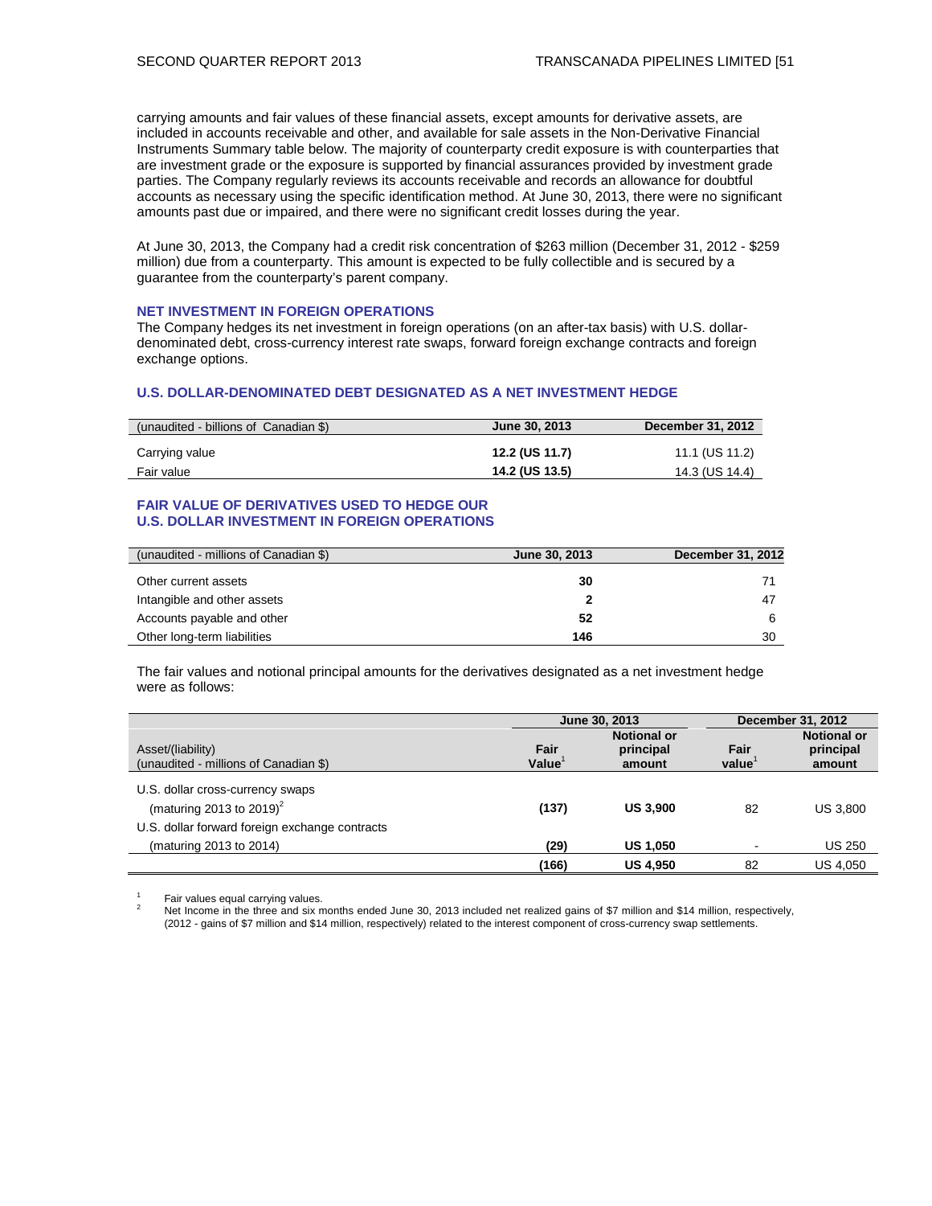carrying amounts and fair values of these financial assets, except amounts for derivative assets, are included in accounts receivable and other, and available for sale assets in the Non-Derivative Financial Instruments Summary table below. The majority of counterparty credit exposure is with counterparties that are investment grade or the exposure is supported by financial assurances provided by investment grade parties. The Company regularly reviews its accounts receivable and records an allowance for doubtful accounts as necessary using the specific identification method. At June 30, 2013, there were no significant amounts past due or impaired, and there were no significant credit losses during the year.

At June 30, 2013, the Company had a credit risk concentration of $263 million (December 31, 2012 - $259 million) due from a counterparty. This amount is expected to be fully collectible and is secured by a guarantee from the counterparty's parent company.

### NET INVESTMENT IN FOREIGN OPERATIONS

The Company hedges its net investment in foreign operations (on an after-tax basis) with U.S. dollar-denominated debt, cross-currency interest rate swaps, forward foreign exchange contracts and foreign exchange options.

### U.S. DOLLAR-DENOMINATED DEBT DESIGNATED AS A NET INVESTMENT HEDGE

| (unaudited - billions of Canadian $) | June 30, 2013 | December 31, 2012 |
|---|---|---|
| Carrying value | **12.2 (US 11.7)** | 11.1 (US 11.2) |
| Fair value | **14.2 (US 13.5)** | 14.3 (US 14.4) |

### FAIR VALUE OF DERIVATIVES USED TO HEDGE OUR U.S. DOLLAR INVESTMENT IN FOREIGN OPERATIONS

| (unaudited - millions of Canadian $) | June 30, 2013 | December 31, 2012 |
|---|---|---|
| Other current assets | **30** | 71 |
| Intangible and other assets | **2** | 47 |
| Accounts payable and other | **52** | 6 |
| Other long-term liabilities | **146** | 30 |

The fair values and notional principal amounts for the derivatives designated as a net investment hedge were as follows:

| | June 30, 2013 | | December 31, 2012 | |
|---|---|---|---|---|
| Asset/(liability)<br>(unaudited - millions of Canadian $) | Fair Value[1] | Notional or principal amount | Fair value[1] | Notional or principal amount |
| U.S. dollar cross-currency swaps | | | | |
| (maturing 2013 to 2019)[2] | **(137)** | **US 3,900** | 82 | US 3,800 |
| U.S. dollar forward foreign exchange contracts | | | | |
| (maturing 2013 to 2014) | **(29)** | **US 1,050** | - | US 250 |
| | **(166)** | **US 4,950** | 82 | US 4,050 |

1 Fair values equal carrying values.

2 Net Income in the three and six months ended June 30, 2013 included net realized gains of $7 million and $14 million, respectively, (2012 - gains of $7 million and $14 million, respectively) related to the interest component of cross-currency swap settlements.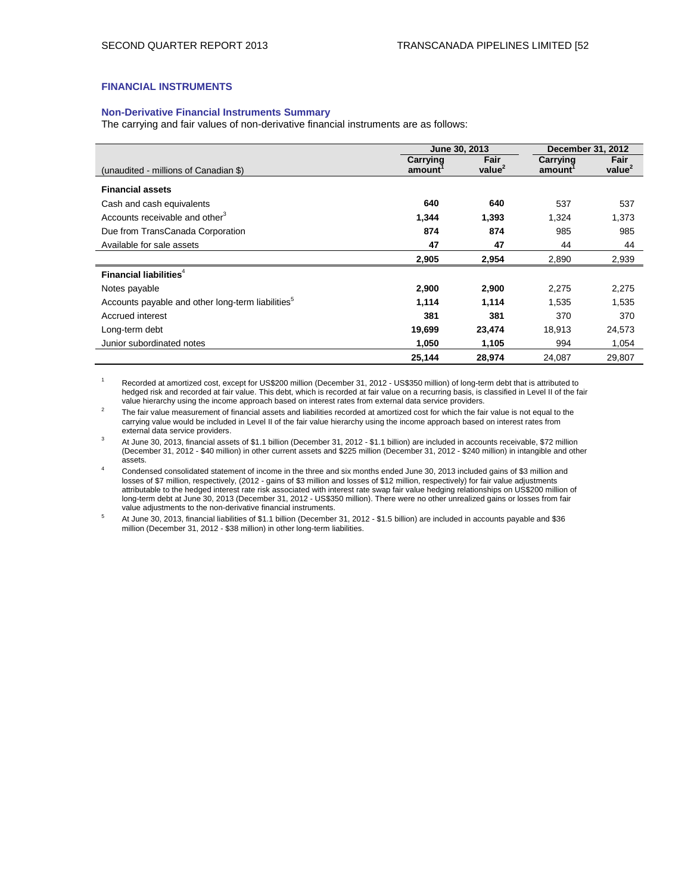## FINANCIAL INSTRUMENTS

### Non-Derivative Financial Instruments Summary

The carrying and fair values of non-derivative financial instruments are as follows:

| | June 30, 2013 | | December 31, 2012 | |
|---|---|---|---|---|
| (unaudited - millions of Canadian $) | Carrying amount[1] | Fair value[2] | Carrying amount[1] | Fair value[2] |
| **Financial assets** | | | | |
| Cash and cash equivalents | **640** | **640** | 537 | 537 |
| Accounts receivable and other[3] | **1,344** | **1,393** | 1,324 | 1,373 |
| Due from TransCanada Corporation | **874** | **874** | 985 | 985 |
| Available for sale assets | **47** | **47** | 44 | 44 |
| | **2,905** | **2,954** | 2,890 | 2,939 |
| **Financial liabilities**[4] | | | | |
| Notes payable | **2,900** | **2,900** | 2,275 | 2,275 |
| Accounts payable and other long-term liabilities[5] | **1,114** | **1,114** | 1,535 | 1,535 |
| Accrued interest | **381** | **381** | 370 | 370 |
| Long-term debt | **19,699** | **23,474** | 18,913 | 24,573 |
| Junior subordinated notes | **1,050** | **1,105** | 994 | 1,054 |
| | **25,144** | **28,974** | 24,087 | 29,807 |

1. Recorded at amortized cost, except for US$200 million (December 31, 2012 - US$350 million) of long-term debt that is attributed to hedged risk and recorded at fair value. This debt, which is recorded at fair value on a recurring basis, is classified in Level II of the fair value hierarchy using the income approach based on interest rates from external data service providers.
2. The fair value measurement of financial assets and liabilities recorded at amortized cost for which the fair value is not equal to the carrying value would be included in Level II of the fair value hierarchy using the income approach based on interest rates from external data service providers.
3. At June 30, 2013, financial assets of $1.1 billion (December 31, 2012 - $1.1 billion) are included in accounts receivable, $72 million (December 31, 2012 - $40 million) in other current assets and $225 million (December 31, 2012 - $240 million) in intangible and other assets.
4. Condensed consolidated statement of income in the three and six months ended June 30, 2013 included gains of $3 million and losses of $7 million, respectively, (2012 - gains of $3 million and losses of $12 million, respectively) for fair value adjustments attributable to the hedged interest rate risk associated with interest rate swap fair value hedging relationships on US$200 million of long-term debt at June 30, 2013 (December 31, 2012 - US$350 million). There were no other unrealized gains or losses from fair value adjustments to the non-derivative financial instruments.
5. At June 30, 2013, financial liabilities of $1.1 billion (December 31, 2012 - $1.5 billion) are included in accounts payable and $36 million (December 31, 2012 - $38 million) in other long-term liabilities.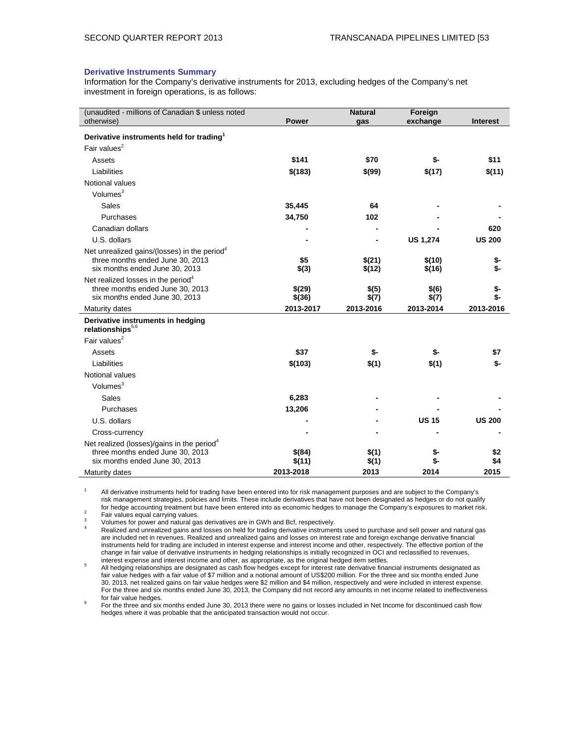### Derivative Instruments Summary

Information for the Company's derivative instruments for 2013, excluding hedges of the Company's net investment in foreign operations, is as follows:

| (unaudited - millions of Canadian $ unless noted otherwise) | Power | Natural gas | Foreign exchange | Interest |
|---|---|---|---|---|
| **Derivative instruments held for trading**[1] | | | | |
| Fair values[2] | | | | |
| Assets | **$141** | **$70** | **$-** | **$11** |
| Liabilities | **$(183)** | **$(99)** | **$(17)** | **$(11)** |
| Notional values | | | | |
| Volumes[3] | | | | |
| Sales | **35,445** | **64** | **-** | **-** |
| Purchases | **34,750** | **102** | **-** | **-** |
| Canadian dollars | **-** | **-** | **-** | **620** |
| U.S. dollars | **-** | **-** | **US 1,274** | **US 200** |
| Net unrealized gains/(losses) in the period[4] | | | | |
| three months ended June 30, 2013 | **$5** | **$(21)** | **$(10)** | **$-** |
| six months ended June 30, 2013 | **$(3)** | **$(12)** | **$(16)** | **$-** |
| Net realized losses in the period[4] | | | | |
| three months ended June 30, 2013 | **$(29)** | **$(5)** | **$(6)** | **$-** |
| six months ended June 30, 2013 | **$(36)** | **$(7)** | **$(7)** | **$-** |
| Maturity dates | **2013-2017** | **2013-2016** | **2013-2014** | **2013-2016** |
| **Derivative instruments in hedging relationships**[5,6] | | | | |
| Fair values[2] | | | | |
| Assets | **$37** | **$-** | **$-** | **$7** |
| Liabilities | **$(103)** | **$(1)** | **$(1)** | **$-** |
| Notional values | | | | |
| Volumes[3] | | | | |
| Sales | **6,283** | **-** | **-** | **-** |
| Purchases | **13,206** | **-** | **-** | **-** |
| U.S. dollars | **-** | **-** | **US 15** | **US 200** |
| Cross-currency | **-** | **-** | **-** | **-** |
| Net realized (losses)/gains in the period[4] | | | | |
| three months ended June 30, 2013 | **$(84)** | **$(1)** | **$-** | **$2** |
| six months ended June 30, 2013 | **$(11)** | **$(1)** | **$-** | **$4** |
| Maturity dates | **2013-2018** | **2013** | **2014** | **2015** |

1. All derivative instruments held for trading have been entered into for risk management purposes and are subject to the Company's risk management strategies, policies and limits. These include derivatives that have not been designated as hedges or do not qualify for hedge accounting treatment but have been entered into as economic hedges to manage the Company's exposures to market risk.
2. Fair values equal carrying values.
3. Volumes for power and natural gas derivatives are in GWh and Bcf, respectively.
4. Realized and unrealized gains and losses on held for trading derivative instruments used to purchase and sell power and natural gas are included net in revenues. Realized and unrealized gains and losses on interest rate and foreign exchange derivative financial instruments held for trading are included in interest expense and interest income and other, respectively. The effective portion of the change in fair value of derivative instruments in hedging relationships is initially recognized in OCI and reclassified to revenues, interest expense and interest income and other, as appropriate, as the original hedged item settles.
5. All hedging relationships are designated as cash flow hedges except for interest rate derivative financial instruments designated as fair value hedges with a fair value of $7 million and a notional amount of US$200 million. For the three and six months ended June 30, 2013, net realized gains on fair value hedges were $2 million and $4 million, respectively and were included in interest expense. For the three and six months ended June 30, 2013, the Company did not record any amounts in net income related to ineffectiveness for fair value hedges.
6. For the three and six months ended June 30, 2013 there were no gains or losses included in Net Income for discontinued cash flow hedges where it was probable that the anticipated transaction would not occur.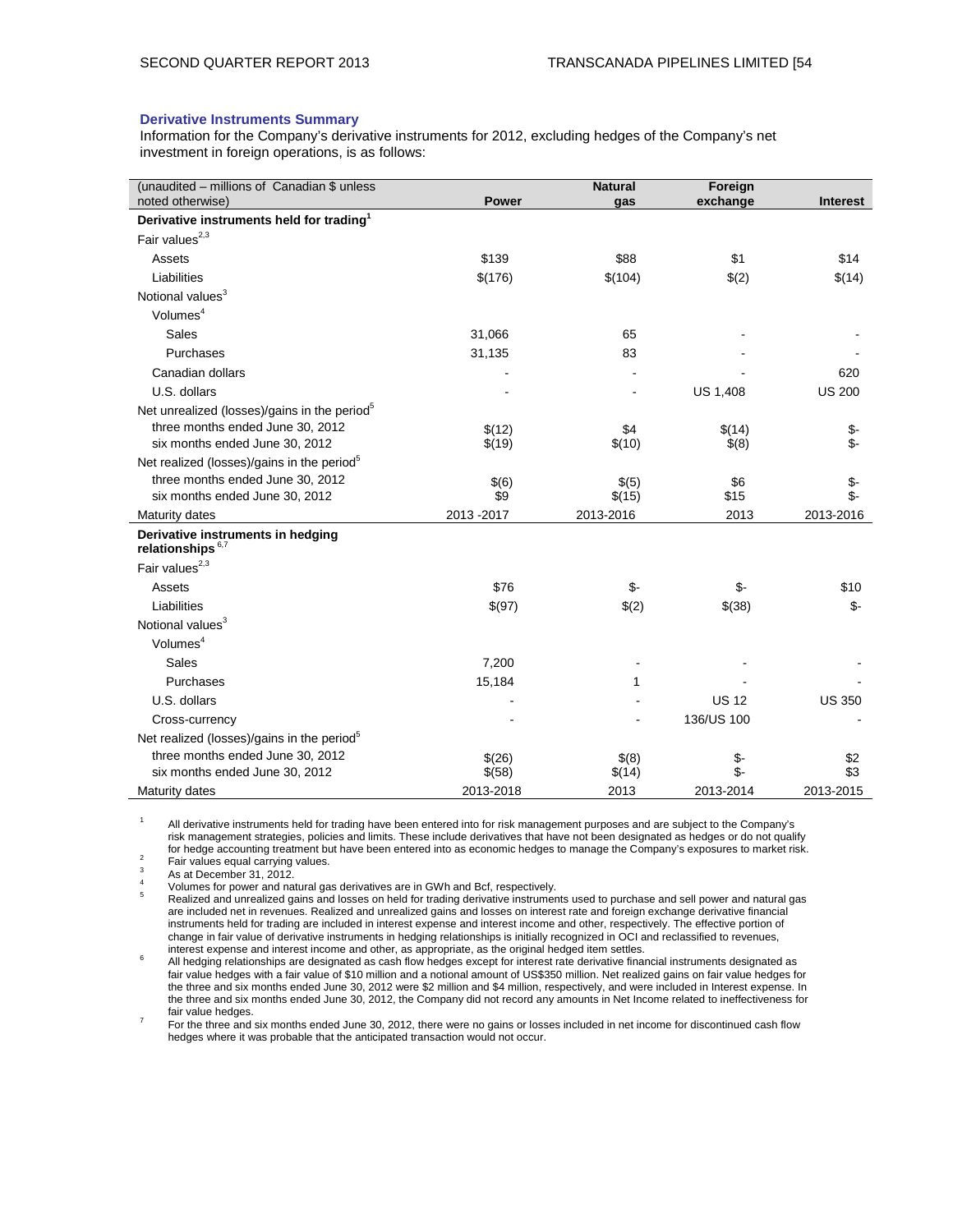### Derivative Instruments Summary

Information for the Company's derivative instruments for 2012, excluding hedges of the Company's net investment in foreign operations, is as follows:

| (unaudited – millions of Canadian $ unless noted otherwise) | Power | Natural gas | Foreign exchange | Interest |
|---|---|---|---|---|
| **Derivative instruments held for trading**[1] | | | | |
| Fair values[2,3] | | | | |
| Assets | $139 | $88 | $1 | $14 |
| Liabilities | $(176) | $(104) | $(2) | $(14) |
| Notional values[3] | | | | |
| Volumes[4] | | | | |
| Sales | 31,066 | 65 | - | - |
| Purchases | 31,135 | 83 | - | - |
| Canadian dollars | - | - | - | 620 |
| U.S. dollars | - | - | US 1,408 | US 200 |
| Net unrealized (losses)/gains in the period[5] | | | | |
| three months ended June 30, 2012 | $(12) | $4 | $(14) | $- |
| six months ended June 30, 2012 | $(19) | $(10) | $(8) | $- |
| Net realized (losses)/gains in the period[5] | | | | |
| three months ended June 30, 2012 | $(6) | $(5) | $6 | $- |
| six months ended June 30, 2012 | $9 | $(15) | $15 | $- |
| Maturity dates | 2013 -2017 | 2013-2016 | 2013 | 2013-2016 |
| **Derivative instruments in hedging relationships**[6,7] | | | | |
| Fair values[2,3] | | | | |
| Assets | $76 | $- | $- | $10 |
| Liabilities | $(97) | $(2) | $(38) | $- |
| Notional values[3] | | | | |
| Volumes[4] | | | | |
| Sales | 7,200 | - | - | - |
| Purchases | 15,184 | 1 | - | - |
| U.S. dollars | - | - | US 12 | US 350 |
| Cross-currency | - | - | 136/US 100 | - |
| Net realized (losses)/gains in the period[5] | | | | |
| three months ended June 30, 2012 | $(26) | $(8) | $- | $2 |
| six months ended June 30, 2012 | $(58) | $(14) | $- | $3 |
| Maturity dates | 2013-2018 | 2013 | 2013-2014 | 2013-2015 |

1. All derivative instruments held for trading have been entered into for risk management purposes and are subject to the Company's risk management strategies, policies and limits. These include derivatives that have not been designated as hedges or do not qualify for hedge accounting treatment but have been entered into as economic hedges to manage the Company's exposures to market risk.
2. Fair values equal carrying values.
3. As at December 31, 2012.
4. Volumes for power and natural gas derivatives are in GWh and Bcf, respectively.
5. Realized and unrealized gains and losses on held for trading derivative instruments used to purchase and sell power and natural gas are included net in revenues. Realized and unrealized gains and losses on interest rate and foreign exchange derivative financial instruments held for trading are included in interest expense and interest income and other, respectively. The effective portion of change in fair value of derivative instruments in hedging relationships is initially recognized in OCI and reclassified to revenues, interest expense and interest income and other, as appropriate, as the original hedged item settles.
6. All hedging relationships are designated as cash flow hedges except for interest rate derivative financial instruments designated as fair value hedges with a fair value of $10 million and a notional amount of US$350 million. Net realized gains on fair value hedges for the three and six months ended June 30, 2012 were $2 million and $4 million, respectively, and were included in Interest expense. In the three and six months ended June 30, 2012, the Company did not record any amounts in Net Income related to ineffectiveness for fair value hedges.
7. For the three and six months ended June 30, 2012, there were no gains or losses included in net income for discontinued cash flow hedges where it was probable that the anticipated transaction would not occur.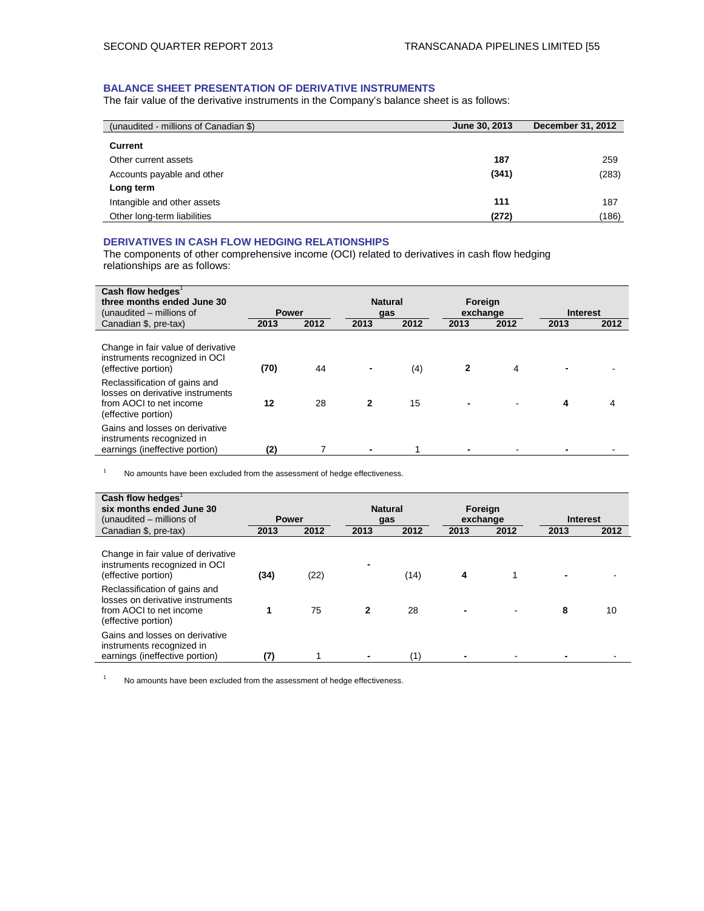### BALANCE SHEET PRESENTATION OF DERIVATIVE INSTRUMENTS

The fair value of the derivative instruments in the Company's balance sheet is as follows:

| (unaudited - millions of Canadian $) | June 30, 2013 | December 31, 2012 |
|---|---|---|
| **Current** | | |
| Other current assets | **187** | 259 |
| Accounts payable and other | **(341)** | (283) |
| **Long term** | | |
| Intangible and other assets | **111** | 187 |
| Other long-term liabilities | **(272)** | (186) |

### DERIVATIVES IN CASH FLOW HEDGING RELATIONSHIPS

The components of other comprehensive income (OCI) related to derivatives in cash flow hedging relationships are as follows:

| Cash flow hedges[1] three months ended June 30 (unaudited – millions of Canadian $, pre-tax) | Power | | Natural gas | | Foreign exchange | | Interest | |
|---|---|---|---|---|---|---|---|---|
| | **2013** | **2012** | **2013** | **2012** | **2013** | **2012** | **2013** | **2012** |
| Change in fair value of derivative instruments recognized in OCI (effective portion) | **(70)** | 44 | **-** | (4) | **2** | 4 | **-** | - |
| Reclassification of gains and losses on derivative instruments from AOCI to net income (effective portion) | **12** | 28 | **2** | 15 | **-** | - | **4** | 4 |
| Gains and losses on derivative instruments recognized in earnings (ineffective portion) | **(2)** | 7 | **-** | 1 | **-** | - | **-** | - |

[1] No amounts have been excluded from the assessment of hedge effectiveness.

| Cash flow hedges[1] six months ended June 30 (unaudited – millions of Canadian $, pre-tax) | Power | | Natural gas | | Foreign exchange | | Interest | |
|---|---|---|---|---|---|---|---|---|
| | **2013** | **2012** | **2013** | **2012** | **2013** | **2012** | **2013** | **2012** |
| Change in fair value of derivative instruments recognized in OCI (effective portion) | **(34)** | (22) | **-** | (14) | **4** | 1 | **-** | - |
| Reclassification of gains and losses on derivative instruments from AOCI to net income (effective portion) | **1** | 75 | **2** | 28 | **-** | - | **8** | 10 |
| Gains and losses on derivative instruments recognized in earnings (ineffective portion) | **(7)** | 1 | **-** | (1) | **-** | - | **-** | - |

[1] No amounts have been excluded from the assessment of hedge effectiveness.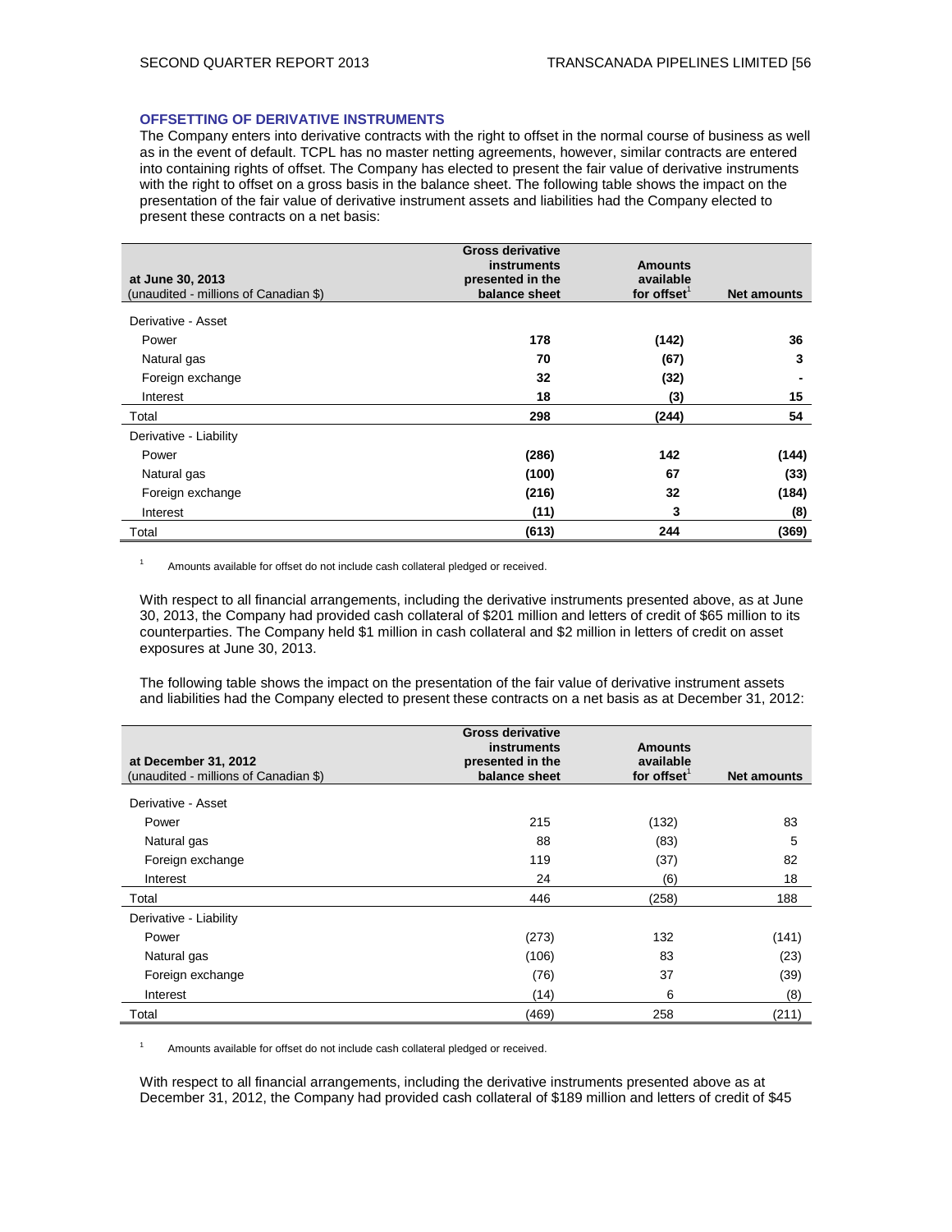### OFFSETTING OF DERIVATIVE INSTRUMENTS

The Company enters into derivative contracts with the right to offset in the normal course of business as well as in the event of default. TCPL has no master netting agreements, however, similar contracts are entered into containing rights of offset. The Company has elected to present the fair value of derivative instruments with the right to offset on a gross basis in the balance sheet. The following table shows the impact on the presentation of the fair value of derivative instrument assets and liabilities had the Company elected to present these contracts on a net basis:

| at June 30, 2013<br>(unaudited - millions of Canadian $) | Gross derivative instruments presented in the balance sheet | Amounts available for offset[1] | Net amounts |
|---|---|---|---|
| Derivative - Asset | | | |
| Power | **178** | **(142)** | **36** |
| Natural gas | **70** | **(67)** | **3** |
| Foreign exchange | **32** | **(32)** | **-** |
| Interest | **18** | **(3)** | **15** |
| Total | **298** | **(244)** | **54** |
| Derivative - Liability | | | |
| Power | **(286)** | **142** | **(144)** |
| Natural gas | **(100)** | **67** | **(33)** |
| Foreign exchange | **(216)** | **32** | **(184)** |
| Interest | **(11)** | **3** | **(8)** |
| Total | **(613)** | **244** | **(369)** |

[1] Amounts available for offset do not include cash collateral pledged or received.

With respect to all financial arrangements, including the derivative instruments presented above, as at June 30, 2013, the Company had provided cash collateral of $201 million and letters of credit of $65 million to its counterparties. The Company held $1 million in cash collateral and $2 million in letters of credit on asset exposures at June 30, 2013.

The following table shows the impact on the presentation of the fair value of derivative instrument assets and liabilities had the Company elected to present these contracts on a net basis as at December 31, 2012:

| at December 31, 2012<br>(unaudited - millions of Canadian $) | Gross derivative instruments presented in the balance sheet | Amounts available for offset[1] | Net amounts |
|---|---|---|---|
| Derivative - Asset | | | |
| Power | 215 | (132) | 83 |
| Natural gas | 88 | (83) | 5 |
| Foreign exchange | 119 | (37) | 82 |
| Interest | 24 | (6) | 18 |
| Total | 446 | (258) | 188 |
| Derivative - Liability | | | |
| Power | (273) | 132 | (141) |
| Natural gas | (106) | 83 | (23) |
| Foreign exchange | (76) | 37 | (39) |
| Interest | (14) | 6 | (8) |
| Total | (469) | 258 | (211) |

[1] Amounts available for offset do not include cash collateral pledged or received.

With respect to all financial arrangements, including the derivative instruments presented above as at December 31, 2012, the Company had provided cash collateral of $189 million and letters of credit of $45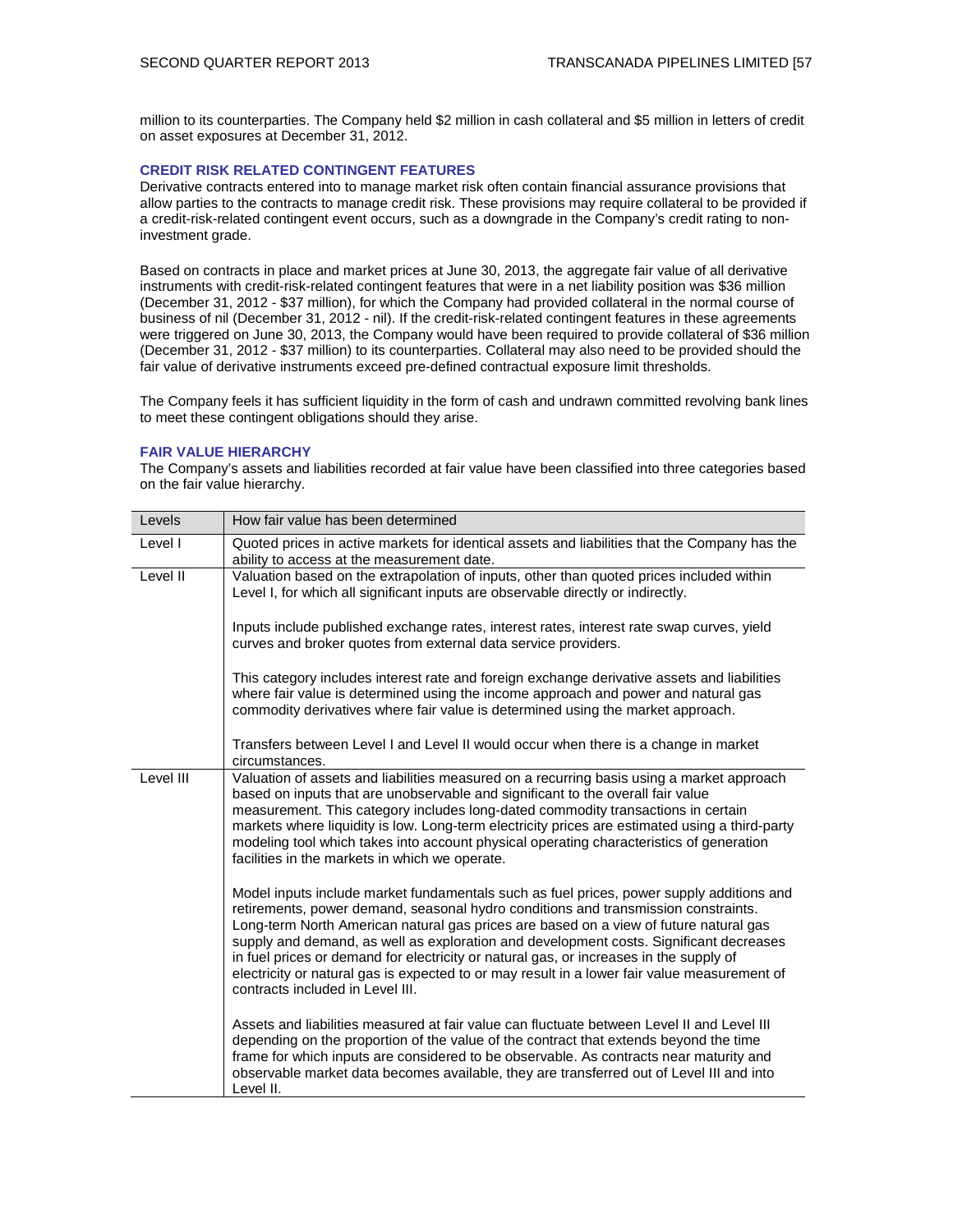million to its counterparties. The Company held $2 million in cash collateral and $5 million in letters of credit on asset exposures at December 31, 2012.

### CREDIT RISK RELATED CONTINGENT FEATURES

Derivative contracts entered into to manage market risk often contain financial assurance provisions that allow parties to the contracts to manage credit risk. These provisions may require collateral to be provided if a credit-risk-related contingent event occurs, such as a downgrade in the Company's credit rating to non-investment grade.

Based on contracts in place and market prices at June 30, 2013, the aggregate fair value of all derivative instruments with credit-risk-related contingent features that were in a net liability position was $36 million (December 31, 2012 - $37 million), for which the Company had provided collateral in the normal course of business of nil (December 31, 2012 - nil). If the credit-risk-related contingent features in these agreements were triggered on June 30, 2013, the Company would have been required to provide collateral of $36 million (December 31, 2012 - $37 million) to its counterparties. Collateral may also need to be provided should the fair value of derivative instruments exceed pre-defined contractual exposure limit thresholds.

The Company feels it has sufficient liquidity in the form of cash and undrawn committed revolving bank lines to meet these contingent obligations should they arise.

### FAIR VALUE HIERARCHY

The Company's assets and liabilities recorded at fair value have been classified into three categories based on the fair value hierarchy.

| Levels | How fair value has been determined |
|---|---|
| Level I | Quoted prices in active markets for identical assets and liabilities that the Company has the ability to access at the measurement date. |
| Level II | Valuation based on the extrapolation of inputs, other than quoted prices included within Level I, for which all significant inputs are observable directly or indirectly.<br><br>Inputs include published exchange rates, interest rates, interest rate swap curves, yield curves and broker quotes from external data service providers.<br><br>This category includes interest rate and foreign exchange derivative assets and liabilities where fair value is determined using the income approach and power and natural gas commodity derivatives where fair value is determined using the market approach.<br><br>Transfers between Level I and Level II would occur when there is a change in market circumstances. |
| Level III | Valuation of assets and liabilities measured on a recurring basis using a market approach based on inputs that are unobservable and significant to the overall fair value measurement. This category includes long-dated commodity transactions in certain markets where liquidity is low. Long-term electricity prices are estimated using a third-party modeling tool which takes into account physical operating characteristics of generation facilities in the markets in which we operate.<br><br>Model inputs include market fundamentals such as fuel prices, power supply additions and retirements, power demand, seasonal hydro conditions and transmission constraints. Long-term North American natural gas prices are based on a view of future natural gas supply and demand, as well as exploration and development costs. Significant decreases in fuel prices or demand for electricity or natural gas, or increases in the supply of electricity or natural gas is expected to or may result in a lower fair value measurement of contracts included in Level III.<br><br>Assets and liabilities measured at fair value can fluctuate between Level II and Level III depending on the proportion of the value of the contract that extends beyond the time frame for which inputs are considered to be observable. As contracts near maturity and observable market data becomes available, they are transferred out of Level III and into Level II. |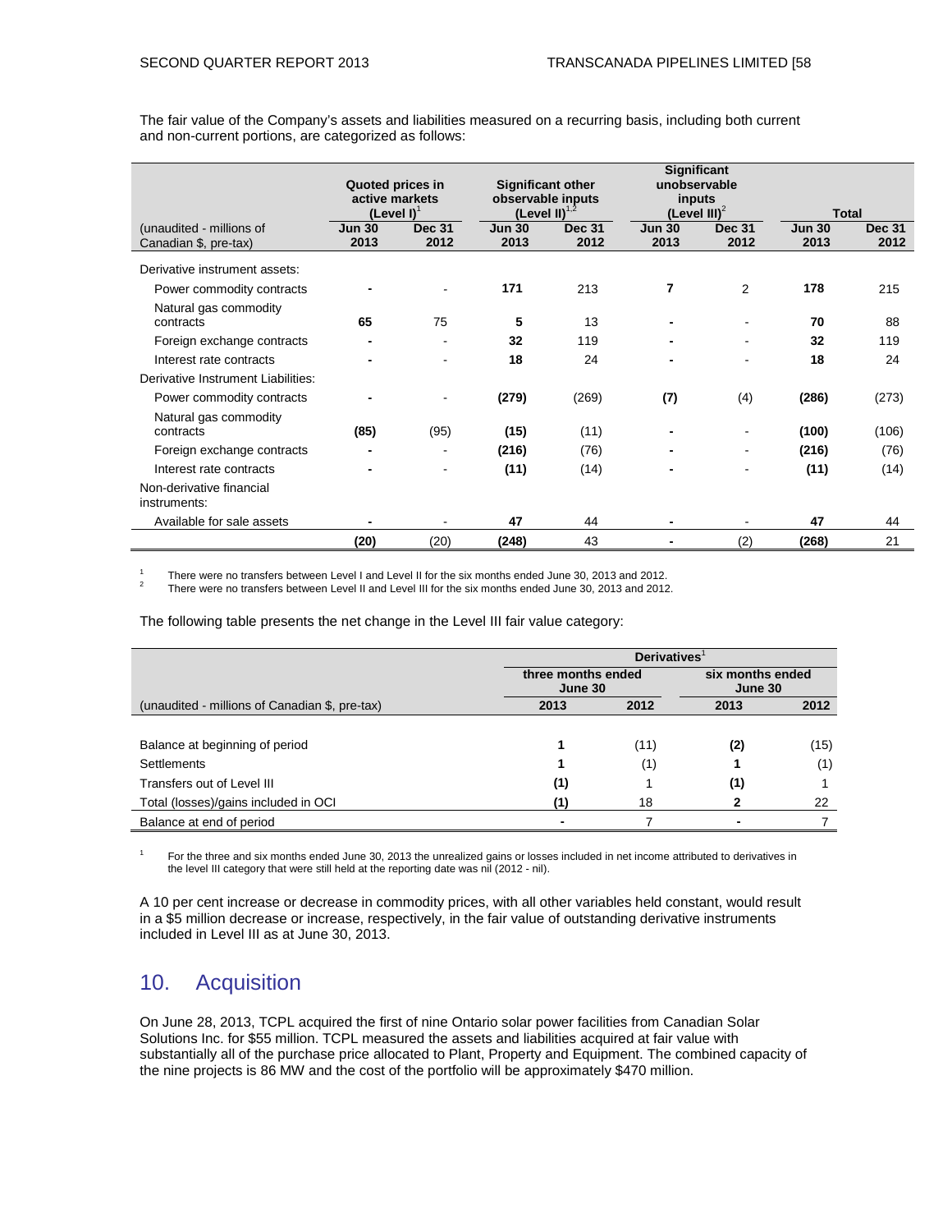The fair value of the Company's assets and liabilities measured on a recurring basis, including both current and non-current portions, are categorized as follows:

| | Quoted prices in active markets (Level I)[1] | | Significant other observable inputs (Level II)[1,2] | | Significant unobservable inputs (Level III)[2] | | Total | |
|---|---|---|---|---|---|---|---|---|
| (unaudited - millions of Canadian $, pre-tax) | Jun 30 2013 | Dec 31 2012 | Jun 30 2013 | Dec 31 2012 | Jun 30 2013 | Dec 31 2012 | Jun 30 2013 | Dec 31 2012 |
| Derivative instrument assets: | | | | | | | | |
| Power commodity contracts | - | - | 171 | 213 | 7 | 2 | 178 | 215 |
| Natural gas commodity contracts | 65 | 75 | 5 | 13 | - | - | 70 | 88 |
| Foreign exchange contracts | - | - | 32 | 119 | - | - | 32 | 119 |
| Interest rate contracts | - | - | 18 | 24 | - | - | 18 | 24 |
| Derivative Instrument Liabilities: | | | | | | | | |
| Power commodity contracts | - | - | (279) | (269) | (7) | (4) | (286) | (273) |
| Natural gas commodity contracts | (85) | (95) | (15) | (11) | - | - | (100) | (106) |
| Foreign exchange contracts | - | - | (216) | (76) | - | - | (216) | (76) |
| Interest rate contracts | - | - | (11) | (14) | - | - | (11) | (14) |
| Non-derivative financial instruments: | | | | | | | | |
| Available for sale assets | - | - | 47 | 44 | - | - | 47 | 44 |
| | (20) | (20) | (248) | 43 | - | (2) | (268) | 21 |

[1] There were no transfers between Level I and Level II for the six months ended June 30, 2013 and 2012.
[2] There were no transfers between Level II and Level III for the six months ended June 30, 2013 and 2012.

The following table presents the net change in the Level III fair value category:

| | Derivatives[1] | | | |
|---|---|---|---|---|
| | three months ended June 30 | | six months ended June 30 | |
| (unaudited - millions of Canadian $, pre-tax) | 2013 | 2012 | 2013 | 2012 |
| Balance at beginning of period | 1 | (11) | (2) | (15) |
| Settlements | 1 | (1) | 1 | (1) |
| Transfers out of Level III | (1) | 1 | (1) | 1 |
| Total (losses)/gains included in OCI | (1) | 18 | 2 | 22 |
| Balance at end of period | - | 7 | - | 7 |

[1] For the three and six months ended June 30, 2013 the unrealized gains or losses included in net income attributed to derivatives in the level III category that were still held at the reporting date was nil (2012 - nil).

A 10 per cent increase or decrease in commodity prices, with all other variables held constant, would result in a $5 million decrease or increase, respectively, in the fair value of outstanding derivative instruments included in Level III as at June 30, 2013.

## 10. Acquisition

On June 28, 2013, TCPL acquired the first of nine Ontario solar power facilities from Canadian Solar Solutions Inc. for $55 million. TCPL measured the assets and liabilities acquired at fair value with substantially all of the purchase price allocated to Plant, Property and Equipment. The combined capacity of the nine projects is 86 MW and the cost of the portfolio will be approximately $470 million.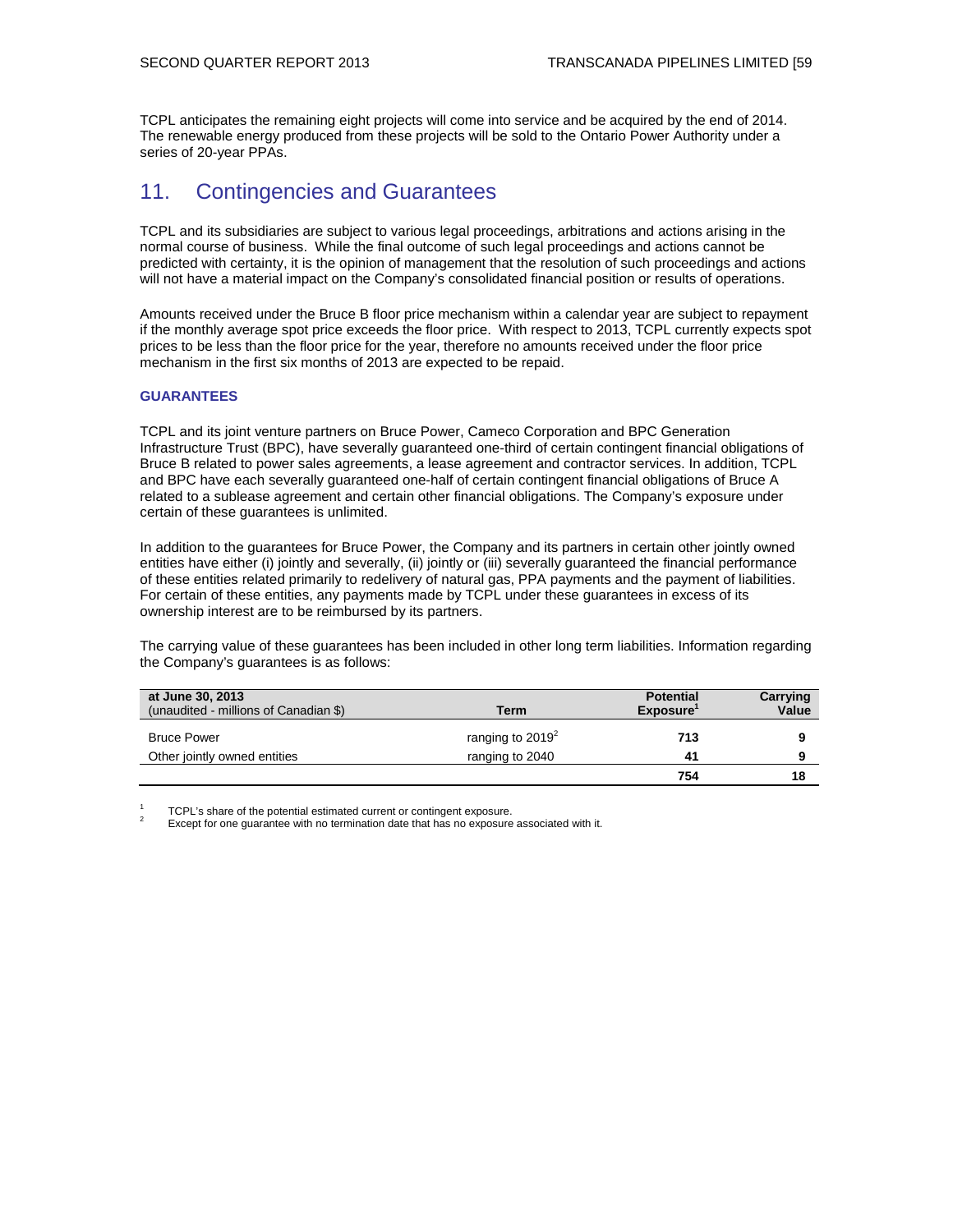TCPL anticipates the remaining eight projects will come into service and be acquired by the end of 2014. The renewable energy produced from these projects will be sold to the Ontario Power Authority under a series of 20-year PPAs.

## 11. Contingencies and Guarantees

TCPL and its subsidiaries are subject to various legal proceedings, arbitrations and actions arising in the normal course of business. While the final outcome of such legal proceedings and actions cannot be predicted with certainty, it is the opinion of management that the resolution of such proceedings and actions will not have a material impact on the Company's consolidated financial position or results of operations.

Amounts received under the Bruce B floor price mechanism within a calendar year are subject to repayment if the monthly average spot price exceeds the floor price. With respect to 2013, TCPL currently expects spot prices to be less than the floor price for the year, therefore no amounts received under the floor price mechanism in the first six months of 2013 are expected to be repaid.

### GUARANTEES

TCPL and its joint venture partners on Bruce Power, Cameco Corporation and BPC Generation Infrastructure Trust (BPC), have severally guaranteed one-third of certain contingent financial obligations of Bruce B related to power sales agreements, a lease agreement and contractor services. In addition, TCPL and BPC have each severally guaranteed one-half of certain contingent financial obligations of Bruce A related to a sublease agreement and certain other financial obligations. The Company's exposure under certain of these guarantees is unlimited.

In addition to the guarantees for Bruce Power, the Company and its partners in certain other jointly owned entities have either (i) jointly and severally, (ii) jointly or (iii) severally guaranteed the financial performance of these entities related primarily to redelivery of natural gas, PPA payments and the payment of liabilities. For certain of these entities, any payments made by TCPL under these guarantees in excess of its ownership interest are to be reimbursed by its partners.

The carrying value of these guarantees has been included in other long term liabilities. Information regarding the Company's guarantees is as follows:

| at June 30, 2013 (unaudited - millions of Canadian $) | Term | Potential Exposure[1] | Carrying Value |
|---|---|---|---|
| Bruce Power | ranging to 2019[2] | 713 | 9 |
| Other jointly owned entities | ranging to 2040 | 41 | 9 |
| | | 754 | 18 |

[1] TCPL's share of the potential estimated current or contingent exposure.
[2] Except for one guarantee with no termination date that has no exposure associated with it.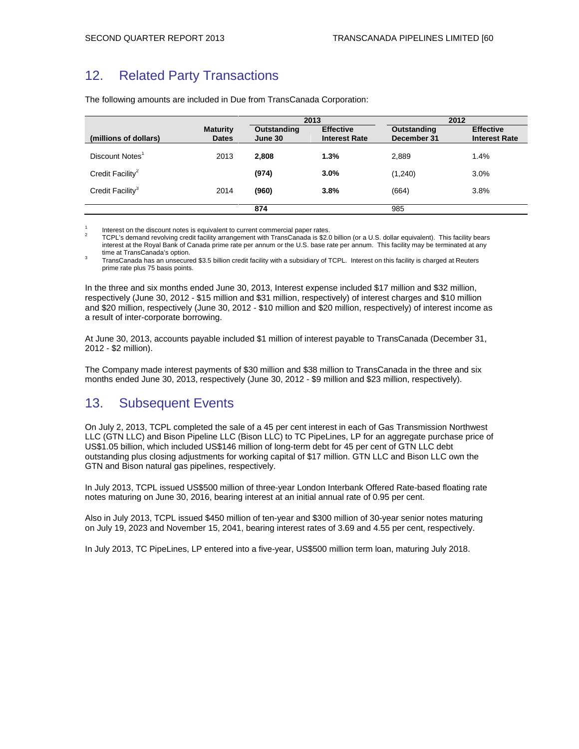## 12. Related Party Transactions

The following amounts are included in Due from TransCanada Corporation:

| | | 2013 | | 2012 | |
|---|---|---|---|---|---|
| (millions of dollars) | Maturity Dates | Outstanding June 30 | Effective Interest Rate | Outstanding December 31 | Effective Interest Rate |
| Discount Notes[1] | 2013 | **2,808** | **1.3%** | 2,889 | 1.4% |
| Credit Facility[2] | | **(974)** | **3.0%** | (1,240) | 3.0% |
| Credit Facility[3] | 2014 | **(960)** | **3.8%** | (664) | 3.8% |
| | | **874** | | 985 | |

1 Interest on the discount notes is equivalent to current commercial paper rates.

2 TCPL's demand revolving credit facility arrangement with TransCanada is $2.0 billion (or a U.S. dollar equivalent). This facility bears interest at the Royal Bank of Canada prime rate per annum or the U.S. base rate per annum. This facility may be terminated at any time at TransCanada's option.

3 TransCanada has an unsecured $3.5 billion credit facility with a subsidiary of TCPL. Interest on this facility is charged at Reuters prime rate plus 75 basis points.

In the three and six months ended June 30, 2013, Interest expense included $17 million and $32 million, respectively (June 30, 2012 - $15 million and $31 million, respectively) of interest charges and $10 million and $20 million, respectively (June 30, 2012 - $10 million and $20 million, respectively) of interest income as a result of inter-corporate borrowing.

At June 30, 2013, accounts payable included $1 million of interest payable to TransCanada (December 31, 2012 - $2 million).

The Company made interest payments of $30 million and $38 million to TransCanada in the three and six months ended June 30, 2013, respectively (June 30, 2012 - $9 million and $23 million, respectively).

## 13. Subsequent Events

On July 2, 2013, TCPL completed the sale of a 45 per cent interest in each of Gas Transmission Northwest LLC (GTN LLC) and Bison Pipeline LLC (Bison LLC) to TC PipeLines, LP for an aggregate purchase price of US$1.05 billion, which included US$146 million of long-term debt for 45 per cent of GTN LLC debt outstanding plus closing adjustments for working capital of $17 million. GTN LLC and Bison LLC own the GTN and Bison natural gas pipelines, respectively.

In July 2013, TCPL issued US$500 million of three-year London Interbank Offered Rate-based floating rate notes maturing on June 30, 2016, bearing interest at an initial annual rate of 0.95 per cent.

Also in July 2013, TCPL issued $450 million of ten-year and $300 million of 30-year senior notes maturing on July 19, 2023 and November 15, 2041, bearing interest rates of 3.69 and 4.55 per cent, respectively.

In July 2013, TC PipeLines, LP entered into a five-year, US$500 million term loan, maturing July 2018.